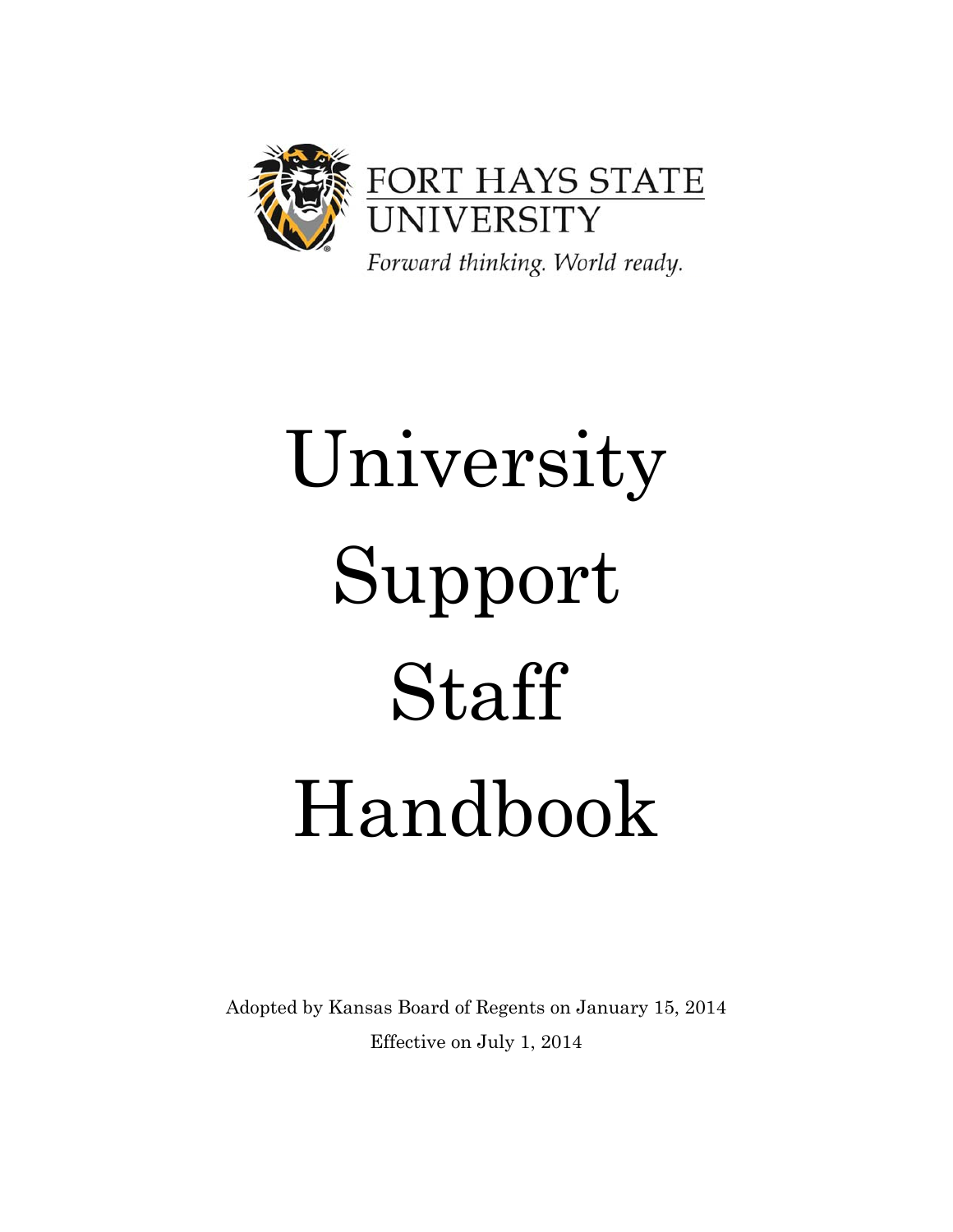FORT HAYS STATE UNIVERSITY

*Forward thinking. World ready.*

# University Support Staff Handbook

Adopted by Kansas Board of Regents on January 15, 2014

Effective on July 1, 2014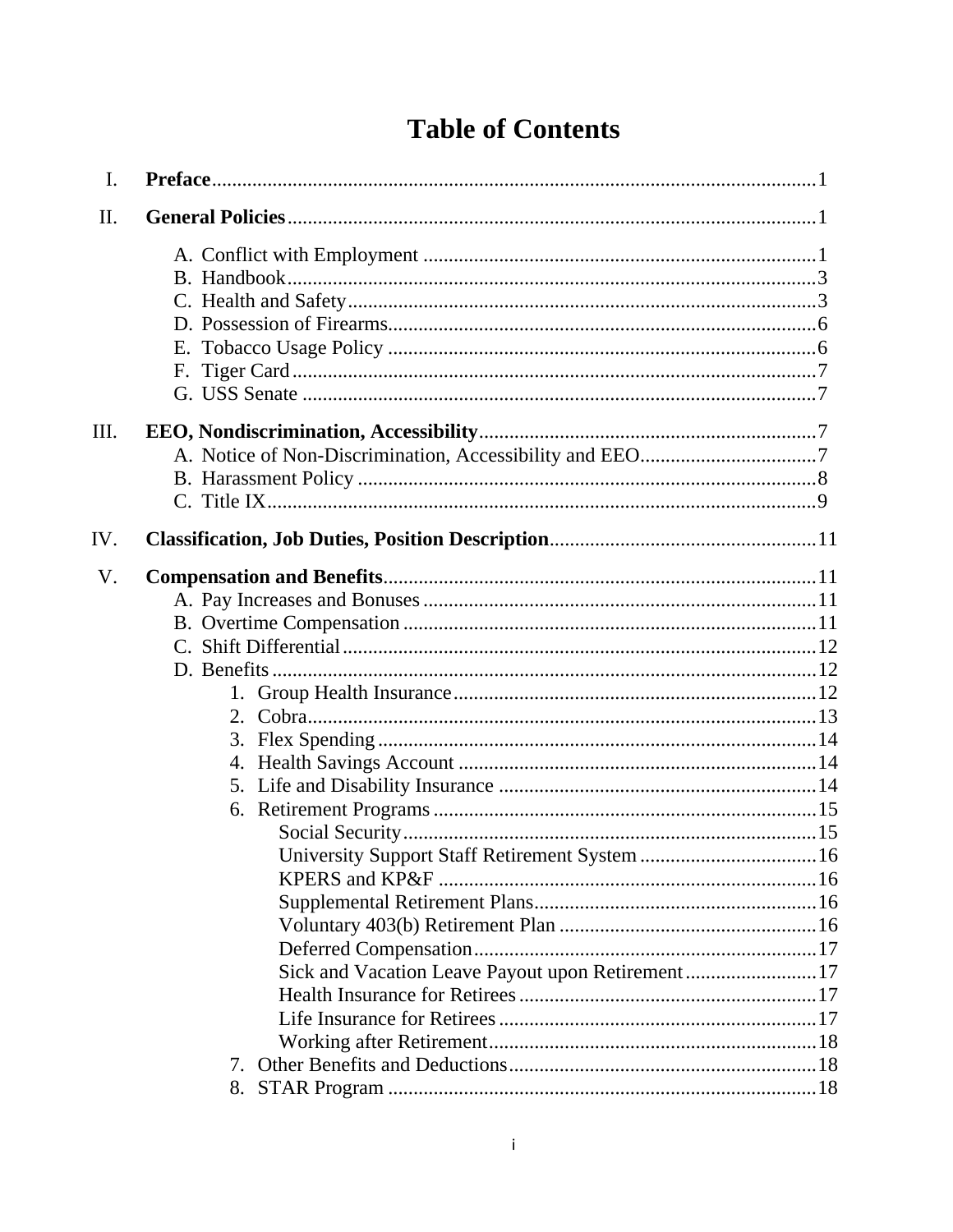# Table of Contents

I. **Preface** ........ 1

II. **General Policies** ........ 1

- A. Conflict with Employment ........ 1
- B. Handbook ........ 3
- C. Health and Safety ........ 3
- D. Possession of Firearms ........ 6
- E. Tobacco Usage Policy ........ 6
- F. Tiger Card ........ 7
- G. USS Senate ........ 7

III. **EEO, Nondiscrimination, Accessibility** ........ 7

- A. Notice of Non-Discrimination, Accessibility and EEO ........ 7
- B. Harassment Policy ........ 8
- C. Title IX ........ 9

IV. **Classification, Job Duties, Position Description** ........ 11

V. **Compensation and Benefits** ........ 11

- A. Pay Increases and Bonuses ........ 11
- B. Overtime Compensation ........ 11
- C. Shift Differential ........ 12
- D. Benefits ........ 12
  1. Group Health Insurance ........ 12
  2. Cobra ........ 13
  3. Flex Spending ........ 14
  4. Health Savings Account ........ 14
  5. Life and Disability Insurance ........ 14
  6. Retirement Programs ........ 15
     - Social Security ........ 15
     - University Support Staff Retirement System ........ 16
     - KPERS and KP&F ........ 16
     - Supplemental Retirement Plans ........ 16
     - Voluntary 403(b) Retirement Plan ........ 16
     - Deferred Compensation ........ 17
     - Sick and Vacation Leave Payout upon Retirement ........ 17
     - Health Insurance for Retirees ........ 17
     - Life Insurance for Retirees ........ 17
     - Working after Retirement ........ 18
  7. Other Benefits and Deductions ........ 18
  8. STAR Program ........ 18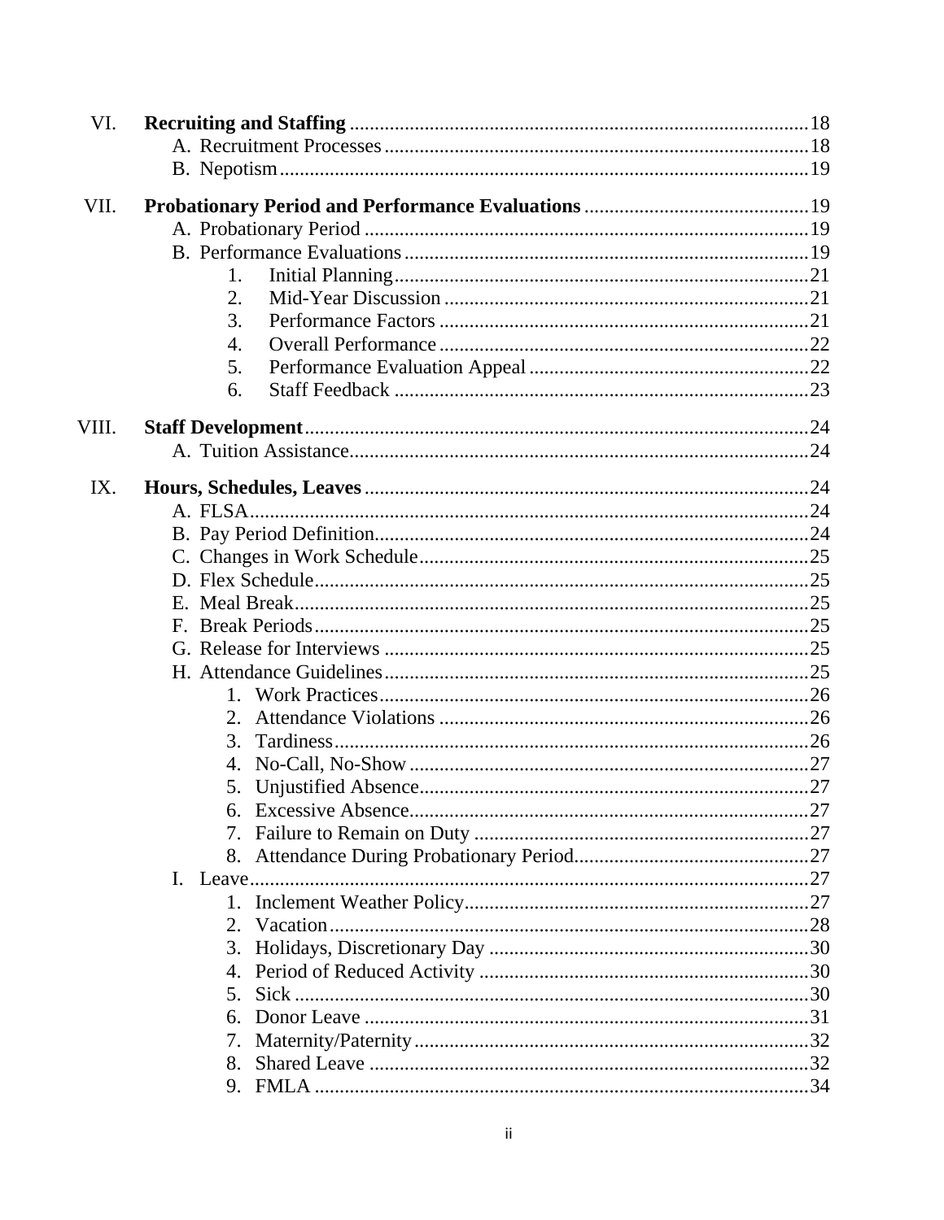- VI. **Recruiting and Staffing** ..... 18
  - A. Recruitment Processes ..... 18
  - B. Nepotism ..... 19
- VII. **Probationary Period and Performance Evaluations** ..... 19
  - A. Probationary Period ..... 19
  - B. Performance Evaluations ..... 19
    - 1. Initial Planning ..... 21
    - 2. Mid-Year Discussion ..... 21
    - 3. Performance Factors ..... 21
    - 4. Overall Performance ..... 22
    - 5. Performance Evaluation Appeal ..... 22
    - 6. Staff Feedback ..... 23
- VIII. **Staff Development** ..... 24
  - A. Tuition Assistance ..... 24
- IX. **Hours, Schedules, Leaves** ..... 24
  - A. FLSA ..... 24
  - B. Pay Period Definition ..... 24
  - C. Changes in Work Schedule ..... 25
  - D. Flex Schedule ..... 25
  - E. Meal Break ..... 25
  - F. Break Periods ..... 25
  - G. Release for Interviews ..... 25
  - H. Attendance Guidelines ..... 25
    - 1. Work Practices ..... 26
    - 2. Attendance Violations ..... 26
    - 3. Tardiness ..... 26
    - 4. No-Call, No-Show ..... 27
    - 5. Unjustified Absence ..... 27
    - 6. Excessive Absence ..... 27
    - 7. Failure to Remain on Duty ..... 27
    - 8. Attendance During Probationary Period ..... 27
  - I. Leave ..... 27
    - 1. Inclement Weather Policy ..... 27
    - 2. Vacation ..... 28
    - 3. Holidays, Discretionary Day ..... 30
    - 4. Period of Reduced Activity ..... 30
    - 5. Sick ..... 30
    - 6. Donor Leave ..... 31
    - 7. Maternity/Paternity ..... 32
    - 8. Shared Leave ..... 32
    - 9. FMLA ..... 34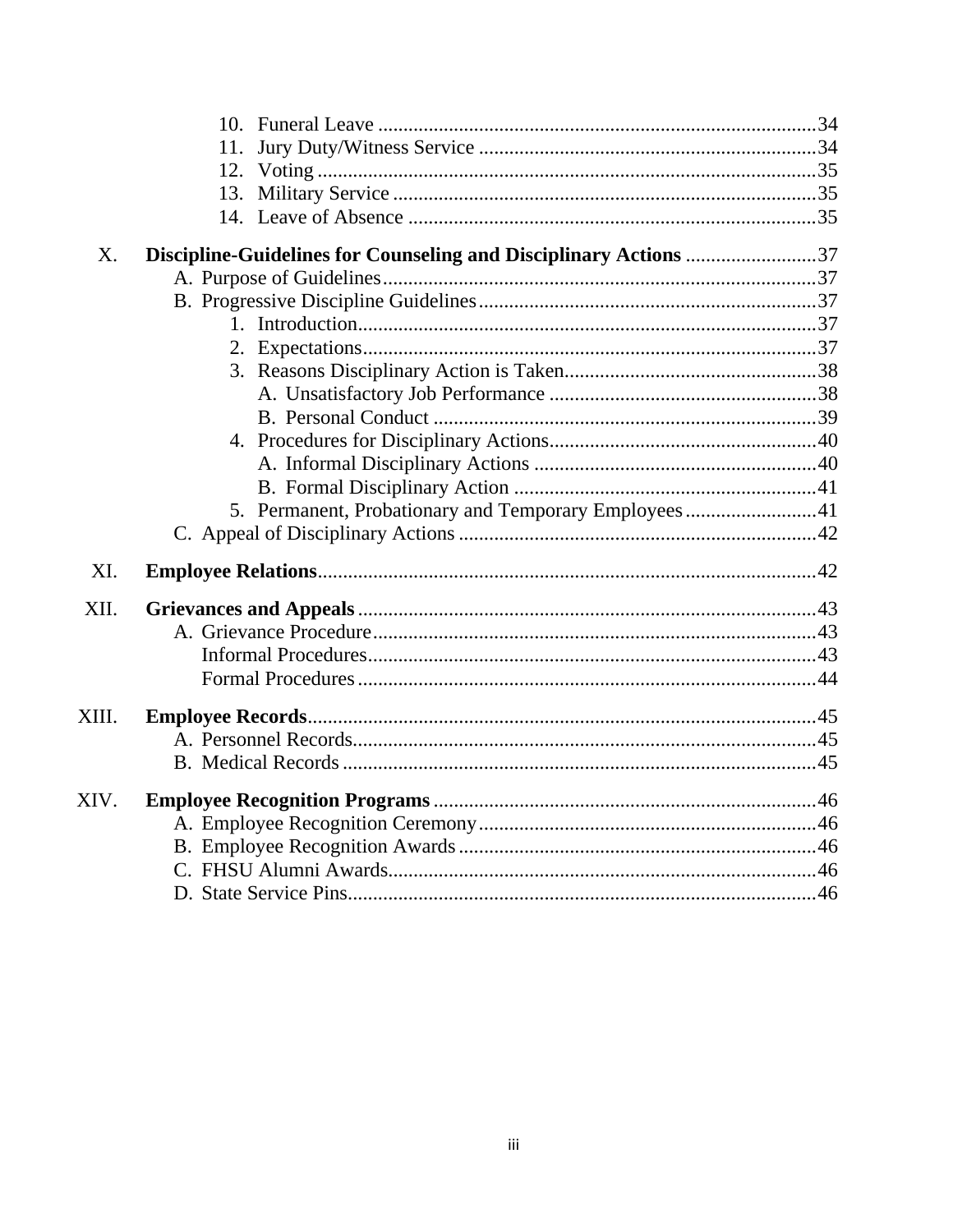10. Funeral Leave ............................................................................................34
11. Jury Duty/Witness Service ........................................................................34
12. Voting ........................................................................................................35
13. Military Service .........................................................................................35
14. Leave of Absence ......................................................................................35

X. **Discipline-Guidelines for Counseling and Disciplinary Actions** ..........................37
- A. Purpose of Guidelines.....................................................................................37
- B. Progressive Discipline Guidelines..................................................................37
  1. Introduction..........................................................................................37
  2. Expectations.........................................................................................37
  3. Reasons Disciplinary Action is Taken..................................................38
     - A. Unsatisfactory Job Performance .....................................................38
     - B. Personal Conduct ............................................................................39
  4. Procedures for Disciplinary Actions.....................................................40
     - A. Informal Disciplinary Actions ........................................................40
     - B. Formal Disciplinary Action ............................................................41
  5. Permanent, Probationary and Temporary Employees...........................41
- C. Appeal of Disciplinary Actions ......................................................................42

XI. **Employee Relations**.................................................................................................42

XII. **Grievances and Appeals** .........................................................................................43
- A. Grievance Procedure......................................................................................43
  - Informal Procedures.......................................................................................43
  - Formal Procedures..........................................................................................44

XIII. **Employee Records**...................................................................................................45
- A. Personnel Records...........................................................................................45
- B. Medical Records .............................................................................................45

XIV. **Employee Recognition Programs** ...........................................................................46
- A. Employee Recognition Ceremony...................................................................46
- B. Employee Recognition Awards.......................................................................46
- C. FHSU Alumni Awards.....................................................................................46
- D. State Service Pins............................................................................................46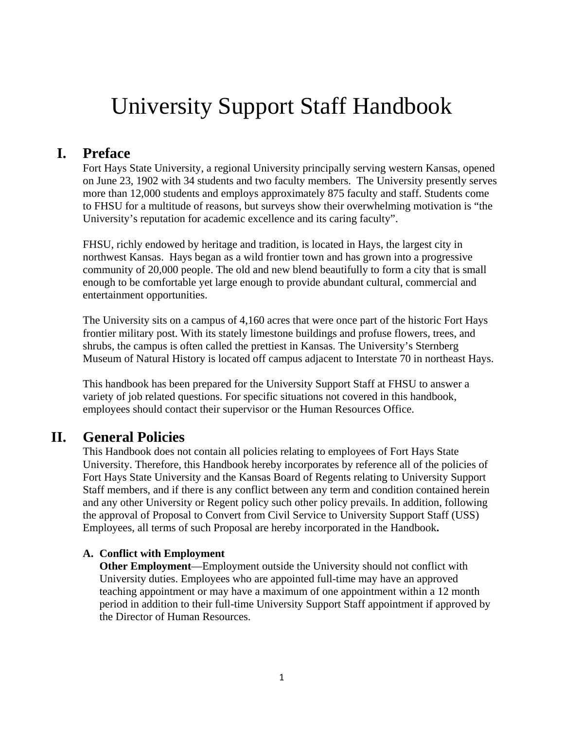# University Support Staff Handbook

## I. Preface

Fort Hays State University, a regional University principally serving western Kansas, opened on June 23, 1902 with 34 students and two faculty members. The University presently serves more than 12,000 students and employs approximately 875 faculty and staff. Students come to FHSU for a multitude of reasons, but surveys show their overwhelming motivation is "the University's reputation for academic excellence and its caring faculty".

FHSU, richly endowed by heritage and tradition, is located in Hays, the largest city in northwest Kansas. Hays began as a wild frontier town and has grown into a progressive community of 20,000 people. The old and new blend beautifully to form a city that is small enough to be comfortable yet large enough to provide abundant cultural, commercial and entertainment opportunities.

The University sits on a campus of 4,160 acres that were once part of the historic Fort Hays frontier military post. With its stately limestone buildings and profuse flowers, trees, and shrubs, the campus is often called the prettiest in Kansas. The University's Sternberg Museum of Natural History is located off campus adjacent to Interstate 70 in northeast Hays.

This handbook has been prepared for the University Support Staff at FHSU to answer a variety of job related questions. For specific situations not covered in this handbook, employees should contact their supervisor or the Human Resources Office.

## II. General Policies

This Handbook does not contain all policies relating to employees of Fort Hays State University. Therefore, this Handbook hereby incorporates by reference all of the policies of Fort Hays State University and the Kansas Board of Regents relating to University Support Staff members, and if there is any conflict between any term and condition contained herein and any other University or Regent policy such other policy prevails. In addition, following the approval of Proposal to Convert from Civil Service to University Support Staff (USS) Employees, all terms of such Proposal are hereby incorporated in the Handbook**.**

### A. Conflict with Employment

**Other Employment**—Employment outside the University should not conflict with University duties. Employees who are appointed full-time may have an approved teaching appointment or may have a maximum of one appointment within a 12 month period in addition to their full-time University Support Staff appointment if approved by the Director of Human Resources.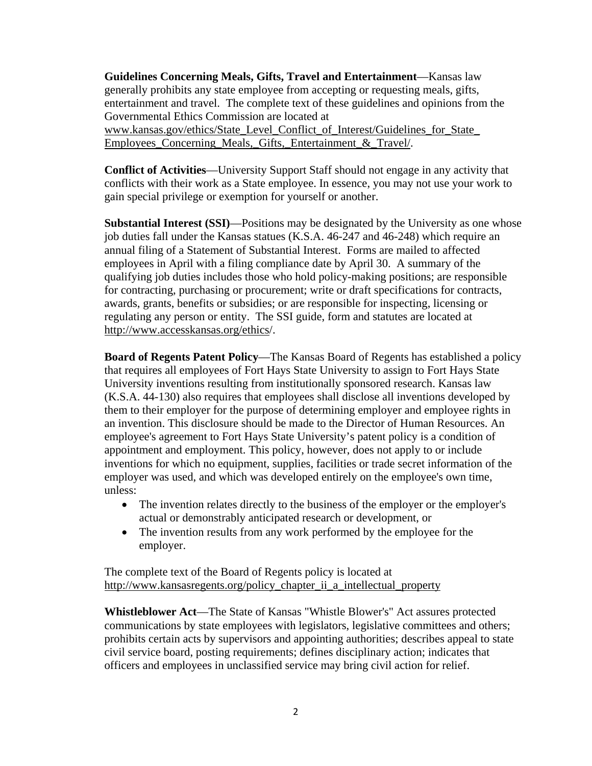**Guidelines Concerning Meals, Gifts, Travel and Entertainment**—Kansas law generally prohibits any state employee from accepting or requesting meals, gifts, entertainment and travel. The complete text of these guidelines and opinions from the Governmental Ethics Commission are located at www.kansas.gov/ethics/State_Level_Conflict_of_Interest/Guidelines_for_State_Employees_Concerning_Meals,_Gifts,_Entertainment_&_Travel/.

**Conflict of Activities**—University Support Staff should not engage in any activity that conflicts with their work as a State employee. In essence, you may not use your work to gain special privilege or exemption for yourself or another.

**Substantial Interest (SSI)**—Positions may be designated by the University as one whose job duties fall under the Kansas statues (K.S.A. 46-247 and 46-248) which require an annual filing of a Statement of Substantial Interest. Forms are mailed to affected employees in April with a filing compliance date by April 30. A summary of the qualifying job duties includes those who hold policy-making positions; are responsible for contracting, purchasing or procurement; write or draft specifications for contracts, awards, grants, benefits or subsidies; or are responsible for inspecting, licensing or regulating any person or entity. The SSI guide, form and statutes are located at http://www.accesskansas.org/ethics/.

**Board of Regents Patent Policy**—The Kansas Board of Regents has established a policy that requires all employees of Fort Hays State University to assign to Fort Hays State University inventions resulting from institutionally sponsored research. Kansas law (K.S.A. 44-130) also requires that employees shall disclose all inventions developed by them to their employer for the purpose of determining employer and employee rights in an invention. This disclosure should be made to the Director of Human Resources. An employee's agreement to Fort Hays State University's patent policy is a condition of appointment and employment. This policy, however, does not apply to or include inventions for which no equipment, supplies, facilities or trade secret information of the employer was used, and which was developed entirely on the employee's own time, unless:

- The invention relates directly to the business of the employer or the employer's actual or demonstrably anticipated research or development, or
- The invention results from any work performed by the employee for the employer.

The complete text of the Board of Regents policy is located at http://www.kansasregents.org/policy_chapter_ii_a_intellectual_property

**Whistleblower Act**—The State of Kansas "Whistle Blower's" Act assures protected communications by state employees with legislators, legislative committees and others; prohibits certain acts by supervisors and appointing authorities; describes appeal to state civil service board, posting requirements; defines disciplinary action; indicates that officers and employees in unclassified service may bring civil action for relief.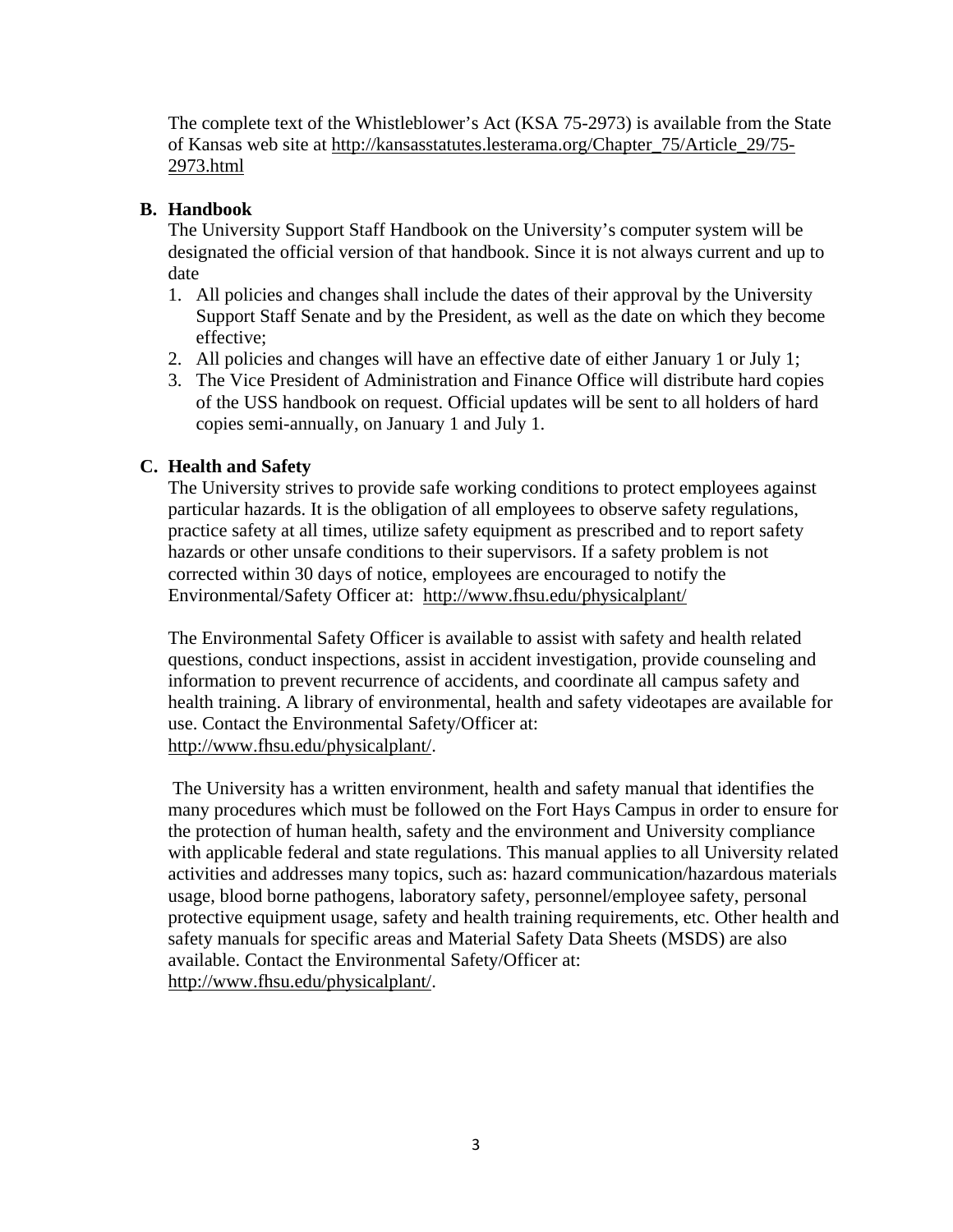The complete text of the Whistleblower's Act (KSA 75-2973) is available from the State of Kansas web site at http://kansasstatutes.lesterama.org/Chapter_75/Article_29/75-2973.html

**B. Handbook**

The University Support Staff Handbook on the University's computer system will be designated the official version of that handbook. Since it is not always current and up to date

1. All policies and changes shall include the dates of their approval by the University Support Staff Senate and by the President, as well as the date on which they become effective;
2. All policies and changes will have an effective date of either January 1 or July 1;
3. The Vice President of Administration and Finance Office will distribute hard copies of the USS handbook on request. Official updates will be sent to all holders of hard copies semi-annually, on January 1 and July 1.

**C. Health and Safety**

The University strives to provide safe working conditions to protect employees against particular hazards. It is the obligation of all employees to observe safety regulations, practice safety at all times, utilize safety equipment as prescribed and to report safety hazards or other unsafe conditions to their supervisors. If a safety problem is not corrected within 30 days of notice, employees are encouraged to notify the Environmental/Safety Officer at: http://www.fhsu.edu/physicalplant/

The Environmental Safety Officer is available to assist with safety and health related questions, conduct inspections, assist in accident investigation, provide counseling and information to prevent recurrence of accidents, and coordinate all campus safety and health training. A library of environmental, health and safety videotapes are available for use. Contact the Environmental Safety/Officer at: http://www.fhsu.edu/physicalplant/.

The University has a written environment, health and safety manual that identifies the many procedures which must be followed on the Fort Hays Campus in order to ensure for the protection of human health, safety and the environment and University compliance with applicable federal and state regulations. This manual applies to all University related activities and addresses many topics, such as: hazard communication/hazardous materials usage, blood borne pathogens, laboratory safety, personnel/employee safety, personal protective equipment usage, safety and health training requirements, etc. Other health and safety manuals for specific areas and Material Safety Data Sheets (MSDS) are also available. Contact the Environmental Safety/Officer at: http://www.fhsu.edu/physicalplant/.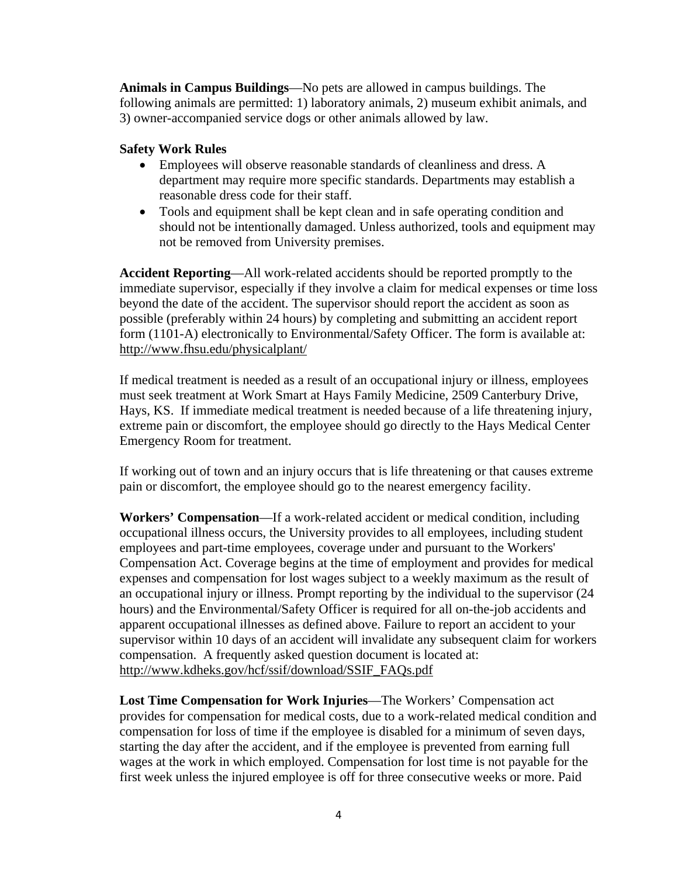**Animals in Campus Buildings**—No pets are allowed in campus buildings. The following animals are permitted: 1) laboratory animals, 2) museum exhibit animals, and 3) owner-accompanied service dogs or other animals allowed by law.

**Safety Work Rules**

- Employees will observe reasonable standards of cleanliness and dress. A department may require more specific standards. Departments may establish a reasonable dress code for their staff.
- Tools and equipment shall be kept clean and in safe operating condition and should not be intentionally damaged. Unless authorized, tools and equipment may not be removed from University premises.

**Accident Reporting**—All work-related accidents should be reported promptly to the immediate supervisor, especially if they involve a claim for medical expenses or time loss beyond the date of the accident. The supervisor should report the accident as soon as possible (preferably within 24 hours) by completing and submitting an accident report form (1101-A) electronically to Environmental/Safety Officer. The form is available at: http://www.fhsu.edu/physicalplant/

If medical treatment is needed as a result of an occupational injury or illness, employees must seek treatment at Work Smart at Hays Family Medicine, 2509 Canterbury Drive, Hays, KS. If immediate medical treatment is needed because of a life threatening injury, extreme pain or discomfort, the employee should go directly to the Hays Medical Center Emergency Room for treatment.

If working out of town and an injury occurs that is life threatening or that causes extreme pain or discomfort, the employee should go to the nearest emergency facility.

**Workers' Compensation**—If a work-related accident or medical condition, including occupational illness occurs, the University provides to all employees, including student employees and part-time employees, coverage under and pursuant to the Workers' Compensation Act. Coverage begins at the time of employment and provides for medical expenses and compensation for lost wages subject to a weekly maximum as the result of an occupational injury or illness. Prompt reporting by the individual to the supervisor (24 hours) and the Environmental/Safety Officer is required for all on-the-job accidents and apparent occupational illnesses as defined above. Failure to report an accident to your supervisor within 10 days of an accident will invalidate any subsequent claim for workers compensation. A frequently asked question document is located at: http://www.kdheks.gov/hcf/ssif/download/SSIF_FAQs.pdf

**Lost Time Compensation for Work Injuries**—The Workers' Compensation act provides for compensation for medical costs, due to a work-related medical condition and compensation for loss of time if the employee is disabled for a minimum of seven days, starting the day after the accident, and if the employee is prevented from earning full wages at the work in which employed. Compensation for lost time is not payable for the first week unless the injured employee is off for three consecutive weeks or more. Paid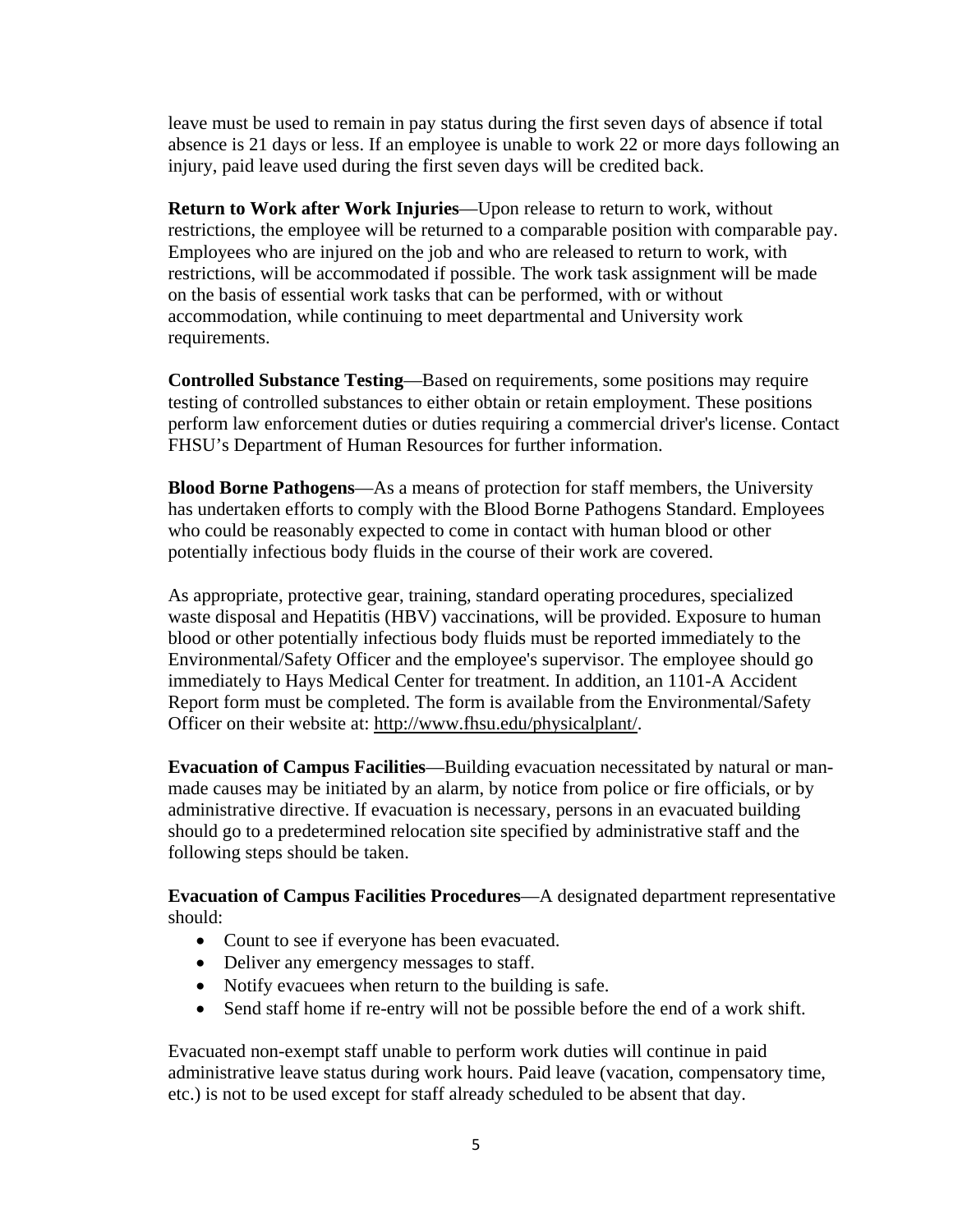leave must be used to remain in pay status during the first seven days of absence if total absence is 21 days or less. If an employee is unable to work 22 or more days following an injury, paid leave used during the first seven days will be credited back.

**Return to Work after Work Injuries**—Upon release to return to work, without restrictions, the employee will be returned to a comparable position with comparable pay. Employees who are injured on the job and who are released to return to work, with restrictions, will be accommodated if possible. The work task assignment will be made on the basis of essential work tasks that can be performed, with or without accommodation, while continuing to meet departmental and University work requirements.

**Controlled Substance Testing**—Based on requirements, some positions may require testing of controlled substances to either obtain or retain employment. These positions perform law enforcement duties or duties requiring a commercial driver's license. Contact FHSU's Department of Human Resources for further information.

**Blood Borne Pathogens**—As a means of protection for staff members, the University has undertaken efforts to comply with the Blood Borne Pathogens Standard. Employees who could be reasonably expected to come in contact with human blood or other potentially infectious body fluids in the course of their work are covered.

As appropriate, protective gear, training, standard operating procedures, specialized waste disposal and Hepatitis (HBV) vaccinations, will be provided. Exposure to human blood or other potentially infectious body fluids must be reported immediately to the Environmental/Safety Officer and the employee's supervisor. The employee should go immediately to Hays Medical Center for treatment. In addition, an 1101-A Accident Report form must be completed. The form is available from the Environmental/Safety Officer on their website at: http://www.fhsu.edu/physicalplant/.

**Evacuation of Campus Facilities**—Building evacuation necessitated by natural or man-made causes may be initiated by an alarm, by notice from police or fire officials, or by administrative directive. If evacuation is necessary, persons in an evacuated building should go to a predetermined relocation site specified by administrative staff and the following steps should be taken.

**Evacuation of Campus Facilities Procedures**—A designated department representative should:

- Count to see if everyone has been evacuated.
- Deliver any emergency messages to staff.
- Notify evacuees when return to the building is safe.
- Send staff home if re-entry will not be possible before the end of a work shift.

Evacuated non-exempt staff unable to perform work duties will continue in paid administrative leave status during work hours. Paid leave (vacation, compensatory time, etc.) is not to be used except for staff already scheduled to be absent that day.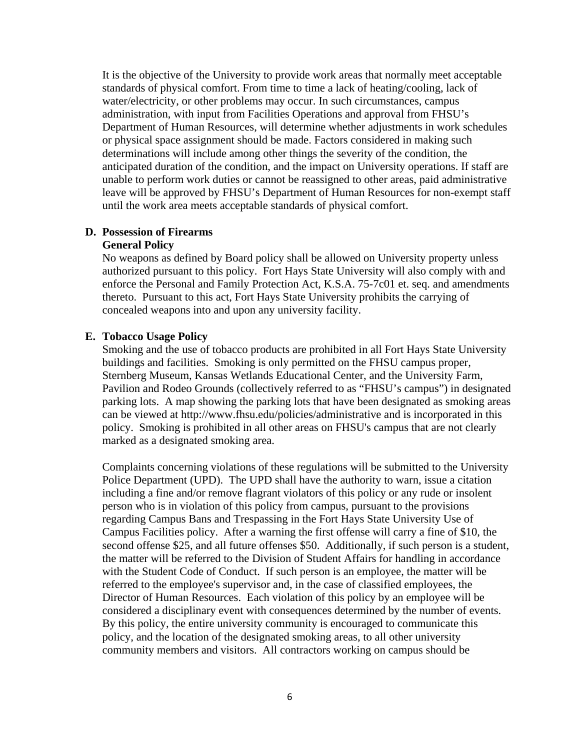It is the objective of the University to provide work areas that normally meet acceptable standards of physical comfort. From time to time a lack of heating/cooling, lack of water/electricity, or other problems may occur. In such circumstances, campus administration, with input from Facilities Operations and approval from FHSU's Department of Human Resources, will determine whether adjustments in work schedules or physical space assignment should be made. Factors considered in making such determinations will include among other things the severity of the condition, the anticipated duration of the condition, and the impact on University operations. If staff are unable to perform work duties or cannot be reassigned to other areas, paid administrative leave will be approved by FHSU's Department of Human Resources for non-exempt staff until the work area meets acceptable standards of physical comfort.

**D. Possession of Firearms**

**General Policy**

No weapons as defined by Board policy shall be allowed on University property unless authorized pursuant to this policy. Fort Hays State University will also comply with and enforce the Personal and Family Protection Act, K.S.A. 75-7c01 et. seq. and amendments thereto. Pursuant to this act, Fort Hays State University prohibits the carrying of concealed weapons into and upon any university facility.

**E. Tobacco Usage Policy**

Smoking and the use of tobacco products are prohibited in all Fort Hays State University buildings and facilities. Smoking is only permitted on the FHSU campus proper, Sternberg Museum, Kansas Wetlands Educational Center, and the University Farm, Pavilion and Rodeo Grounds (collectively referred to as "FHSU's campus") in designated parking lots. A map showing the parking lots that have been designated as smoking areas can be viewed at http://www.fhsu.edu/policies/administrative and is incorporated in this policy. Smoking is prohibited in all other areas on FHSU's campus that are not clearly marked as a designated smoking area.

Complaints concerning violations of these regulations will be submitted to the University Police Department (UPD). The UPD shall have the authority to warn, issue a citation including a fine and/or remove flagrant violators of this policy or any rude or insolent person who is in violation of this policy from campus, pursuant to the provisions regarding Campus Bans and Trespassing in the Fort Hays State University Use of Campus Facilities policy. After a warning the first offense will carry a fine of $10, the second offense $25, and all future offenses $50. Additionally, if such person is a student, the matter will be referred to the Division of Student Affairs for handling in accordance with the Student Code of Conduct. If such person is an employee, the matter will be referred to the employee's supervisor and, in the case of classified employees, the Director of Human Resources. Each violation of this policy by an employee will be considered a disciplinary event with consequences determined by the number of events. By this policy, the entire university community is encouraged to communicate this policy, and the location of the designated smoking areas, to all other university community members and visitors. All contractors working on campus should be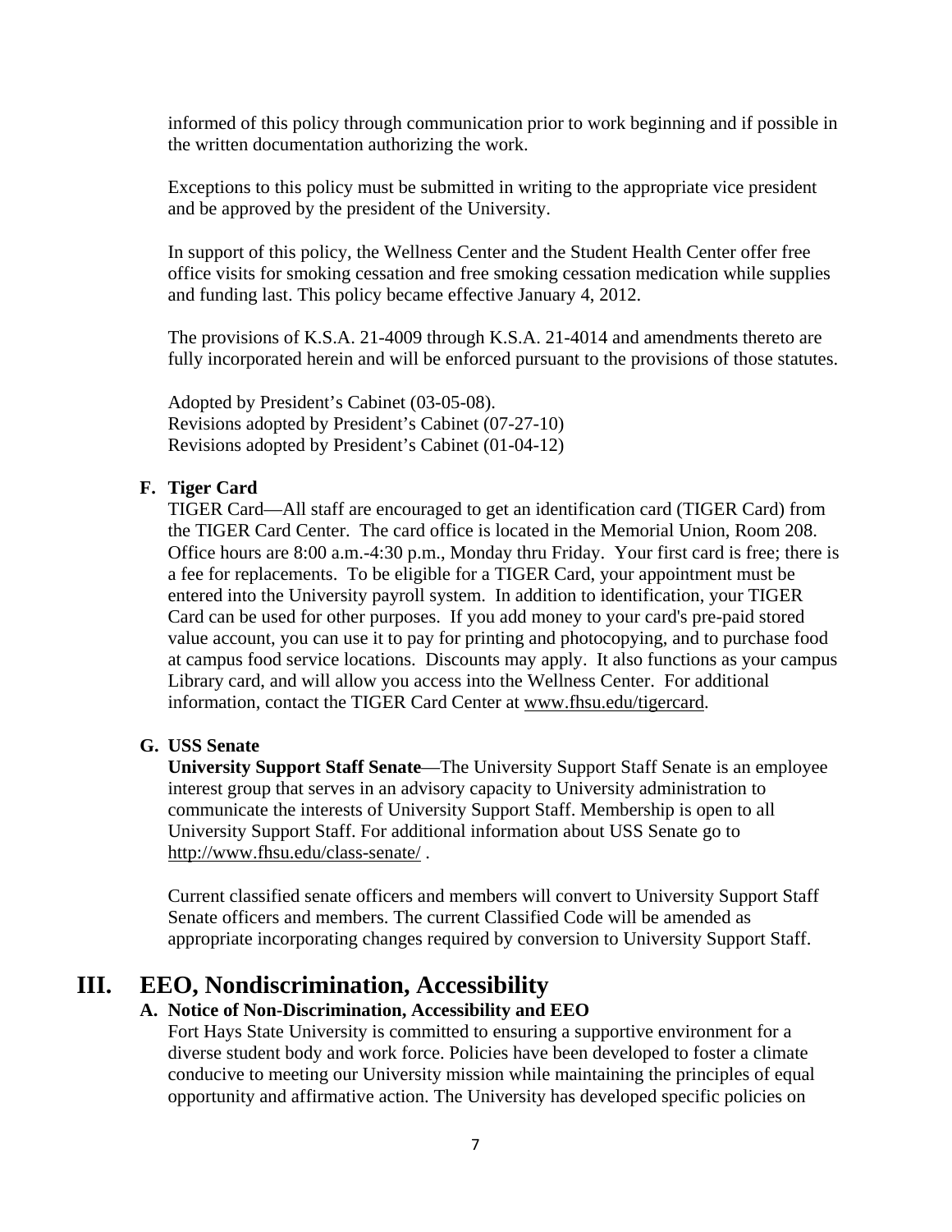informed of this policy through communication prior to work beginning and if possible in the written documentation authorizing the work.

Exceptions to this policy must be submitted in writing to the appropriate vice president and be approved by the president of the University.

In support of this policy, the Wellness Center and the Student Health Center offer free office visits for smoking cessation and free smoking cessation medication while supplies and funding last. This policy became effective January 4, 2012.

The provisions of K.S.A. 21-4009 through K.S.A. 21-4014 and amendments thereto are fully incorporated herein and will be enforced pursuant to the provisions of those statutes.

Adopted by President's Cabinet (03-05-08).
Revisions adopted by President's Cabinet (07-27-10)
Revisions adopted by President's Cabinet (01-04-12)

### F. Tiger Card

TIGER Card—All staff are encouraged to get an identification card (TIGER Card) from the TIGER Card Center. The card office is located in the Memorial Union, Room 208. Office hours are 8:00 a.m.-4:30 p.m., Monday thru Friday. Your first card is free; there is a fee for replacements. To be eligible for a TIGER Card, your appointment must be entered into the University payroll system. In addition to identification, your TIGER Card can be used for other purposes. If you add money to your card's pre-paid stored value account, you can use it to pay for printing and photocopying, and to purchase food at campus food service locations. Discounts may apply. It also functions as your campus Library card, and will allow you access into the Wellness Center. For additional information, contact the TIGER Card Center at www.fhsu.edu/tigercard.

### G. USS Senate

**University Support Staff Senate**—The University Support Staff Senate is an employee interest group that serves in an advisory capacity to University administration to communicate the interests of University Support Staff. Membership is open to all University Support Staff. For additional information about USS Senate go to http://www.fhsu.edu/class-senate/ .

Current classified senate officers and members will convert to University Support Staff Senate officers and members. The current Classified Code will be amended as appropriate incorporating changes required by conversion to University Support Staff.

## III. EEO, Nondiscrimination, Accessibility

### A. Notice of Non-Discrimination, Accessibility and EEO

Fort Hays State University is committed to ensuring a supportive environment for a diverse student body and work force. Policies have been developed to foster a climate conducive to meeting our University mission while maintaining the principles of equal opportunity and affirmative action. The University has developed specific policies on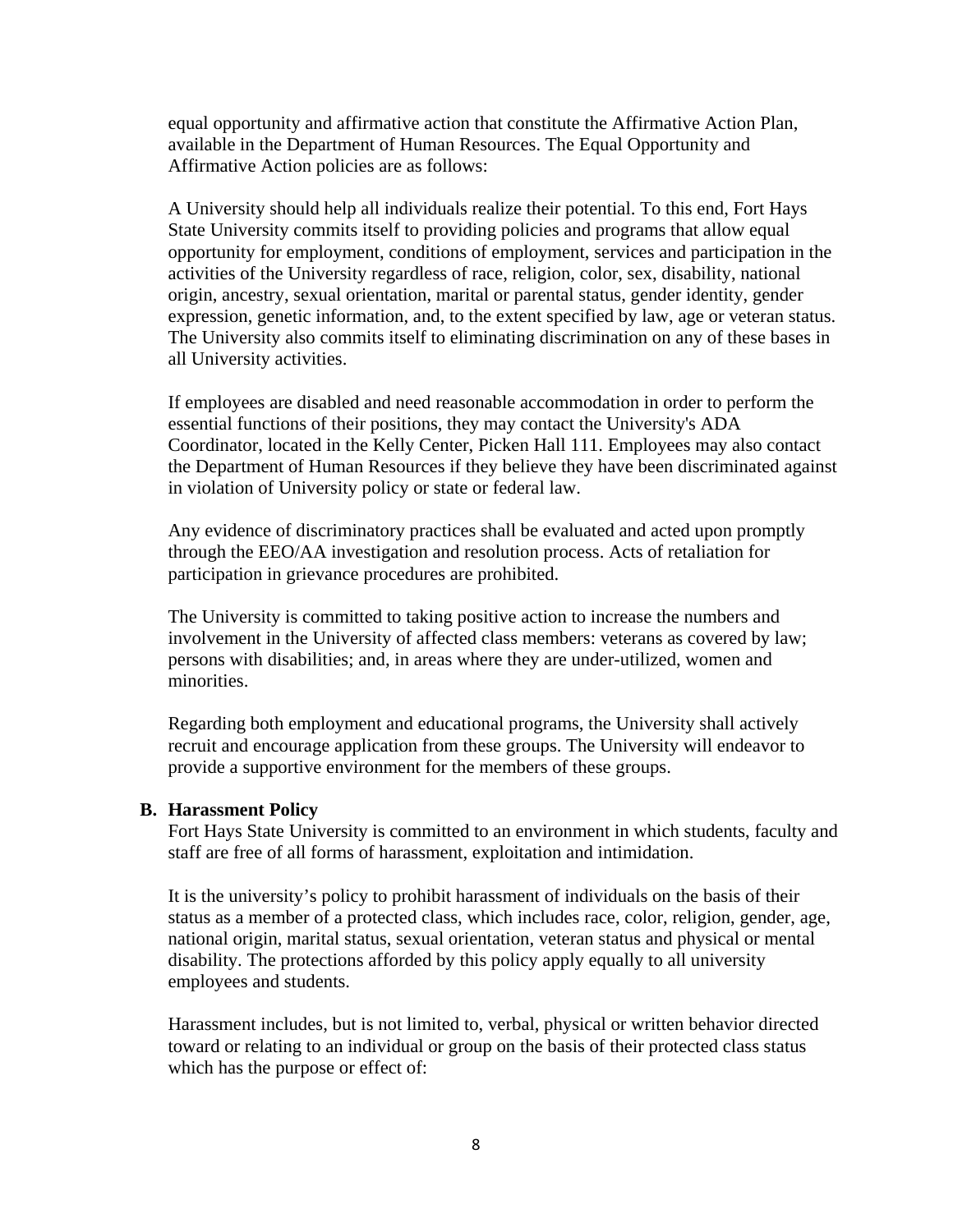equal opportunity and affirmative action that constitute the Affirmative Action Plan, available in the Department of Human Resources. The Equal Opportunity and Affirmative Action policies are as follows:

A University should help all individuals realize their potential. To this end, Fort Hays State University commits itself to providing policies and programs that allow equal opportunity for employment, conditions of employment, services and participation in the activities of the University regardless of race, religion, color, sex, disability, national origin, ancestry, sexual orientation, marital or parental status, gender identity, gender expression, genetic information, and, to the extent specified by law, age or veteran status. The University also commits itself to eliminating discrimination on any of these bases in all University activities.

If employees are disabled and need reasonable accommodation in order to perform the essential functions of their positions, they may contact the University's ADA Coordinator, located in the Kelly Center, Picken Hall 111. Employees may also contact the Department of Human Resources if they believe they have been discriminated against in violation of University policy or state or federal law.

Any evidence of discriminatory practices shall be evaluated and acted upon promptly through the EEO/AA investigation and resolution process. Acts of retaliation for participation in grievance procedures are prohibited.

The University is committed to taking positive action to increase the numbers and involvement in the University of affected class members: veterans as covered by law; persons with disabilities; and, in areas where they are under-utilized, women and minorities.

Regarding both employment and educational programs, the University shall actively recruit and encourage application from these groups. The University will endeavor to provide a supportive environment for the members of these groups.

**B. Harassment Policy**

Fort Hays State University is committed to an environment in which students, faculty and staff are free of all forms of harassment, exploitation and intimidation.

It is the university's policy to prohibit harassment of individuals on the basis of their status as a member of a protected class, which includes race, color, religion, gender, age, national origin, marital status, sexual orientation, veteran status and physical or mental disability. The protections afforded by this policy apply equally to all university employees and students.

Harassment includes, but is not limited to, verbal, physical or written behavior directed toward or relating to an individual or group on the basis of their protected class status which has the purpose or effect of: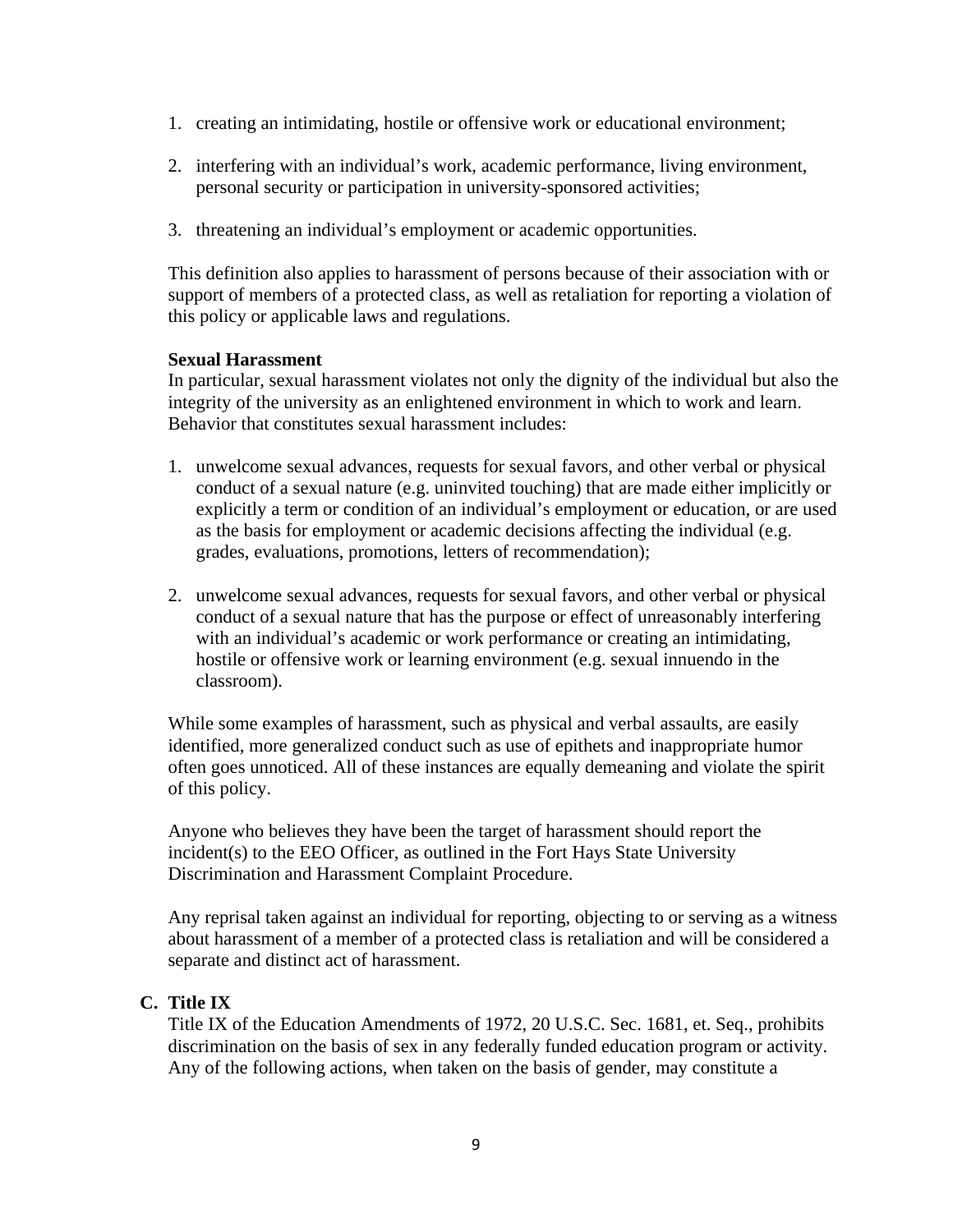1. creating an intimidating, hostile or offensive work or educational environment;

2. interfering with an individual's work, academic performance, living environment, personal security or participation in university-sponsored activities;

3. threatening an individual's employment or academic opportunities.

This definition also applies to harassment of persons because of their association with or support of members of a protected class, as well as retaliation for reporting a violation of this policy or applicable laws and regulations.

**Sexual Harassment**

In particular, sexual harassment violates not only the dignity of the individual but also the integrity of the university as an enlightened environment in which to work and learn. Behavior that constitutes sexual harassment includes:

1. unwelcome sexual advances, requests for sexual favors, and other verbal or physical conduct of a sexual nature (e.g. uninvited touching) that are made either implicitly or explicitly a term or condition of an individual's employment or education, or are used as the basis for employment or academic decisions affecting the individual (e.g. grades, evaluations, promotions, letters of recommendation);

2. unwelcome sexual advances, requests for sexual favors, and other verbal or physical conduct of a sexual nature that has the purpose or effect of unreasonably interfering with an individual's academic or work performance or creating an intimidating, hostile or offensive work or learning environment (e.g. sexual innuendo in the classroom).

While some examples of harassment, such as physical and verbal assaults, are easily identified, more generalized conduct such as use of epithets and inappropriate humor often goes unnoticed. All of these instances are equally demeaning and violate the spirit of this policy.

Anyone who believes they have been the target of harassment should report the incident(s) to the EEO Officer, as outlined in the Fort Hays State University Discrimination and Harassment Complaint Procedure.

Any reprisal taken against an individual for reporting, objecting to or serving as a witness about harassment of a member of a protected class is retaliation and will be considered a separate and distinct act of harassment.

## C. Title IX

Title IX of the Education Amendments of 1972, 20 U.S.C. Sec. 1681, et. Seq., prohibits discrimination on the basis of sex in any federally funded education program or activity. Any of the following actions, when taken on the basis of gender, may constitute a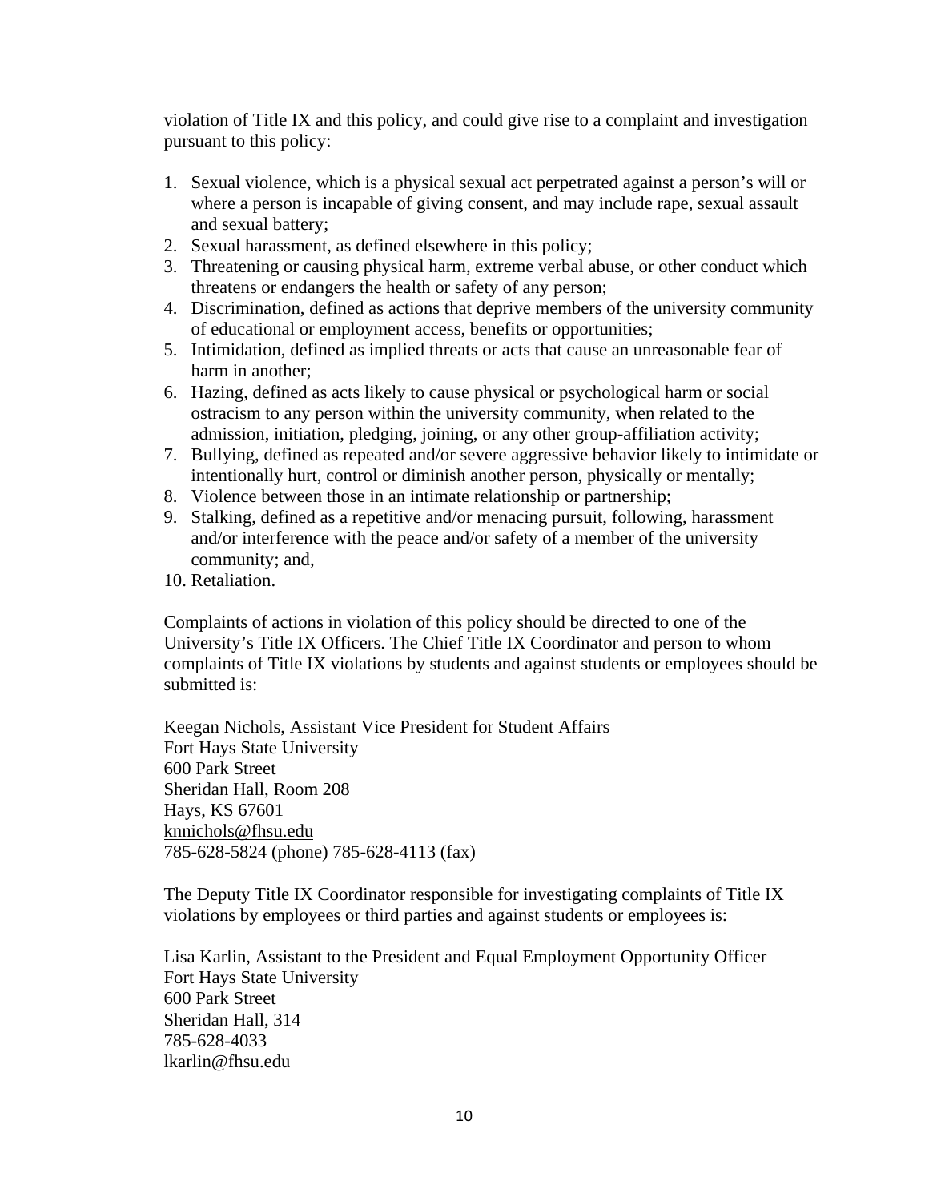violation of Title IX and this policy, and could give rise to a complaint and investigation pursuant to this policy:

1. Sexual violence, which is a physical sexual act perpetrated against a person's will or where a person is incapable of giving consent, and may include rape, sexual assault and sexual battery;
2. Sexual harassment, as defined elsewhere in this policy;
3. Threatening or causing physical harm, extreme verbal abuse, or other conduct which threatens or endangers the health or safety of any person;
4. Discrimination, defined as actions that deprive members of the university community of educational or employment access, benefits or opportunities;
5. Intimidation, defined as implied threats or acts that cause an unreasonable fear of harm in another;
6. Hazing, defined as acts likely to cause physical or psychological harm or social ostracism to any person within the university community, when related to the admission, initiation, pledging, joining, or any other group-affiliation activity;
7. Bullying, defined as repeated and/or severe aggressive behavior likely to intimidate or intentionally hurt, control or diminish another person, physically or mentally;
8. Violence between those in an intimate relationship or partnership;
9. Stalking, defined as a repetitive and/or menacing pursuit, following, harassment and/or interference with the peace and/or safety of a member of the university community; and,
10. Retaliation.

Complaints of actions in violation of this policy should be directed to one of the University's Title IX Officers. The Chief Title IX Coordinator and person to whom complaints of Title IX violations by students and against students or employees should be submitted is:

Keegan Nichols, Assistant Vice President for Student Affairs
Fort Hays State University
600 Park Street
Sheridan Hall, Room 208
Hays, KS 67601
knnichols@fhsu.edu
785-628-5824 (phone) 785-628-4113 (fax)

The Deputy Title IX Coordinator responsible for investigating complaints of Title IX violations by employees or third parties and against students or employees is:

Lisa Karlin, Assistant to the President and Equal Employment Opportunity Officer
Fort Hays State University
600 Park Street
Sheridan Hall, 314
785-628-4033
lkarlin@fhsu.edu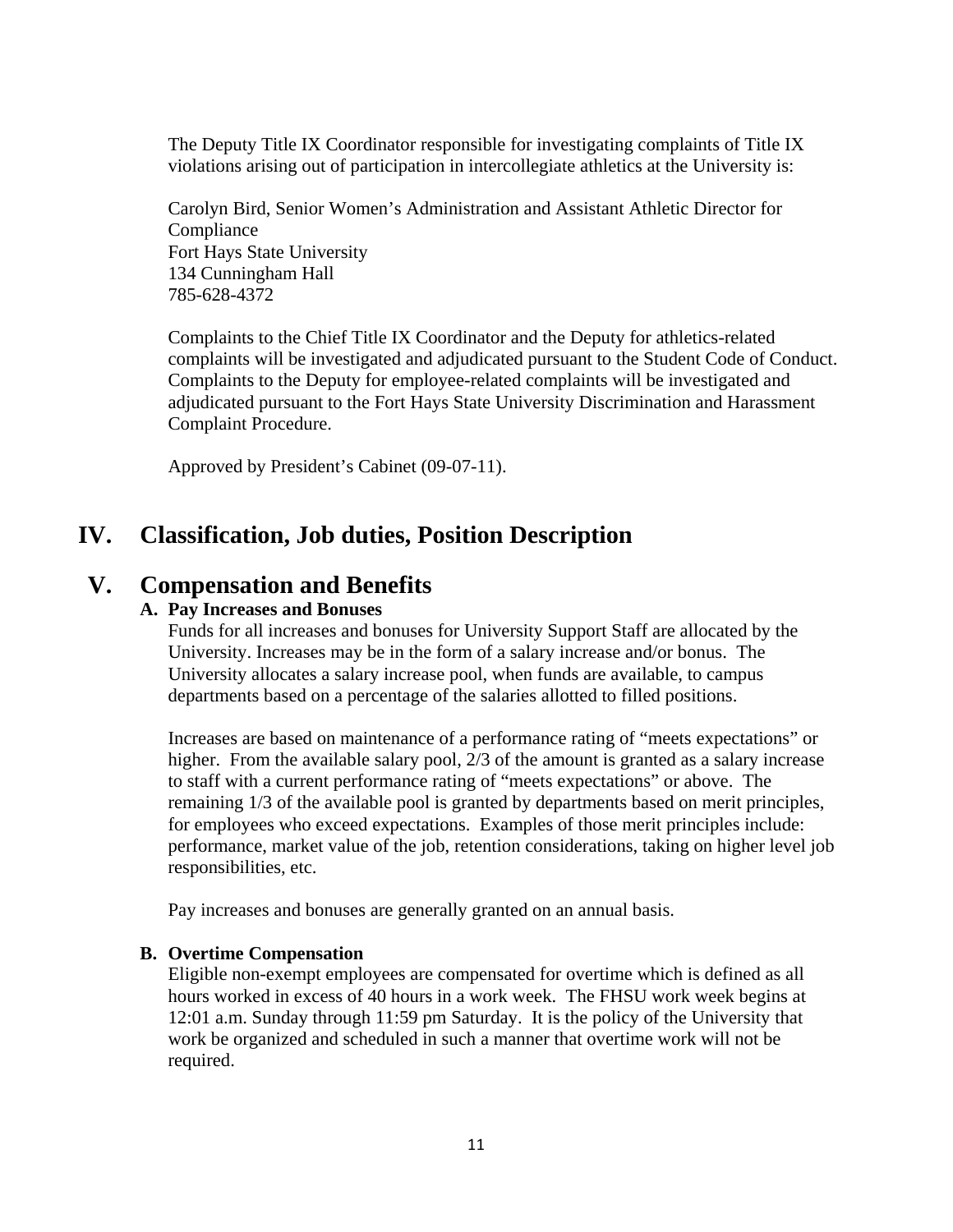The Deputy Title IX Coordinator responsible for investigating complaints of Title IX violations arising out of participation in intercollegiate athletics at the University is:

Carolyn Bird, Senior Women's Administration and Assistant Athletic Director for Compliance
Fort Hays State University
134 Cunningham Hall
785-628-4372

Complaints to the Chief Title IX Coordinator and the Deputy for athletics-related complaints will be investigated and adjudicated pursuant to the Student Code of Conduct. Complaints to the Deputy for employee-related complaints will be investigated and adjudicated pursuant to the Fort Hays State University Discrimination and Harassment Complaint Procedure.

Approved by President's Cabinet (09-07-11).

# IV. Classification, Job duties, Position Description

# V. Compensation and Benefits

### A. Pay Increases and Bonuses

Funds for all increases and bonuses for University Support Staff are allocated by the University. Increases may be in the form of a salary increase and/or bonus. The University allocates a salary increase pool, when funds are available, to campus departments based on a percentage of the salaries allotted to filled positions.

Increases are based on maintenance of a performance rating of "meets expectations" or higher. From the available salary pool, 2/3 of the amount is granted as a salary increase to staff with a current performance rating of "meets expectations" or above. The remaining 1/3 of the available pool is granted by departments based on merit principles, for employees who exceed expectations. Examples of those merit principles include: performance, market value of the job, retention considerations, taking on higher level job responsibilities, etc.

Pay increases and bonuses are generally granted on an annual basis.

### B. Overtime Compensation

Eligible non-exempt employees are compensated for overtime which is defined as all hours worked in excess of 40 hours in a work week. The FHSU work week begins at 12:01 a.m. Sunday through 11:59 pm Saturday. It is the policy of the University that work be organized and scheduled in such a manner that overtime work will not be required.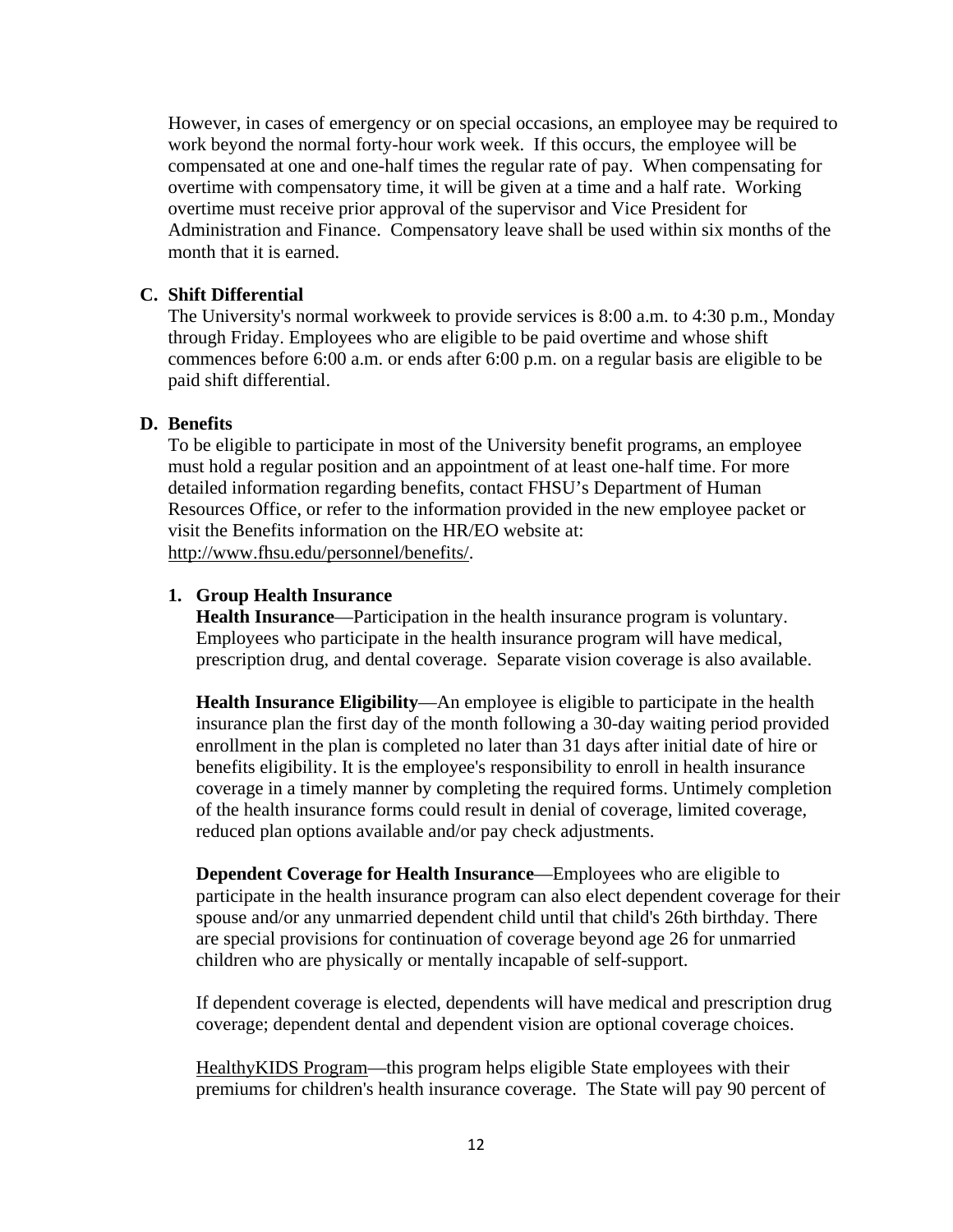However, in cases of emergency or on special occasions, an employee may be required to work beyond the normal forty-hour work week. If this occurs, the employee will be compensated at one and one-half times the regular rate of pay. When compensating for overtime with compensatory time, it will be given at a time and a half rate. Working overtime must receive prior approval of the supervisor and Vice President for Administration and Finance. Compensatory leave shall be used within six months of the month that it is earned.

### C. Shift Differential

The University's normal workweek to provide services is 8:00 a.m. to 4:30 p.m., Monday through Friday. Employees who are eligible to be paid overtime and whose shift commences before 6:00 a.m. or ends after 6:00 p.m. on a regular basis are eligible to be paid shift differential.

### D. Benefits

To be eligible to participate in most of the University benefit programs, an employee must hold a regular position and an appointment of at least one-half time. For more detailed information regarding benefits, contact FHSU's Department of Human Resources Office, or refer to the information provided in the new employee packet or visit the Benefits information on the HR/EO website at: http://www.fhsu.edu/personnel/benefits/.

#### 1. Group Health Insurance

**Health Insurance**—Participation in the health insurance program is voluntary. Employees who participate in the health insurance program will have medical, prescription drug, and dental coverage. Separate vision coverage is also available.

**Health Insurance Eligibility**—An employee is eligible to participate in the health insurance plan the first day of the month following a 30-day waiting period provided enrollment in the plan is completed no later than 31 days after initial date of hire or benefits eligibility. It is the employee's responsibility to enroll in health insurance coverage in a timely manner by completing the required forms. Untimely completion of the health insurance forms could result in denial of coverage, limited coverage, reduced plan options available and/or pay check adjustments.

**Dependent Coverage for Health Insurance**—Employees who are eligible to participate in the health insurance program can also elect dependent coverage for their spouse and/or any unmarried dependent child until that child's 26th birthday. There are special provisions for continuation of coverage beyond age 26 for unmarried children who are physically or mentally incapable of self-support.

If dependent coverage is elected, dependents will have medical and prescription drug coverage; dependent dental and dependent vision are optional coverage choices.

HealthyKIDS Program—this program helps eligible State employees with their premiums for children's health insurance coverage. The State will pay 90 percent of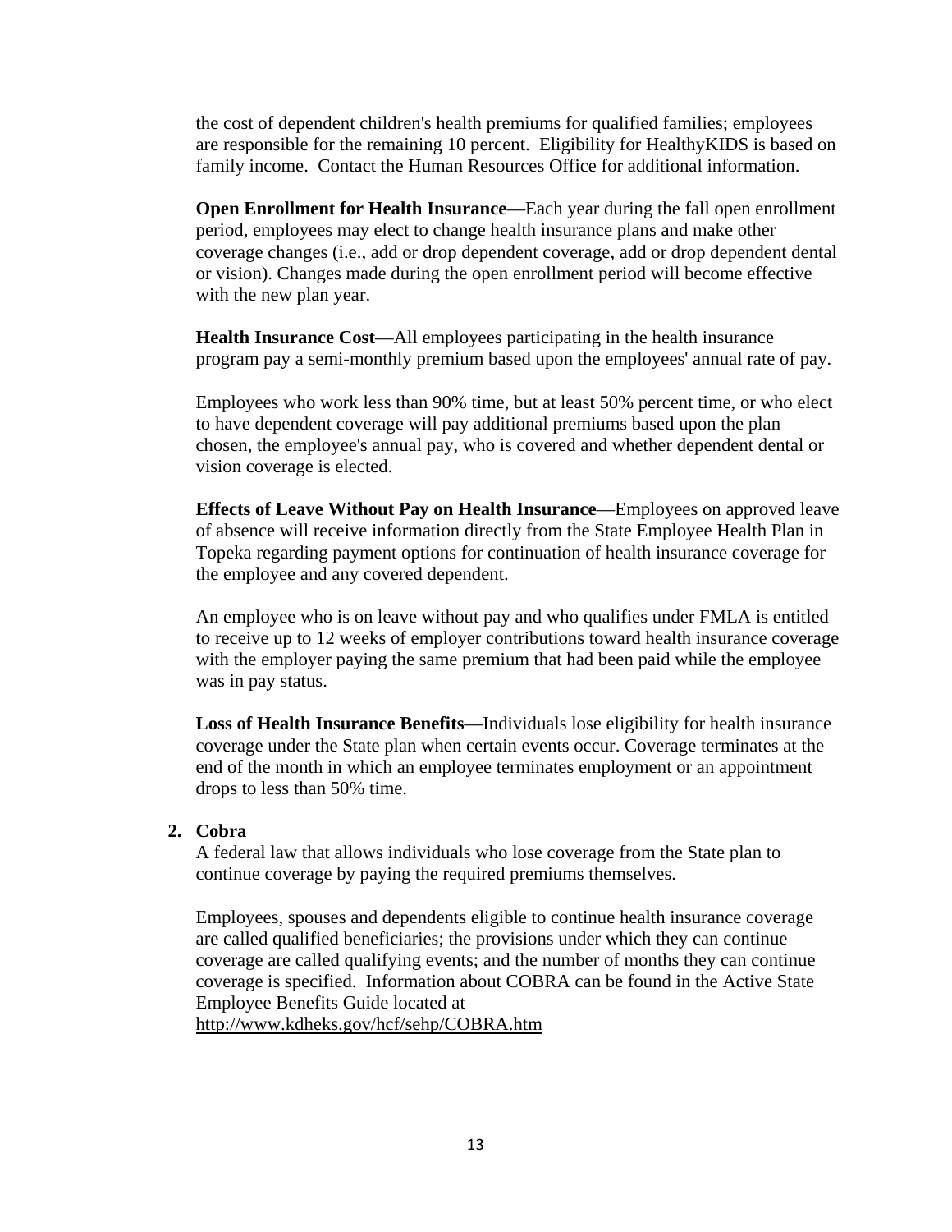the cost of dependent children's health premiums for qualified families; employees are responsible for the remaining 10 percent. Eligibility for HealthyKIDS is based on family income. Contact the Human Resources Office for additional information.

**Open Enrollment for Health Insurance**—Each year during the fall open enrollment period, employees may elect to change health insurance plans and make other coverage changes (i.e., add or drop dependent coverage, add or drop dependent dental or vision). Changes made during the open enrollment period will become effective with the new plan year.

**Health Insurance Cost**—All employees participating in the health insurance program pay a semi-monthly premium based upon the employees' annual rate of pay.

Employees who work less than 90% time, but at least 50% percent time, or who elect to have dependent coverage will pay additional premiums based upon the plan chosen, the employee's annual pay, who is covered and whether dependent dental or vision coverage is elected.

**Effects of Leave Without Pay on Health Insurance**—Employees on approved leave of absence will receive information directly from the State Employee Health Plan in Topeka regarding payment options for continuation of health insurance coverage for the employee and any covered dependent.

An employee who is on leave without pay and who qualifies under FMLA is entitled to receive up to 12 weeks of employer contributions toward health insurance coverage with the employer paying the same premium that had been paid while the employee was in pay status.

**Loss of Health Insurance Benefits**—Individuals lose eligibility for health insurance coverage under the State plan when certain events occur. Coverage terminates at the end of the month in which an employee terminates employment or an appointment drops to less than 50% time.

**2. Cobra**

A federal law that allows individuals who lose coverage from the State plan to continue coverage by paying the required premiums themselves.

Employees, spouses and dependents eligible to continue health insurance coverage are called qualified beneficiaries; the provisions under which they can continue coverage are called qualifying events; and the number of months they can continue coverage is specified. Information about COBRA can be found in the Active State Employee Benefits Guide located at http://www.kdheks.gov/hcf/sehp/COBRA.htm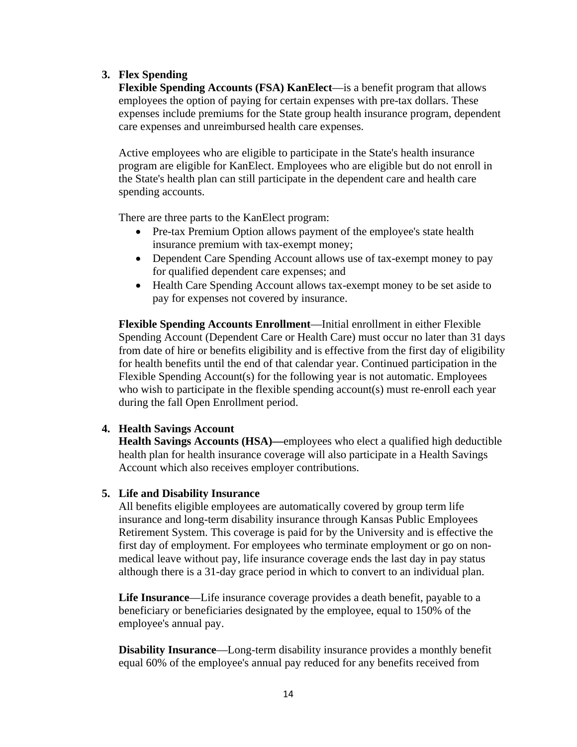3. **Flex Spending**

**Flexible Spending Accounts (FSA) KanElect**—is a benefit program that allows employees the option of paying for certain expenses with pre-tax dollars. These expenses include premiums for the State group health insurance program, dependent care expenses and unreimbursed health care expenses.

Active employees who are eligible to participate in the State's health insurance program are eligible for KanElect. Employees who are eligible but do not enroll in the State's health plan can still participate in the dependent care and health care spending accounts.

There are three parts to the KanElect program:

- Pre-tax Premium Option allows payment of the employee's state health insurance premium with tax-exempt money;
- Dependent Care Spending Account allows use of tax-exempt money to pay for qualified dependent care expenses; and
- Health Care Spending Account allows tax-exempt money to be set aside to pay for expenses not covered by insurance.

**Flexible Spending Accounts Enrollment**—Initial enrollment in either Flexible Spending Account (Dependent Care or Health Care) must occur no later than 31 days from date of hire or benefits eligibility and is effective from the first day of eligibility for health benefits until the end of that calendar year. Continued participation in the Flexible Spending Account(s) for the following year is not automatic. Employees who wish to participate in the flexible spending account(s) must re-enroll each year during the fall Open Enrollment period.

4. **Health Savings Account**

**Health Savings Accounts (HSA)—**employees who elect a qualified high deductible health plan for health insurance coverage will also participate in a Health Savings Account which also receives employer contributions.

5. **Life and Disability Insurance**

All benefits eligible employees are automatically covered by group term life insurance and long-term disability insurance through Kansas Public Employees Retirement System. This coverage is paid for by the University and is effective the first day of employment. For employees who terminate employment or go on non-medical leave without pay, life insurance coverage ends the last day in pay status although there is a 31-day grace period in which to convert to an individual plan.

**Life Insurance**—Life insurance coverage provides a death benefit, payable to a beneficiary or beneficiaries designated by the employee, equal to 150% of the employee's annual pay.

**Disability Insurance**—Long-term disability insurance provides a monthly benefit equal 60% of the employee's annual pay reduced for any benefits received from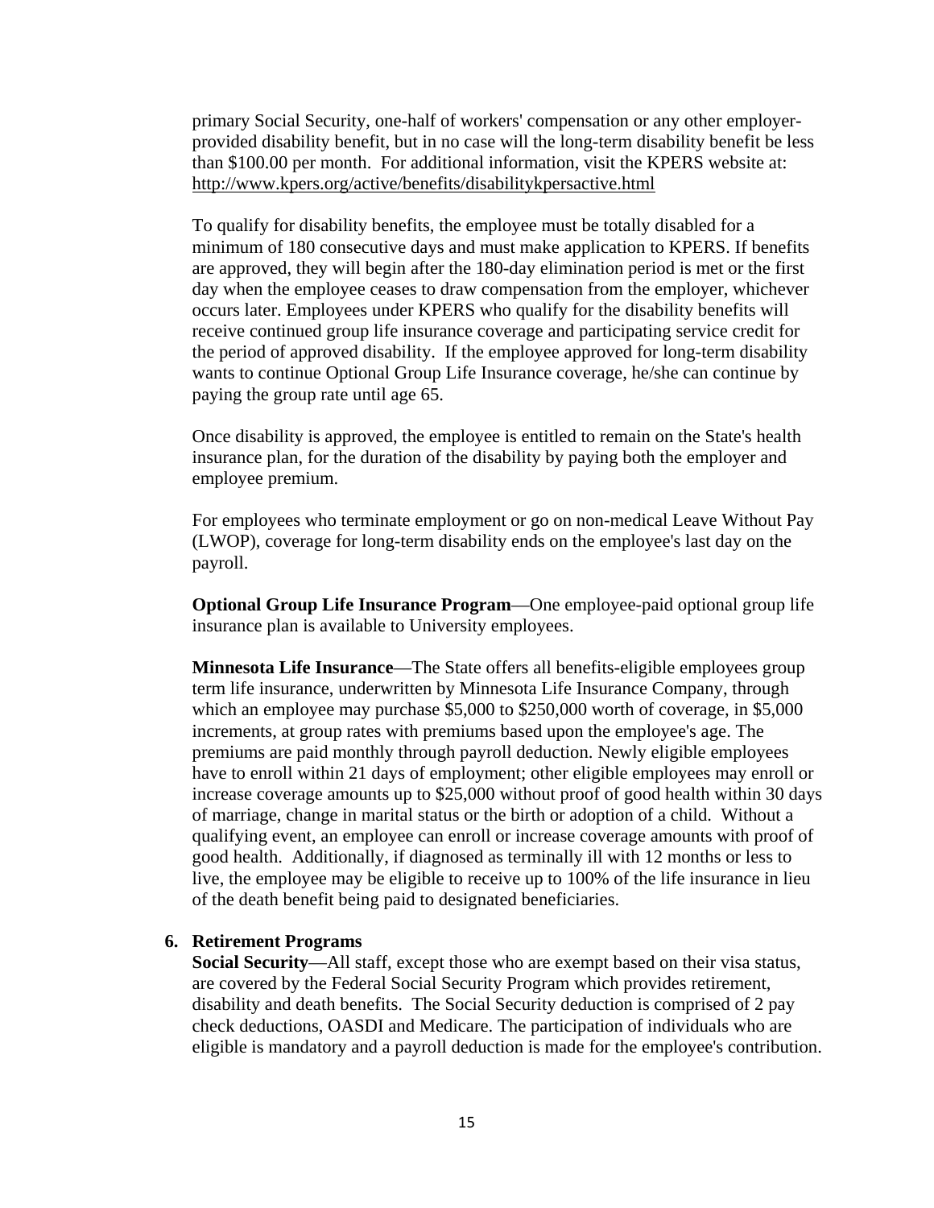primary Social Security, one-half of workers' compensation or any other employer-provided disability benefit, but in no case will the long-term disability benefit be less than $100.00 per month. For additional information, visit the KPERS website at: http://www.kpers.org/active/benefits/disabilitykpersactive.html

To qualify for disability benefits, the employee must be totally disabled for a minimum of 180 consecutive days and must make application to KPERS. If benefits are approved, they will begin after the 180-day elimination period is met or the first day when the employee ceases to draw compensation from the employer, whichever occurs later. Employees under KPERS who qualify for the disability benefits will receive continued group life insurance coverage and participating service credit for the period of approved disability. If the employee approved for long-term disability wants to continue Optional Group Life Insurance coverage, he/she can continue by paying the group rate until age 65.

Once disability is approved, the employee is entitled to remain on the State's health insurance plan, for the duration of the disability by paying both the employer and employee premium.

For employees who terminate employment or go on non-medical Leave Without Pay (LWOP), coverage for long-term disability ends on the employee's last day on the payroll.

**Optional Group Life Insurance Program**—One employee-paid optional group life insurance plan is available to University employees.

**Minnesota Life Insurance**—The State offers all benefits-eligible employees group term life insurance, underwritten by Minnesota Life Insurance Company, through which an employee may purchase $5,000 to $250,000 worth of coverage, in $5,000 increments, at group rates with premiums based upon the employee's age. The premiums are paid monthly through payroll deduction. Newly eligible employees have to enroll within 21 days of employment; other eligible employees may enroll or increase coverage amounts up to $25,000 without proof of good health within 30 days of marriage, change in marital status or the birth or adoption of a child. Without a qualifying event, an employee can enroll or increase coverage amounts with proof of good health. Additionally, if diagnosed as terminally ill with 12 months or less to live, the employee may be eligible to receive up to 100% of the life insurance in lieu of the death benefit being paid to designated beneficiaries.

**6. Retirement Programs**

**Social Security**—All staff, except those who are exempt based on their visa status, are covered by the Federal Social Security Program which provides retirement, disability and death benefits. The Social Security deduction is comprised of 2 pay check deductions, OASDI and Medicare. The participation of individuals who are eligible is mandatory and a payroll deduction is made for the employee's contribution.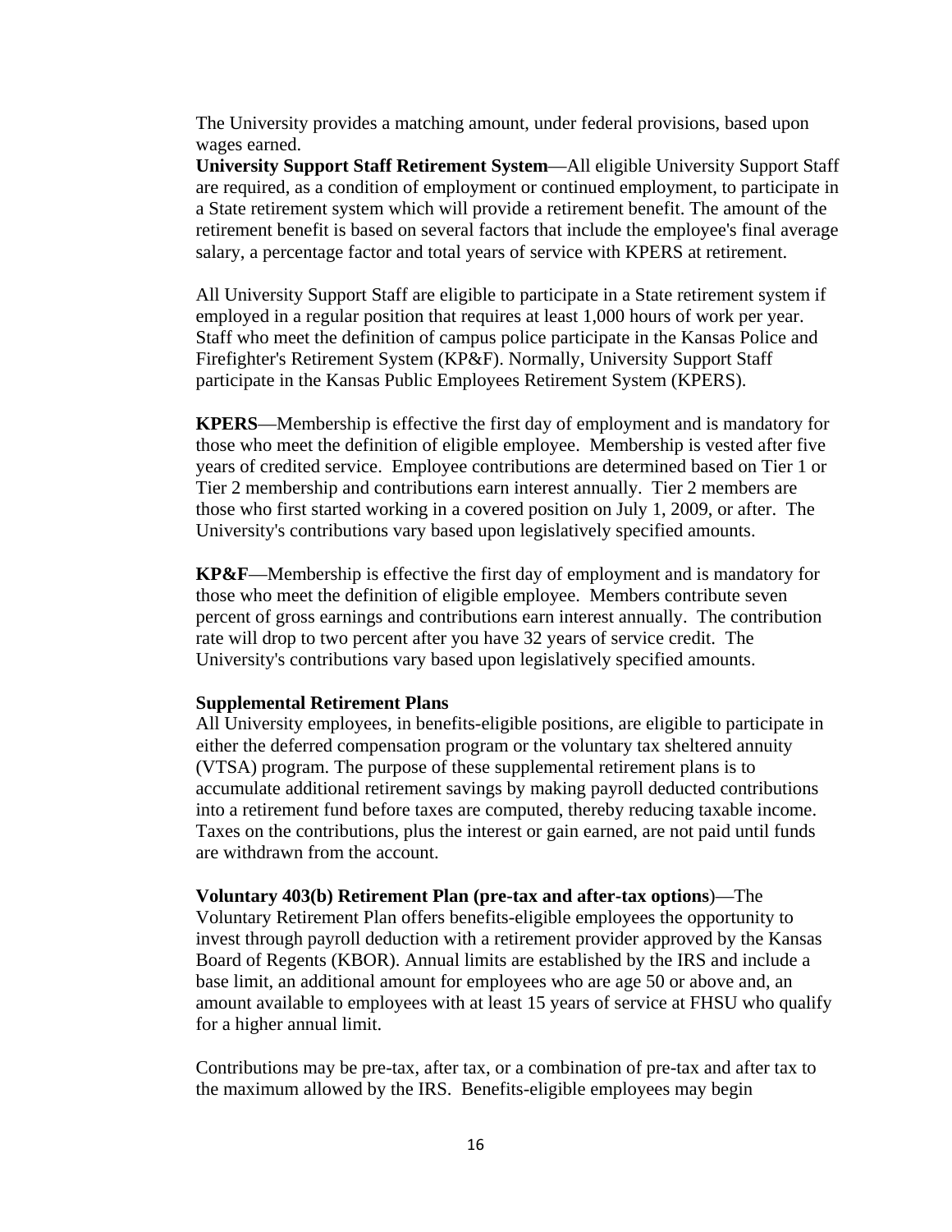The University provides a matching amount, under federal provisions, based upon wages earned.

**University Support Staff Retirement System**—All eligible University Support Staff are required, as a condition of employment or continued employment, to participate in a State retirement system which will provide a retirement benefit. The amount of the retirement benefit is based on several factors that include the employee's final average salary, a percentage factor and total years of service with KPERS at retirement.

All University Support Staff are eligible to participate in a State retirement system if employed in a regular position that requires at least 1,000 hours of work per year. Staff who meet the definition of campus police participate in the Kansas Police and Firefighter's Retirement System (KP&F). Normally, University Support Staff participate in the Kansas Public Employees Retirement System (KPERS).

**KPERS**—Membership is effective the first day of employment and is mandatory for those who meet the definition of eligible employee. Membership is vested after five years of credited service. Employee contributions are determined based on Tier 1 or Tier 2 membership and contributions earn interest annually. Tier 2 members are those who first started working in a covered position on July 1, 2009, or after. The University's contributions vary based upon legislatively specified amounts.

**KP&F**—Membership is effective the first day of employment and is mandatory for those who meet the definition of eligible employee. Members contribute seven percent of gross earnings and contributions earn interest annually. The contribution rate will drop to two percent after you have 32 years of service credit. The University's contributions vary based upon legislatively specified amounts.

**Supplemental Retirement Plans**

All University employees, in benefits-eligible positions, are eligible to participate in either the deferred compensation program or the voluntary tax sheltered annuity (VTSA) program. The purpose of these supplemental retirement plans is to accumulate additional retirement savings by making payroll deducted contributions into a retirement fund before taxes are computed, thereby reducing taxable income. Taxes on the contributions, plus the interest or gain earned, are not paid until funds are withdrawn from the account.

**Voluntary 403(b) Retirement Plan (pre-tax and after-tax options**)—The Voluntary Retirement Plan offers benefits-eligible employees the opportunity to invest through payroll deduction with a retirement provider approved by the Kansas Board of Regents (KBOR). Annual limits are established by the IRS and include a base limit, an additional amount for employees who are age 50 or above and, an amount available to employees with at least 15 years of service at FHSU who qualify for a higher annual limit.

Contributions may be pre-tax, after tax, or a combination of pre-tax and after tax to the maximum allowed by the IRS. Benefits-eligible employees may begin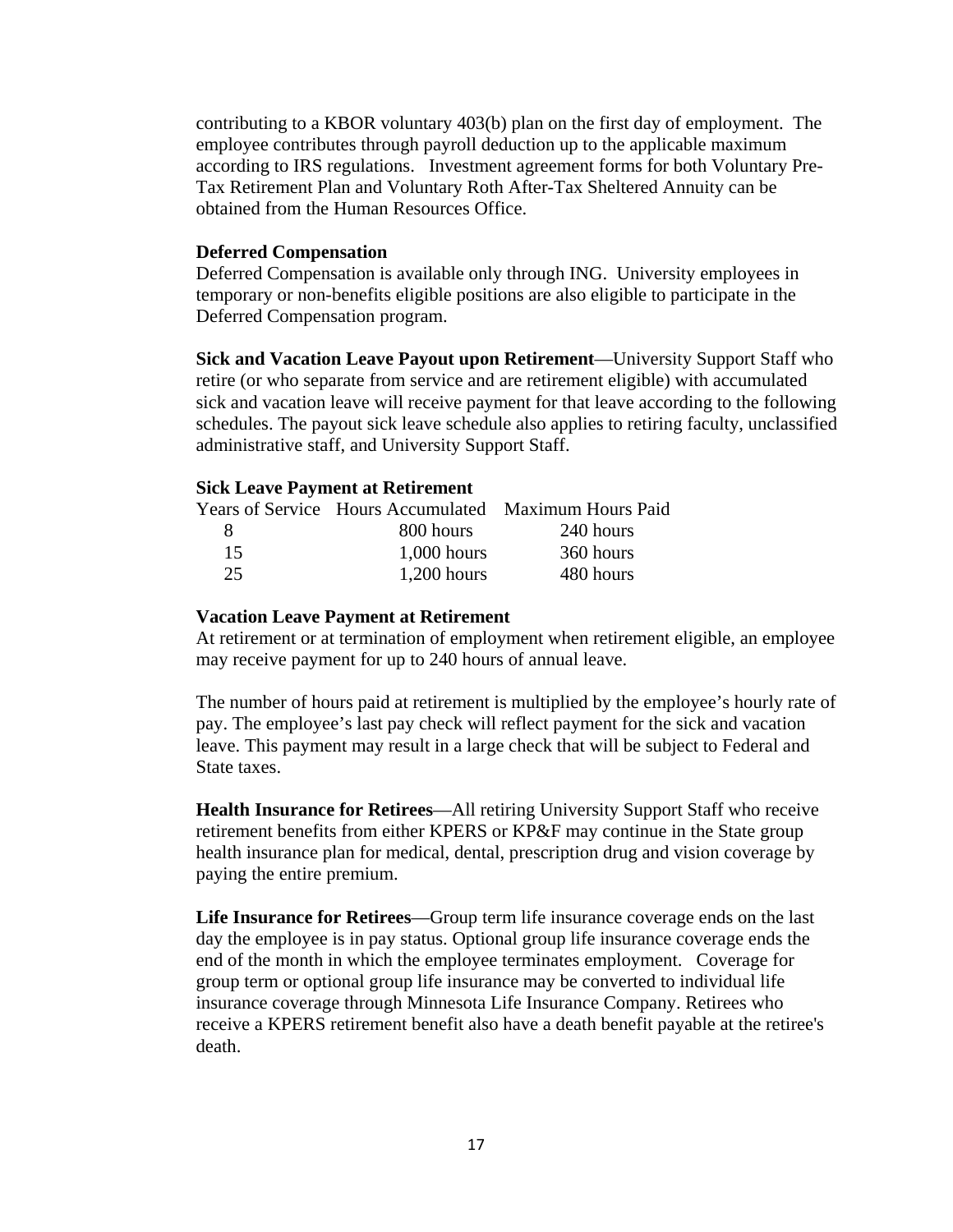contributing to a KBOR voluntary 403(b) plan on the first day of employment. The employee contributes through payroll deduction up to the applicable maximum according to IRS regulations. Investment agreement forms for both Voluntary Pre-Tax Retirement Plan and Voluntary Roth After-Tax Sheltered Annuity can be obtained from the Human Resources Office.

**Deferred Compensation**
Deferred Compensation is available only through ING. University employees in temporary or non-benefits eligible positions are also eligible to participate in the Deferred Compensation program.

**Sick and Vacation Leave Payout upon Retirement**—University Support Staff who retire (or who separate from service and are retirement eligible) with accumulated sick and vacation leave will receive payment for that leave according to the following schedules. The payout sick leave schedule also applies to retiring faculty, unclassified administrative staff, and University Support Staff.

**Sick Leave Payment at Retirement**

| Years of Service | Hours Accumulated | Maximum Hours Paid |
|---|---|---|
| 8 | 800 hours | 240 hours |
| 15 | 1,000 hours | 360 hours |
| 25 | 1,200 hours | 480 hours |

**Vacation Leave Payment at Retirement**
At retirement or at termination of employment when retirement eligible, an employee may receive payment for up to 240 hours of annual leave.

The number of hours paid at retirement is multiplied by the employee's hourly rate of pay. The employee's last pay check will reflect payment for the sick and vacation leave. This payment may result in a large check that will be subject to Federal and State taxes.

**Health Insurance for Retirees**—All retiring University Support Staff who receive retirement benefits from either KPERS or KP&F may continue in the State group health insurance plan for medical, dental, prescription drug and vision coverage by paying the entire premium.

**Life Insurance for Retirees**—Group term life insurance coverage ends on the last day the employee is in pay status. Optional group life insurance coverage ends the end of the month in which the employee terminates employment. Coverage for group term or optional group life insurance may be converted to individual life insurance coverage through Minnesota Life Insurance Company. Retirees who receive a KPERS retirement benefit also have a death benefit payable at the retiree's death.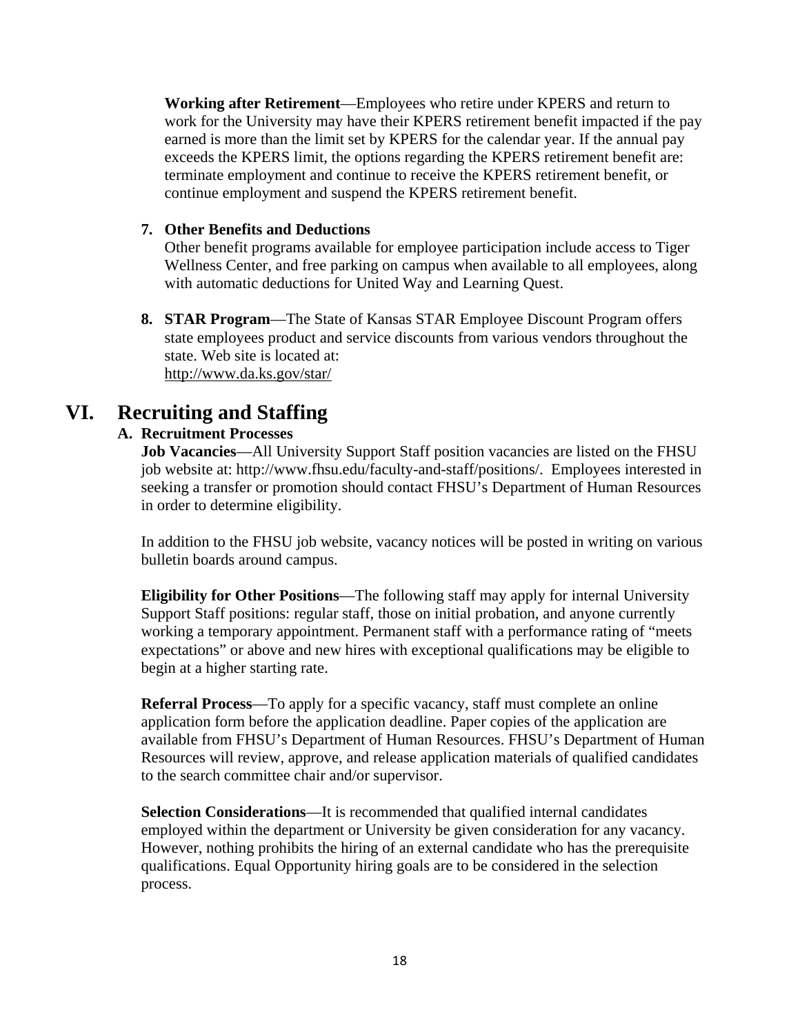**Working after Retirement**—Employees who retire under KPERS and return to work for the University may have their KPERS retirement benefit impacted if the pay earned is more than the limit set by KPERS for the calendar year. If the annual pay exceeds the KPERS limit, the options regarding the KPERS retirement benefit are: terminate employment and continue to receive the KPERS retirement benefit, or continue employment and suspend the KPERS retirement benefit.

7. **Other Benefits and Deductions**
   Other benefit programs available for employee participation include access to Tiger Wellness Center, and free parking on campus when available to all employees, along with automatic deductions for United Way and Learning Quest.

8. **STAR Program**—The State of Kansas STAR Employee Discount Program offers state employees product and service discounts from various vendors throughout the state. Web site is located at:
   http://www.da.ks.gov/star/

# VI. Recruiting and Staffing

## A. Recruitment Processes

**Job Vacancies**—All University Support Staff position vacancies are listed on the FHSU job website at: http://www.fhsu.edu/faculty-and-staff/positions/. Employees interested in seeking a transfer or promotion should contact FHSU's Department of Human Resources in order to determine eligibility.

In addition to the FHSU job website, vacancy notices will be posted in writing on various bulletin boards around campus.

**Eligibility for Other Positions**—The following staff may apply for internal University Support Staff positions: regular staff, those on initial probation, and anyone currently working a temporary appointment. Permanent staff with a performance rating of "meets expectations" or above and new hires with exceptional qualifications may be eligible to begin at a higher starting rate.

**Referral Process**—To apply for a specific vacancy, staff must complete an online application form before the application deadline. Paper copies of the application are available from FHSU's Department of Human Resources. FHSU's Department of Human Resources will review, approve, and release application materials of qualified candidates to the search committee chair and/or supervisor.

**Selection Considerations**—It is recommended that qualified internal candidates employed within the department or University be given consideration for any vacancy. However, nothing prohibits the hiring of an external candidate who has the prerequisite qualifications. Equal Opportunity hiring goals are to be considered in the selection process.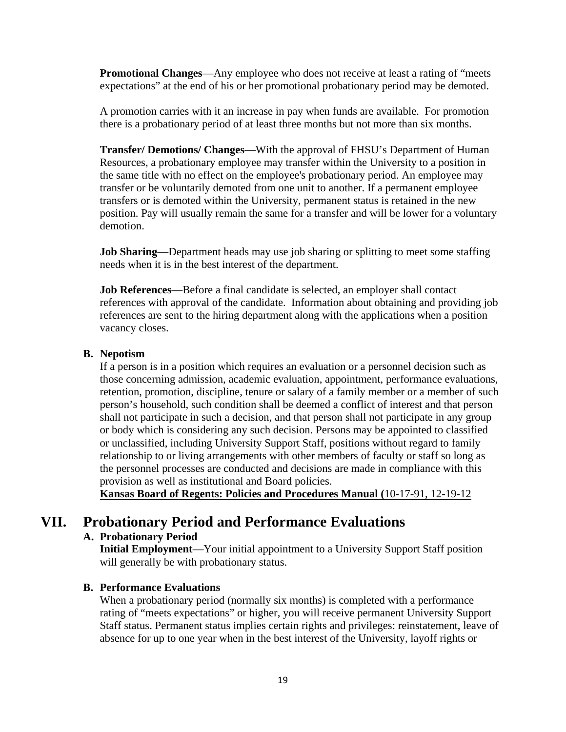**Promotional Changes**—Any employee who does not receive at least a rating of "meets expectations" at the end of his or her promotional probationary period may be demoted.

A promotion carries with it an increase in pay when funds are available. For promotion there is a probationary period of at least three months but not more than six months.

**Transfer/ Demotions/ Changes**—With the approval of FHSU's Department of Human Resources, a probationary employee may transfer within the University to a position in the same title with no effect on the employee's probationary period. An employee may transfer or be voluntarily demoted from one unit to another. If a permanent employee transfers or is demoted within the University, permanent status is retained in the new position. Pay will usually remain the same for a transfer and will be lower for a voluntary demotion.

**Job Sharing**—Department heads may use job sharing or splitting to meet some staffing needs when it is in the best interest of the department.

**Job References**—Before a final candidate is selected, an employer shall contact references with approval of the candidate. Information about obtaining and providing job references are sent to the hiring department along with the applications when a position vacancy closes.

### B. Nepotism

If a person is in a position which requires an evaluation or a personnel decision such as those concerning admission, academic evaluation, appointment, performance evaluations, retention, promotion, discipline, tenure or salary of a family member or a member of such person's household, such condition shall be deemed a conflict of interest and that person shall not participate in such a decision, and that person shall not participate in any group or body which is considering any such decision. Persons may be appointed to classified or unclassified, including University Support Staff, positions without regard to family relationship to or living arrangements with other members of faculty or staff so long as the personnel processes are conducted and decisions are made in compliance with this provision as well as institutional and Board policies.
**Kansas Board of Regents: Policies and Procedures Manual (**10-17-91, 12-19-12

## VII. Probationary Period and Performance Evaluations

### A. Probationary Period

**Initial Employment**—Your initial appointment to a University Support Staff position will generally be with probationary status.

### B. Performance Evaluations

When a probationary period (normally six months) is completed with a performance rating of "meets expectations" or higher, you will receive permanent University Support Staff status. Permanent status implies certain rights and privileges: reinstatement, leave of absence for up to one year when in the best interest of the University, layoff rights or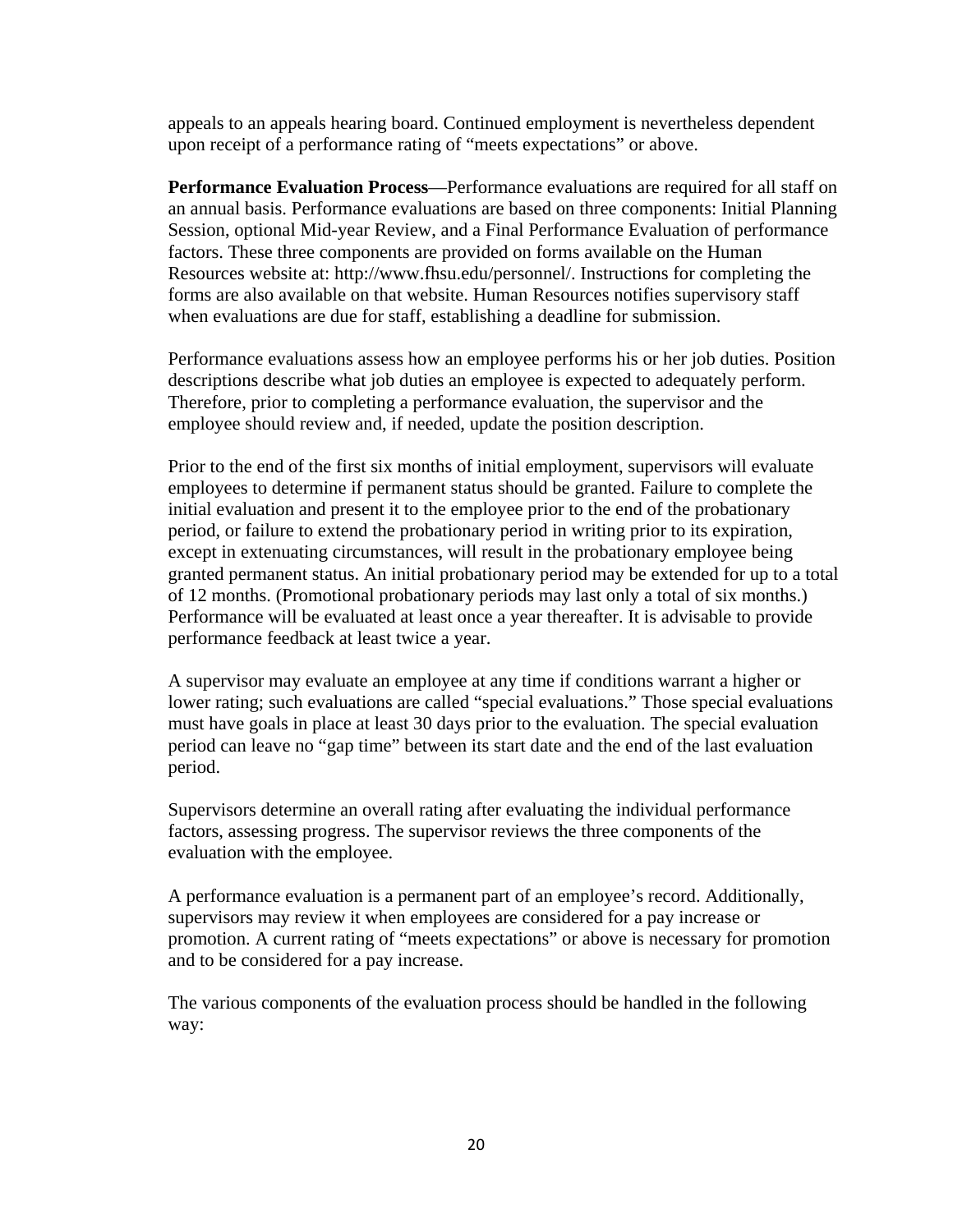appeals to an appeals hearing board. Continued employment is nevertheless dependent upon receipt of a performance rating of "meets expectations" or above.

**Performance Evaluation Process**—Performance evaluations are required for all staff on an annual basis. Performance evaluations are based on three components: Initial Planning Session, optional Mid-year Review, and a Final Performance Evaluation of performance factors. These three components are provided on forms available on the Human Resources website at: http://www.fhsu.edu/personnel/. Instructions for completing the forms are also available on that website. Human Resources notifies supervisory staff when evaluations are due for staff, establishing a deadline for submission.

Performance evaluations assess how an employee performs his or her job duties. Position descriptions describe what job duties an employee is expected to adequately perform. Therefore, prior to completing a performance evaluation, the supervisor and the employee should review and, if needed, update the position description.

Prior to the end of the first six months of initial employment, supervisors will evaluate employees to determine if permanent status should be granted. Failure to complete the initial evaluation and present it to the employee prior to the end of the probationary period, or failure to extend the probationary period in writing prior to its expiration, except in extenuating circumstances, will result in the probationary employee being granted permanent status. An initial probationary period may be extended for up to a total of 12 months. (Promotional probationary periods may last only a total of six months.) Performance will be evaluated at least once a year thereafter. It is advisable to provide performance feedback at least twice a year.

A supervisor may evaluate an employee at any time if conditions warrant a higher or lower rating; such evaluations are called "special evaluations." Those special evaluations must have goals in place at least 30 days prior to the evaluation. The special evaluation period can leave no "gap time" between its start date and the end of the last evaluation period.

Supervisors determine an overall rating after evaluating the individual performance factors, assessing progress. The supervisor reviews the three components of the evaluation with the employee.

A performance evaluation is a permanent part of an employee's record. Additionally, supervisors may review it when employees are considered for a pay increase or promotion. A current rating of "meets expectations" or above is necessary for promotion and to be considered for a pay increase.

The various components of the evaluation process should be handled in the following way: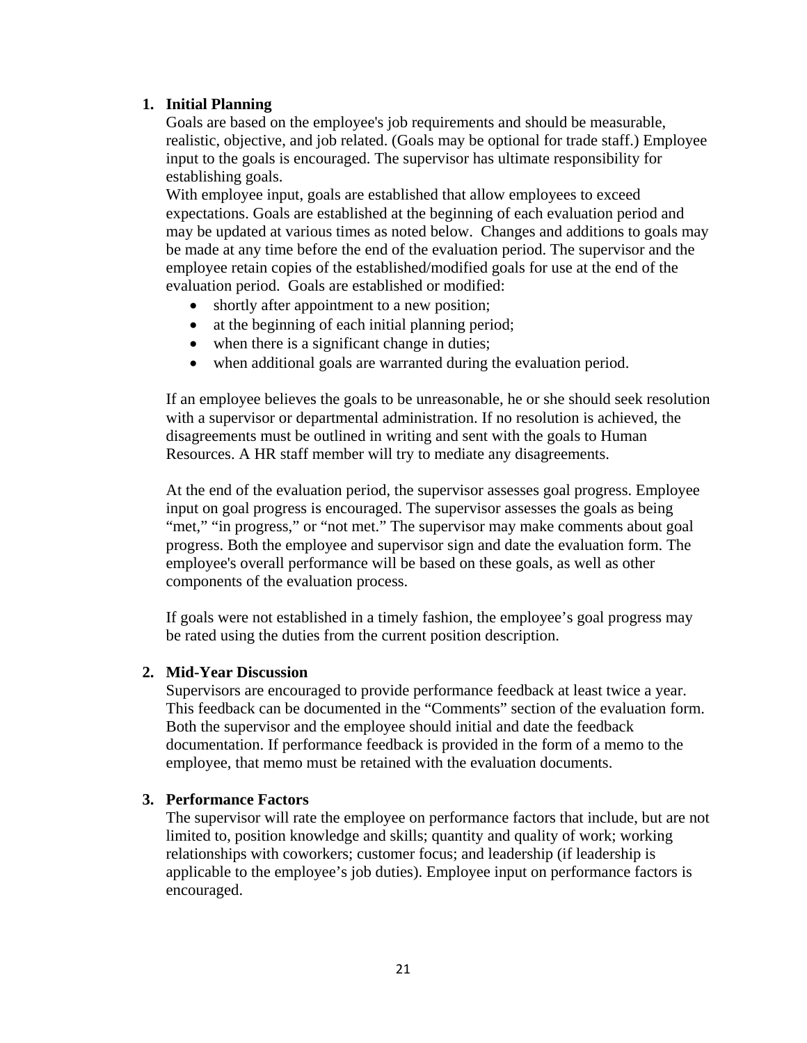1. **Initial Planning**
   Goals are based on the employee's job requirements and should be measurable, realistic, objective, and job related. (Goals may be optional for trade staff.) Employee input to the goals is encouraged. The supervisor has ultimate responsibility for establishing goals.
   With employee input, goals are established that allow employees to exceed expectations. Goals are established at the beginning of each evaluation period and may be updated at various times as noted below. Changes and additions to goals may be made at any time before the end of the evaluation period. The supervisor and the employee retain copies of the established/modified goals for use at the end of the evaluation period. Goals are established or modified:
   - shortly after appointment to a new position;
   - at the beginning of each initial planning period;
   - when there is a significant change in duties;
   - when additional goals are warranted during the evaluation period.

   If an employee believes the goals to be unreasonable, he or she should seek resolution with a supervisor or departmental administration. If no resolution is achieved, the disagreements must be outlined in writing and sent with the goals to Human Resources. A HR staff member will try to mediate any disagreements.

   At the end of the evaluation period, the supervisor assesses goal progress. Employee input on goal progress is encouraged. The supervisor assesses the goals as being "met," "in progress," or "not met." The supervisor may make comments about goal progress. Both the employee and supervisor sign and date the evaluation form. The employee's overall performance will be based on these goals, as well as other components of the evaluation process.

   If goals were not established in a timely fashion, the employee's goal progress may be rated using the duties from the current position description.

2. **Mid-Year Discussion**
   Supervisors are encouraged to provide performance feedback at least twice a year. This feedback can be documented in the "Comments" section of the evaluation form. Both the supervisor and the employee should initial and date the feedback documentation. If performance feedback is provided in the form of a memo to the employee, that memo must be retained with the evaluation documents.

3. **Performance Factors**
   The supervisor will rate the employee on performance factors that include, but are not limited to, position knowledge and skills; quantity and quality of work; working relationships with coworkers; customer focus; and leadership (if leadership is applicable to the employee's job duties). Employee input on performance factors is encouraged.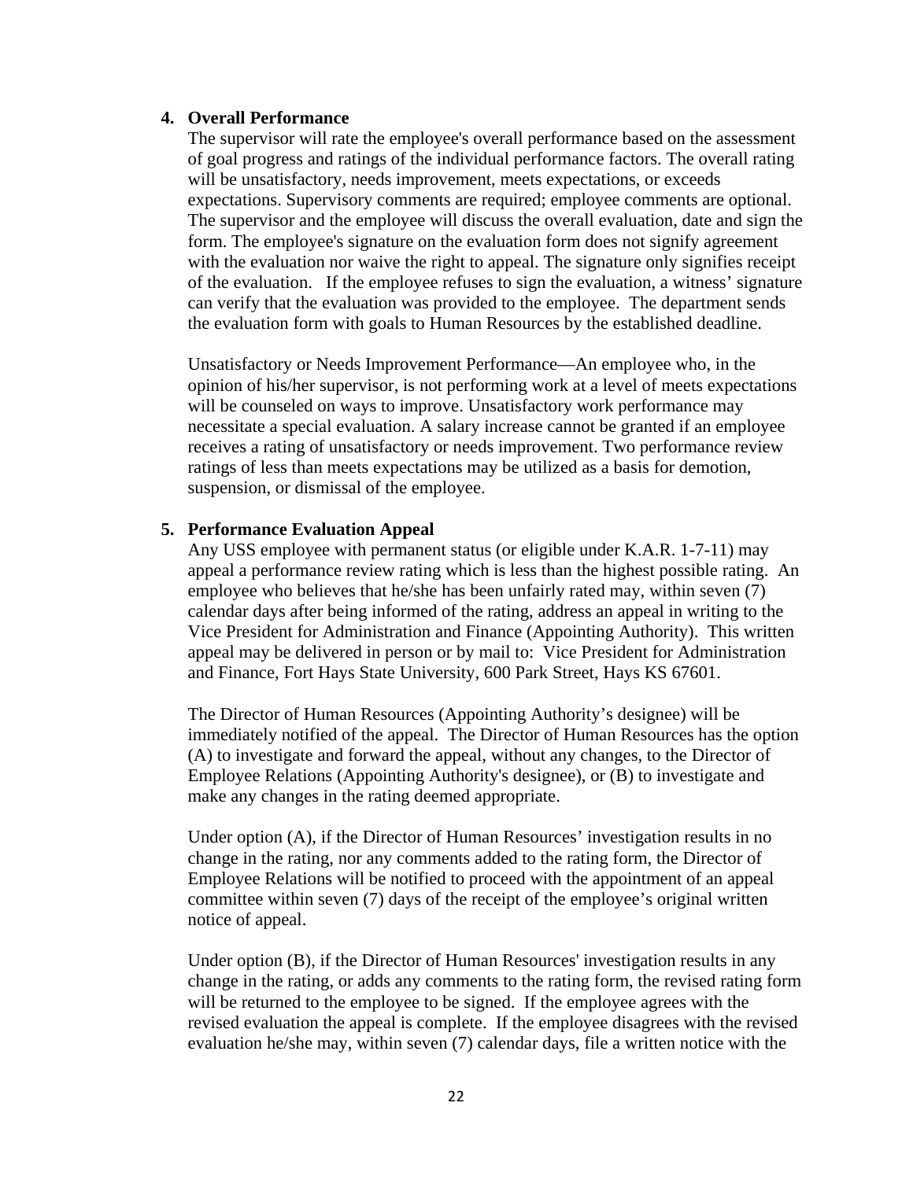4. **Overall Performance**

   The supervisor will rate the employee's overall performance based on the assessment of goal progress and ratings of the individual performance factors. The overall rating will be unsatisfactory, needs improvement, meets expectations, or exceeds expectations. Supervisory comments are required; employee comments are optional. The supervisor and the employee will discuss the overall evaluation, date and sign the form. The employee's signature on the evaluation form does not signify agreement with the evaluation nor waive the right to appeal. The signature only signifies receipt of the evaluation. If the employee refuses to sign the evaluation, a witness' signature can verify that the evaluation was provided to the employee. The department sends the evaluation form with goals to Human Resources by the established deadline.

   Unsatisfactory or Needs Improvement Performance—An employee who, in the opinion of his/her supervisor, is not performing work at a level of meets expectations will be counseled on ways to improve. Unsatisfactory work performance may necessitate a special evaluation. A salary increase cannot be granted if an employee receives a rating of unsatisfactory or needs improvement. Two performance review ratings of less than meets expectations may be utilized as a basis for demotion, suspension, or dismissal of the employee.

5. **Performance Evaluation Appeal**

   Any USS employee with permanent status (or eligible under K.A.R. 1-7-11) may appeal a performance review rating which is less than the highest possible rating. An employee who believes that he/she has been unfairly rated may, within seven (7) calendar days after being informed of the rating, address an appeal in writing to the Vice President for Administration and Finance (Appointing Authority). This written appeal may be delivered in person or by mail to: Vice President for Administration and Finance, Fort Hays State University, 600 Park Street, Hays KS 67601.

   The Director of Human Resources (Appointing Authority's designee) will be immediately notified of the appeal. The Director of Human Resources has the option (A) to investigate and forward the appeal, without any changes, to the Director of Employee Relations (Appointing Authority's designee), or (B) to investigate and make any changes in the rating deemed appropriate.

   Under option (A), if the Director of Human Resources' investigation results in no change in the rating, nor any comments added to the rating form, the Director of Employee Relations will be notified to proceed with the appointment of an appeal committee within seven (7) days of the receipt of the employee's original written notice of appeal.

   Under option (B), if the Director of Human Resources' investigation results in any change in the rating, or adds any comments to the rating form, the revised rating form will be returned to the employee to be signed. If the employee agrees with the revised evaluation the appeal is complete. If the employee disagrees with the revised evaluation he/she may, within seven (7) calendar days, file a written notice with the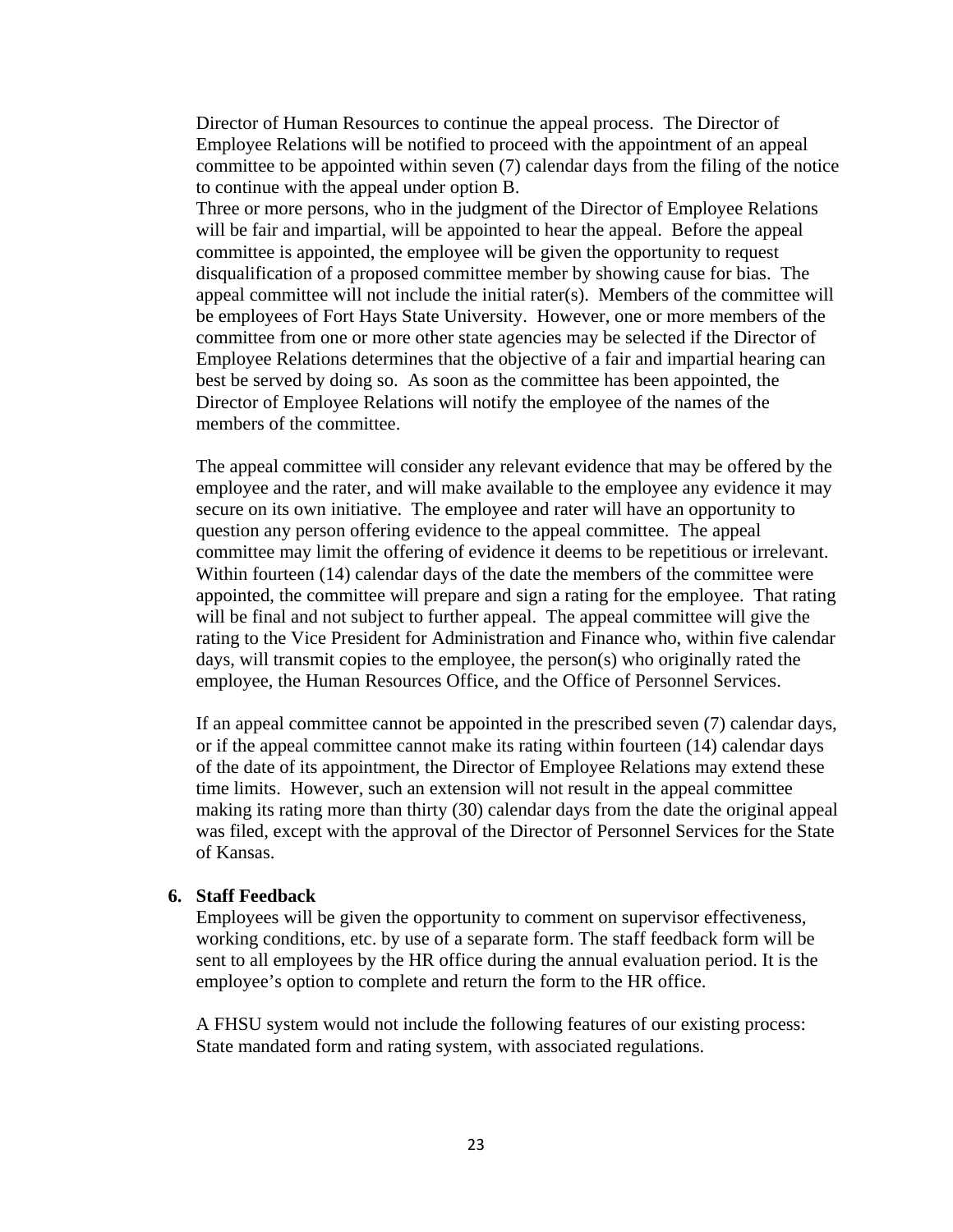Director of Human Resources to continue the appeal process. The Director of Employee Relations will be notified to proceed with the appointment of an appeal committee to be appointed within seven (7) calendar days from the filing of the notice to continue with the appeal under option B.
Three or more persons, who in the judgment of the Director of Employee Relations will be fair and impartial, will be appointed to hear the appeal. Before the appeal committee is appointed, the employee will be given the opportunity to request disqualification of a proposed committee member by showing cause for bias. The appeal committee will not include the initial rater(s). Members of the committee will be employees of Fort Hays State University. However, one or more members of the committee from one or more other state agencies may be selected if the Director of Employee Relations determines that the objective of a fair and impartial hearing can best be served by doing so. As soon as the committee has been appointed, the Director of Employee Relations will notify the employee of the names of the members of the committee.

The appeal committee will consider any relevant evidence that may be offered by the employee and the rater, and will make available to the employee any evidence it may secure on its own initiative. The employee and rater will have an opportunity to question any person offering evidence to the appeal committee. The appeal committee may limit the offering of evidence it deems to be repetitious or irrelevant. Within fourteen (14) calendar days of the date the members of the committee were appointed, the committee will prepare and sign a rating for the employee. That rating will be final and not subject to further appeal. The appeal committee will give the rating to the Vice President for Administration and Finance who, within five calendar days, will transmit copies to the employee, the person(s) who originally rated the employee, the Human Resources Office, and the Office of Personnel Services.

If an appeal committee cannot be appointed in the prescribed seven (7) calendar days, or if the appeal committee cannot make its rating within fourteen (14) calendar days of the date of its appointment, the Director of Employee Relations may extend these time limits. However, such an extension will not result in the appeal committee making its rating more than thirty (30) calendar days from the date the original appeal was filed, except with the approval of the Director of Personnel Services for the State of Kansas.

**6. Staff Feedback**

Employees will be given the opportunity to comment on supervisor effectiveness, working conditions, etc. by use of a separate form. The staff feedback form will be sent to all employees by the HR office during the annual evaluation period. It is the employee's option to complete and return the form to the HR office.

A FHSU system would not include the following features of our existing process: State mandated form and rating system, with associated regulations.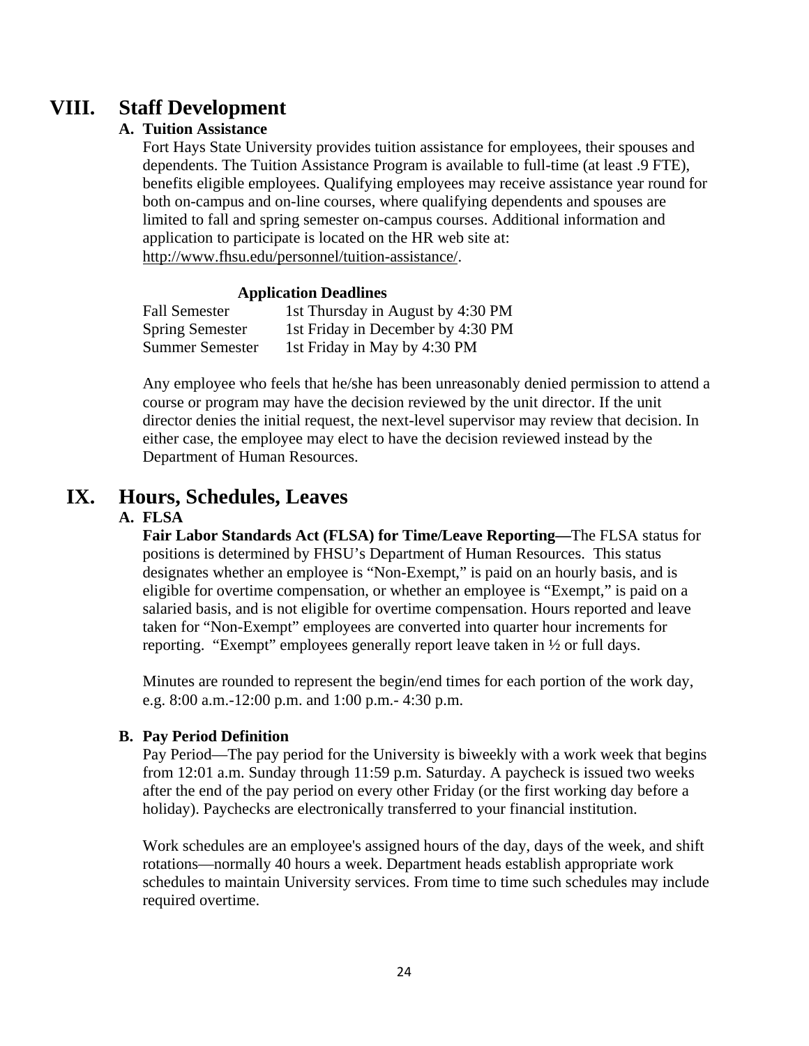# VIII. Staff Development

## A. Tuition Assistance

Fort Hays State University provides tuition assistance for employees, their spouses and dependents. The Tuition Assistance Program is available to full-time (at least .9 FTE), benefits eligible employees. Qualifying employees may receive assistance year round for both on-campus and on-line courses, where qualifying dependents and spouses are limited to fall and spring semester on-campus courses. Additional information and application to participate is located on the HR web site at: http://www.fhsu.edu/personnel/tuition-assistance/.

**Application Deadlines**

| | |
|---|---|
| Fall Semester | 1st Thursday in August by 4:30 PM |
| Spring Semester | 1st Friday in December by 4:30 PM |
| Summer Semester | 1st Friday in May by 4:30 PM |

Any employee who feels that he/she has been unreasonably denied permission to attend a course or program may have the decision reviewed by the unit director. If the unit director denies the initial request, the next-level supervisor may review that decision. In either case, the employee may elect to have the decision reviewed instead by the Department of Human Resources.

# IX. Hours, Schedules, Leaves

## A. FLSA

**Fair Labor Standards Act (FLSA) for Time/Leave Reporting—**The FLSA status for positions is determined by FHSU's Department of Human Resources. This status designates whether an employee is "Non-Exempt," is paid on an hourly basis, and is eligible for overtime compensation, or whether an employee is "Exempt," is paid on a salaried basis, and is not eligible for overtime compensation. Hours reported and leave taken for "Non-Exempt" employees are converted into quarter hour increments for reporting. "Exempt" employees generally report leave taken in ½ or full days.

Minutes are rounded to represent the begin/end times for each portion of the work day, e.g. 8:00 a.m.-12:00 p.m. and 1:00 p.m.- 4:30 p.m.

## B. Pay Period Definition

Pay Period—The pay period for the University is biweekly with a work week that begins from 12:01 a.m. Sunday through 11:59 p.m. Saturday. A paycheck is issued two weeks after the end of the pay period on every other Friday (or the first working day before a holiday). Paychecks are electronically transferred to your financial institution.

Work schedules are an employee's assigned hours of the day, days of the week, and shift rotations—normally 40 hours a week. Department heads establish appropriate work schedules to maintain University services. From time to time such schedules may include required overtime.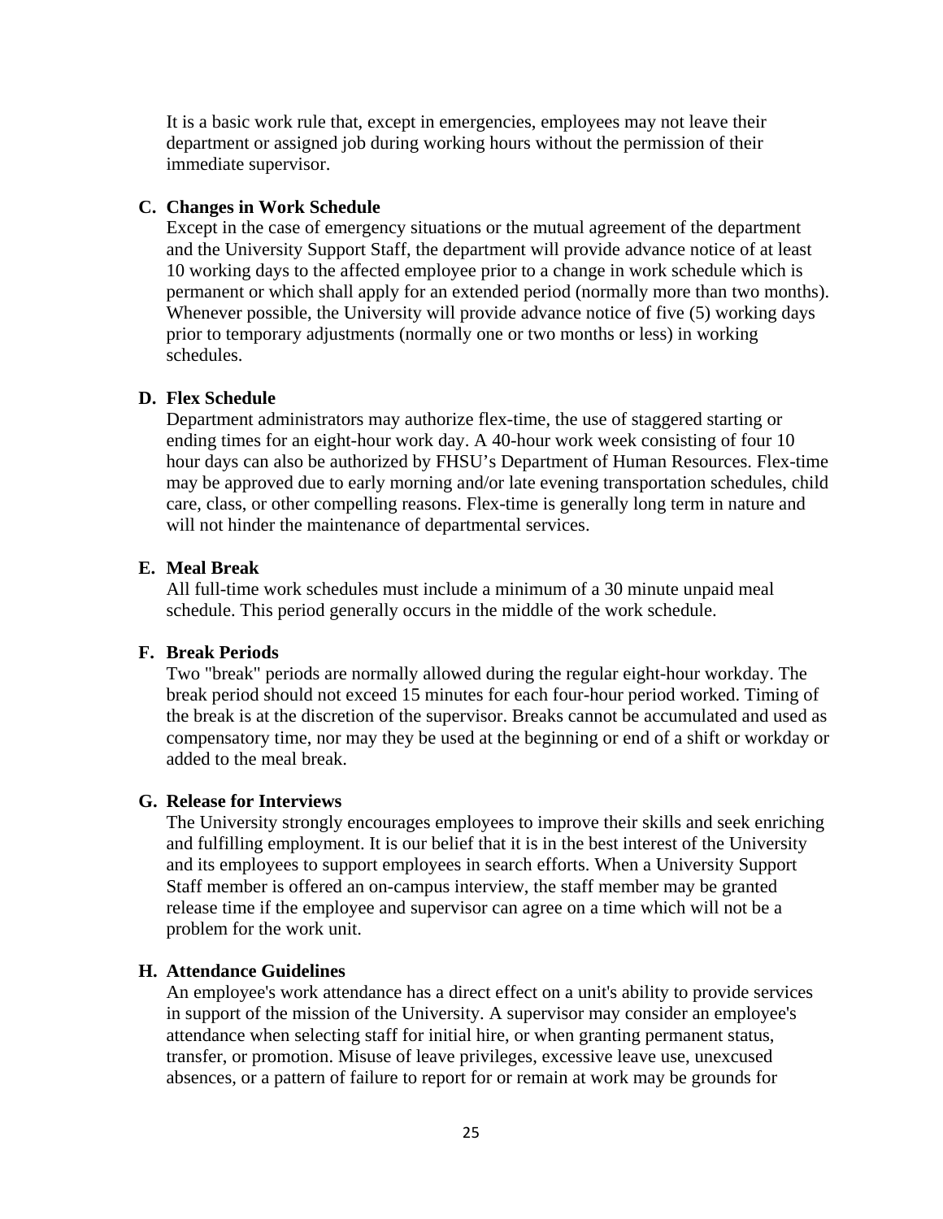It is a basic work rule that, except in emergencies, employees may not leave their department or assigned job during working hours without the permission of their immediate supervisor.

### C. Changes in Work Schedule

Except in the case of emergency situations or the mutual agreement of the department and the University Support Staff, the department will provide advance notice of at least 10 working days to the affected employee prior to a change in work schedule which is permanent or which shall apply for an extended period (normally more than two months). Whenever possible, the University will provide advance notice of five (5) working days prior to temporary adjustments (normally one or two months or less) in working schedules.

### D. Flex Schedule

Department administrators may authorize flex-time, the use of staggered starting or ending times for an eight-hour work day. A 40-hour work week consisting of four 10 hour days can also be authorized by FHSU's Department of Human Resources. Flex-time may be approved due to early morning and/or late evening transportation schedules, child care, class, or other compelling reasons. Flex-time is generally long term in nature and will not hinder the maintenance of departmental services.

### E. Meal Break

All full-time work schedules must include a minimum of a 30 minute unpaid meal schedule. This period generally occurs in the middle of the work schedule.

### F. Break Periods

Two "break" periods are normally allowed during the regular eight-hour workday. The break period should not exceed 15 minutes for each four-hour period worked. Timing of the break is at the discretion of the supervisor. Breaks cannot be accumulated and used as compensatory time, nor may they be used at the beginning or end of a shift or workday or added to the meal break.

### G. Release for Interviews

The University strongly encourages employees to improve their skills and seek enriching and fulfilling employment. It is our belief that it is in the best interest of the University and its employees to support employees in search efforts. When a University Support Staff member is offered an on-campus interview, the staff member may be granted release time if the employee and supervisor can agree on a time which will not be a problem for the work unit.

### H. Attendance Guidelines

An employee's work attendance has a direct effect on a unit's ability to provide services in support of the mission of the University. A supervisor may consider an employee's attendance when selecting staff for initial hire, or when granting permanent status, transfer, or promotion. Misuse of leave privileges, excessive leave use, unexcused absences, or a pattern of failure to report for or remain at work may be grounds for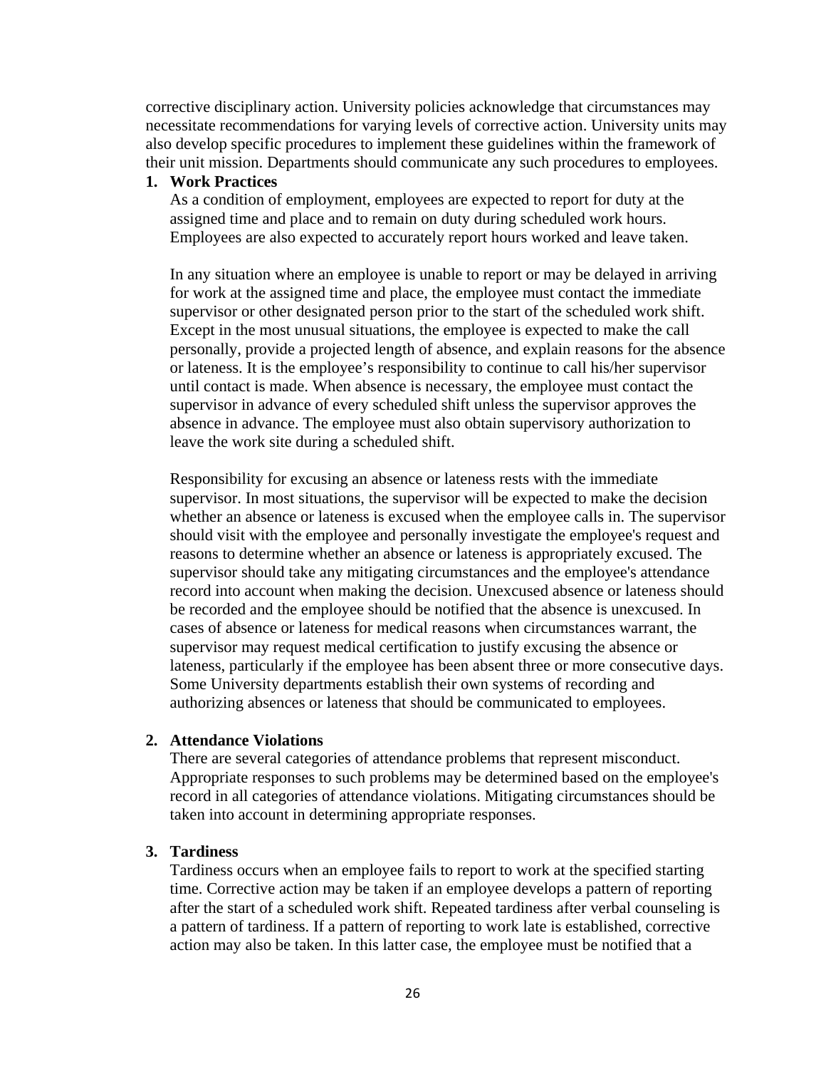corrective disciplinary action. University policies acknowledge that circumstances may necessitate recommendations for varying levels of corrective action. University units may also develop specific procedures to implement these guidelines within the framework of their unit mission. Departments should communicate any such procedures to employees.

1. **Work Practices**

   As a condition of employment, employees are expected to report for duty at the assigned time and place and to remain on duty during scheduled work hours. Employees are also expected to accurately report hours worked and leave taken.

   In any situation where an employee is unable to report or may be delayed in arriving for work at the assigned time and place, the employee must contact the immediate supervisor or other designated person prior to the start of the scheduled work shift. Except in the most unusual situations, the employee is expected to make the call personally, provide a projected length of absence, and explain reasons for the absence or lateness. It is the employee's responsibility to continue to call his/her supervisor until contact is made. When absence is necessary, the employee must contact the supervisor in advance of every scheduled shift unless the supervisor approves the absence in advance. The employee must also obtain supervisory authorization to leave the work site during a scheduled shift.

   Responsibility for excusing an absence or lateness rests with the immediate supervisor. In most situations, the supervisor will be expected to make the decision whether an absence or lateness is excused when the employee calls in. The supervisor should visit with the employee and personally investigate the employee's request and reasons to determine whether an absence or lateness is appropriately excused. The supervisor should take any mitigating circumstances and the employee's attendance record into account when making the decision. Unexcused absence or lateness should be recorded and the employee should be notified that the absence is unexcused. In cases of absence or lateness for medical reasons when circumstances warrant, the supervisor may request medical certification to justify excusing the absence or lateness, particularly if the employee has been absent three or more consecutive days. Some University departments establish their own systems of recording and authorizing absences or lateness that should be communicated to employees.

2. **Attendance Violations**

   There are several categories of attendance problems that represent misconduct. Appropriate responses to such problems may be determined based on the employee's record in all categories of attendance violations. Mitigating circumstances should be taken into account in determining appropriate responses.

3. **Tardiness**

   Tardiness occurs when an employee fails to report to work at the specified starting time. Corrective action may be taken if an employee develops a pattern of reporting after the start of a scheduled work shift. Repeated tardiness after verbal counseling is a pattern of tardiness. If a pattern of reporting to work late is established, corrective action may also be taken. In this latter case, the employee must be notified that a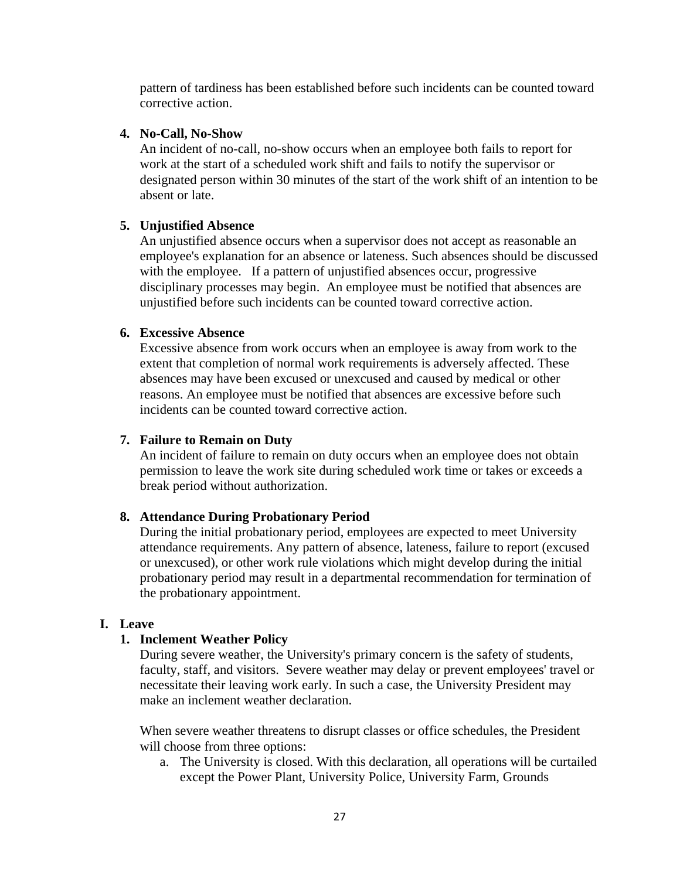pattern of tardiness has been established before such incidents can be counted toward corrective action.

4. **No-Call, No-Show**
   An incident of no-call, no-show occurs when an employee both fails to report for work at the start of a scheduled work shift and fails to notify the supervisor or designated person within 30 minutes of the start of the work shift of an intention to be absent or late.

5. **Unjustified Absence**
   An unjustified absence occurs when a supervisor does not accept as reasonable an employee's explanation for an absence or lateness. Such absences should be discussed with the employee. If a pattern of unjustified absences occur, progressive disciplinary processes may begin. An employee must be notified that absences are unjustified before such incidents can be counted toward corrective action.

6. **Excessive Absence**
   Excessive absence from work occurs when an employee is away from work to the extent that completion of normal work requirements is adversely affected. These absences may have been excused or unexcused and caused by medical or other reasons. An employee must be notified that absences are excessive before such incidents can be counted toward corrective action.

7. **Failure to Remain on Duty**
   An incident of failure to remain on duty occurs when an employee does not obtain permission to leave the work site during scheduled work time or takes or exceeds a break period without authorization.

8. **Attendance During Probationary Period**
   During the initial probationary period, employees are expected to meet University attendance requirements. Any pattern of absence, lateness, failure to report (excused or unexcused), or other work rule violations which might develop during the initial probationary period may result in a departmental recommendation for termination of the probationary appointment.

## I. Leave

1. **Inclement Weather Policy**
   During severe weather, the University's primary concern is the safety of students, faculty, staff, and visitors. Severe weather may delay or prevent employees' travel or necessitate their leaving work early. In such a case, the University President may make an inclement weather declaration.

   When severe weather threatens to disrupt classes or office schedules, the President will choose from three options:

   a. The University is closed. With this declaration, all operations will be curtailed except the Power Plant, University Police, University Farm, Grounds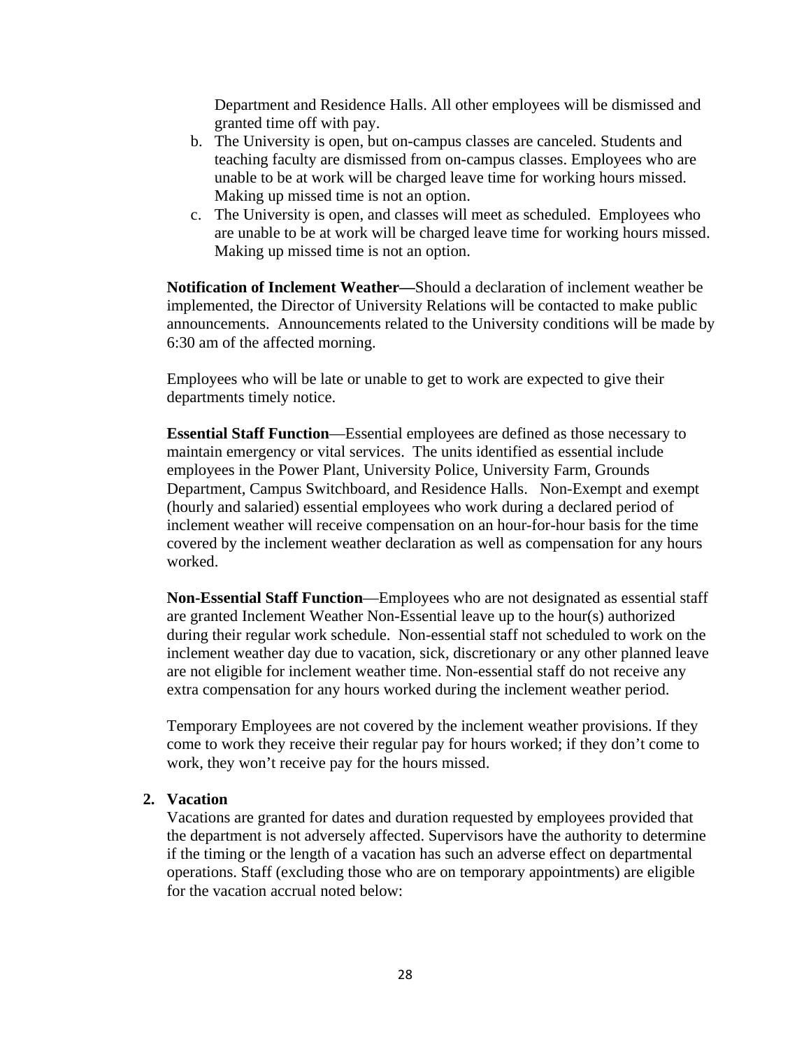Department and Residence Halls. All other employees will be dismissed and granted time off with pay.

b. The University is open, but on-campus classes are canceled. Students and teaching faculty are dismissed from on-campus classes. Employees who are unable to be at work will be charged leave time for working hours missed. Making up missed time is not an option.
c. The University is open, and classes will meet as scheduled. Employees who are unable to be at work will be charged leave time for working hours missed. Making up missed time is not an option.

**Notification of Inclement Weather—**Should a declaration of inclement weather be implemented, the Director of University Relations will be contacted to make public announcements. Announcements related to the University conditions will be made by 6:30 am of the affected morning.

Employees who will be late or unable to get to work are expected to give their departments timely notice.

**Essential Staff Function**—Essential employees are defined as those necessary to maintain emergency or vital services. The units identified as essential include employees in the Power Plant, University Police, University Farm, Grounds Department, Campus Switchboard, and Residence Halls. Non-Exempt and exempt (hourly and salaried) essential employees who work during a declared period of inclement weather will receive compensation on an hour-for-hour basis for the time covered by the inclement weather declaration as well as compensation for any hours worked.

**Non-Essential Staff Function**—Employees who are not designated as essential staff are granted Inclement Weather Non-Essential leave up to the hour(s) authorized during their regular work schedule. Non-essential staff not scheduled to work on the inclement weather day due to vacation, sick, discretionary or any other planned leave are not eligible for inclement weather time. Non-essential staff do not receive any extra compensation for any hours worked during the inclement weather period.

Temporary Employees are not covered by the inclement weather provisions. If they come to work they receive their regular pay for hours worked; if they don't come to work, they won't receive pay for the hours missed.

**2. Vacation**

Vacations are granted for dates and duration requested by employees provided that the department is not adversely affected. Supervisors have the authority to determine if the timing or the length of a vacation has such an adverse effect on departmental operations. Staff (excluding those who are on temporary appointments) are eligible for the vacation accrual noted below: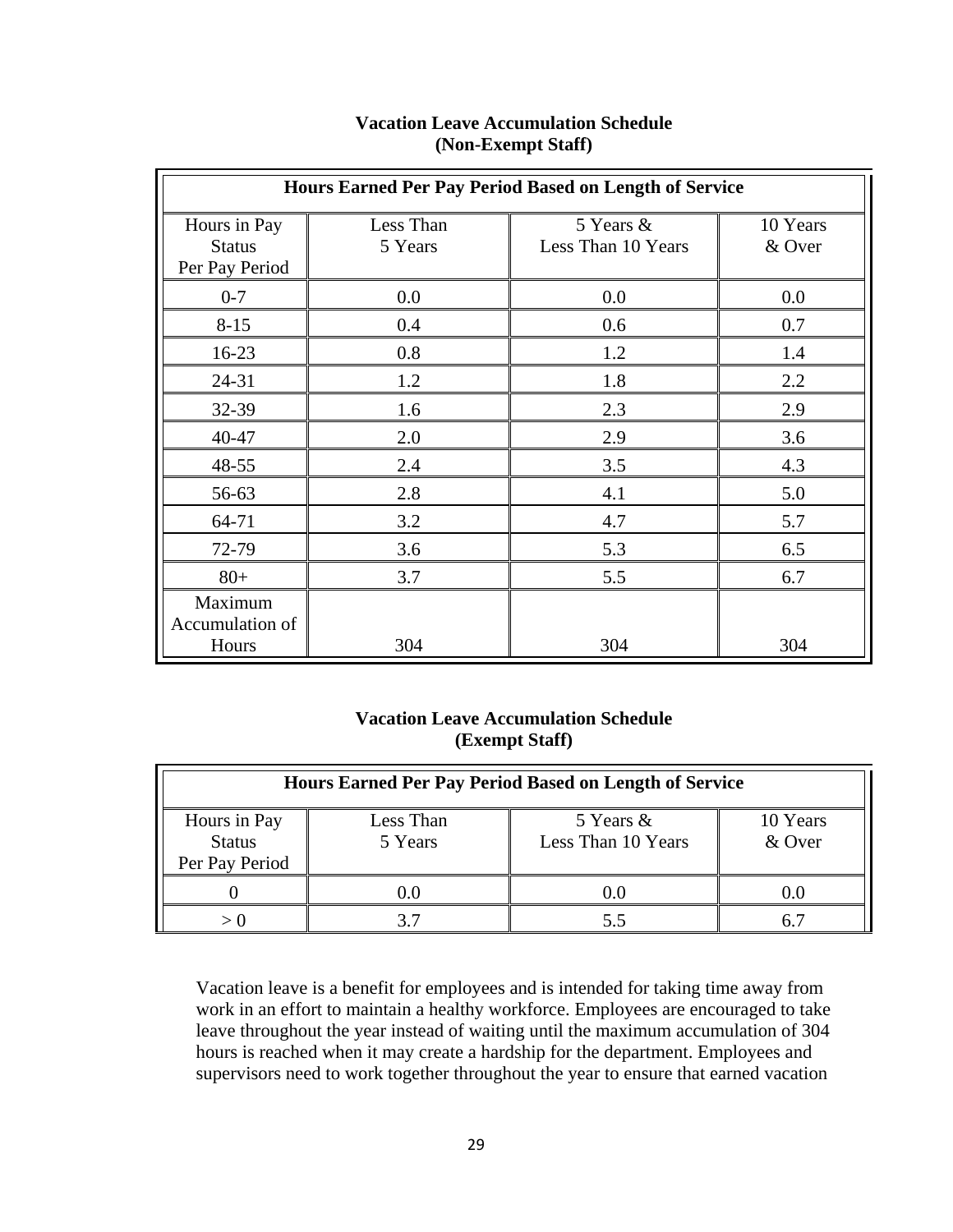**Vacation Leave Accumulation Schedule**
**(Non-Exempt Staff)**

| Hours Earned Per Pay Period Based on Length of Service | | | |
|---|---|---|---|
| Hours in Pay Status Per Pay Period | Less Than 5 Years | 5 Years & Less Than 10 Years | 10 Years & Over |
| 0-7 | 0.0 | 0.0 | 0.0 |
| 8-15 | 0.4 | 0.6 | 0.7 |
| 16-23 | 0.8 | 1.2 | 1.4 |
| 24-31 | 1.2 | 1.8 | 2.2 |
| 32-39 | 1.6 | 2.3 | 2.9 |
| 40-47 | 2.0 | 2.9 | 3.6 |
| 48-55 | 2.4 | 3.5 | 4.3 |
| 56-63 | 2.8 | 4.1 | 5.0 |
| 64-71 | 3.2 | 4.7 | 5.7 |
| 72-79 | 3.6 | 5.3 | 6.5 |
| 80+ | 3.7 | 5.5 | 6.7 |
| Maximum Accumulation of Hours | 304 | 304 | 304 |

**Vacation Leave Accumulation Schedule**
**(Exempt Staff)**

| Hours Earned Per Pay Period Based on Length of Service | | | |
|---|---|---|---|
| Hours in Pay Status Per Pay Period | Less Than 5 Years | 5 Years & Less Than 10 Years | 10 Years & Over |
| 0 | 0.0 | 0.0 | 0.0 |
| > 0 | 3.7 | 5.5 | 6.7 |

Vacation leave is a benefit for employees and is intended for taking time away from work in an effort to maintain a healthy workforce. Employees are encouraged to take leave throughout the year instead of waiting until the maximum accumulation of 304 hours is reached when it may create a hardship for the department. Employees and supervisors need to work together throughout the year to ensure that earned vacation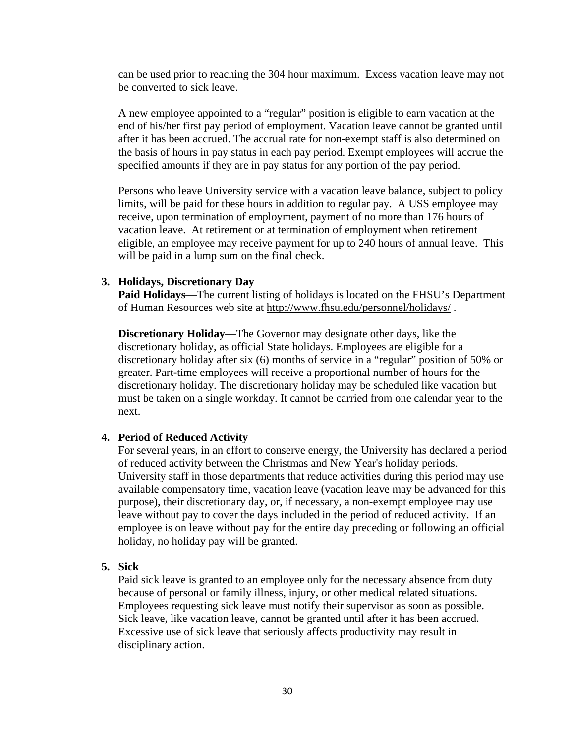can be used prior to reaching the 304 hour maximum. Excess vacation leave may not be converted to sick leave.

A new employee appointed to a "regular" position is eligible to earn vacation at the end of his/her first pay period of employment. Vacation leave cannot be granted until after it has been accrued. The accrual rate for non-exempt staff is also determined on the basis of hours in pay status in each pay period. Exempt employees will accrue the specified amounts if they are in pay status for any portion of the pay period.

Persons who leave University service with a vacation leave balance, subject to policy limits, will be paid for these hours in addition to regular pay. A USS employee may receive, upon termination of employment, payment of no more than 176 hours of vacation leave. At retirement or at termination of employment when retirement eligible, an employee may receive payment for up to 240 hours of annual leave. This will be paid in a lump sum on the final check.

3. **Holidays, Discretionary Day**

   **Paid Holidays**—The current listing of holidays is located on the FHSU's Department of Human Resources web site at http://www.fhsu.edu/personnel/holidays/ .

   **Discretionary Holiday**—The Governor may designate other days, like the discretionary holiday, as official State holidays. Employees are eligible for a discretionary holiday after six (6) months of service in a "regular" position of 50% or greater. Part-time employees will receive a proportional number of hours for the discretionary holiday. The discretionary holiday may be scheduled like vacation but must be taken on a single workday. It cannot be carried from one calendar year to the next.

4. **Period of Reduced Activity**

   For several years, in an effort to conserve energy, the University has declared a period of reduced activity between the Christmas and New Year's holiday periods. University staff in those departments that reduce activities during this period may use available compensatory time, vacation leave (vacation leave may be advanced for this purpose), their discretionary day, or, if necessary, a non-exempt employee may use leave without pay to cover the days included in the period of reduced activity. If an employee is on leave without pay for the entire day preceding or following an official holiday, no holiday pay will be granted.

5. **Sick**

   Paid sick leave is granted to an employee only for the necessary absence from duty because of personal or family illness, injury, or other medical related situations. Employees requesting sick leave must notify their supervisor as soon as possible. Sick leave, like vacation leave, cannot be granted until after it has been accrued. Excessive use of sick leave that seriously affects productivity may result in disciplinary action.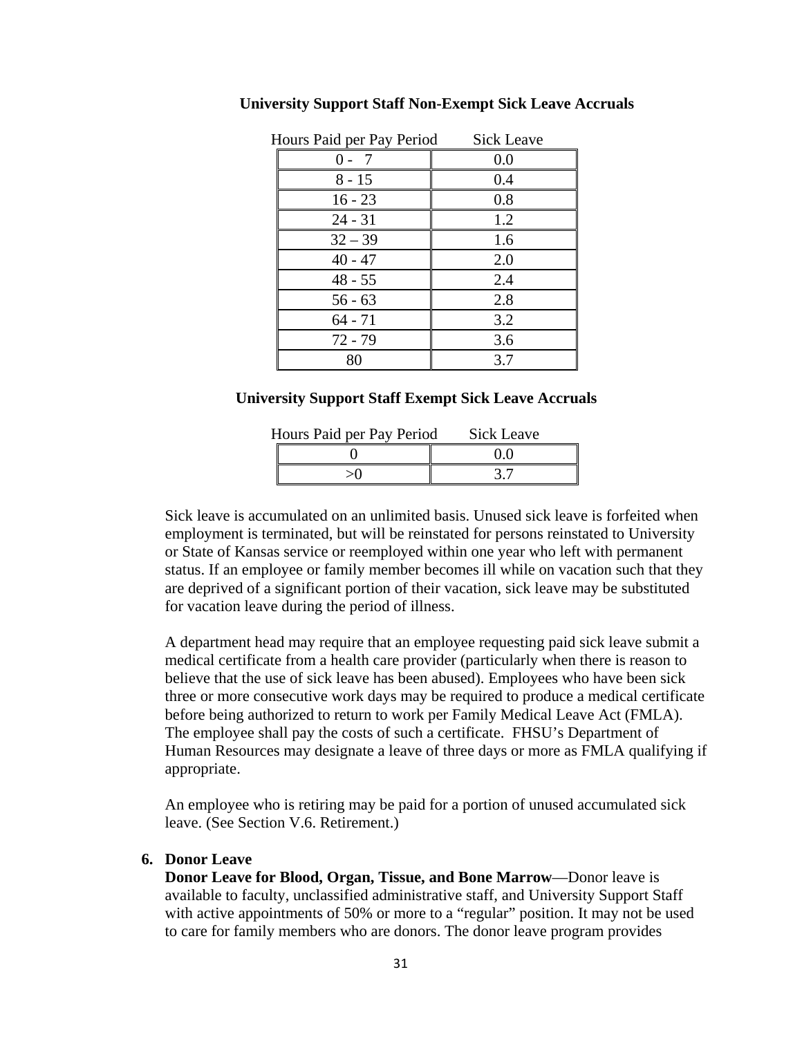**University Support Staff Non-Exempt Sick Leave Accruals**

| Hours Paid per Pay Period | Sick Leave |
|---|---|
| 0 - 7 | 0.0 |
| 8 - 15 | 0.4 |
| 16 - 23 | 0.8 |
| 24 - 31 | 1.2 |
| 32 – 39 | 1.6 |
| 40 - 47 | 2.0 |
| 48 - 55 | 2.4 |
| 56 - 63 | 2.8 |
| 64 - 71 | 3.2 |
| 72 - 79 | 3.6 |
| 80 | 3.7 |

**University Support Staff Exempt Sick Leave Accruals**

| Hours Paid per Pay Period | Sick Leave |
|---|---|
| 0 | 0.0 |
| >0 | 3.7 |

Sick leave is accumulated on an unlimited basis. Unused sick leave is forfeited when employment is terminated, but will be reinstated for persons reinstated to University or State of Kansas service or reemployed within one year who left with permanent status. If an employee or family member becomes ill while on vacation such that they are deprived of a significant portion of their vacation, sick leave may be substituted for vacation leave during the period of illness.

A department head may require that an employee requesting paid sick leave submit a medical certificate from a health care provider (particularly when there is reason to believe that the use of sick leave has been abused). Employees who have been sick three or more consecutive work days may be required to produce a medical certificate before being authorized to return to work per Family Medical Leave Act (FMLA). The employee shall pay the costs of such a certificate. FHSU's Department of Human Resources may designate a leave of three days or more as FMLA qualifying if appropriate.

An employee who is retiring may be paid for a portion of unused accumulated sick leave. (See Section V.6. Retirement.)

**6. Donor Leave**

**Donor Leave for Blood, Organ, Tissue, and Bone Marrow**—Donor leave is available to faculty, unclassified administrative staff, and University Support Staff with active appointments of 50% or more to a "regular" position. It may not be used to care for family members who are donors. The donor leave program provides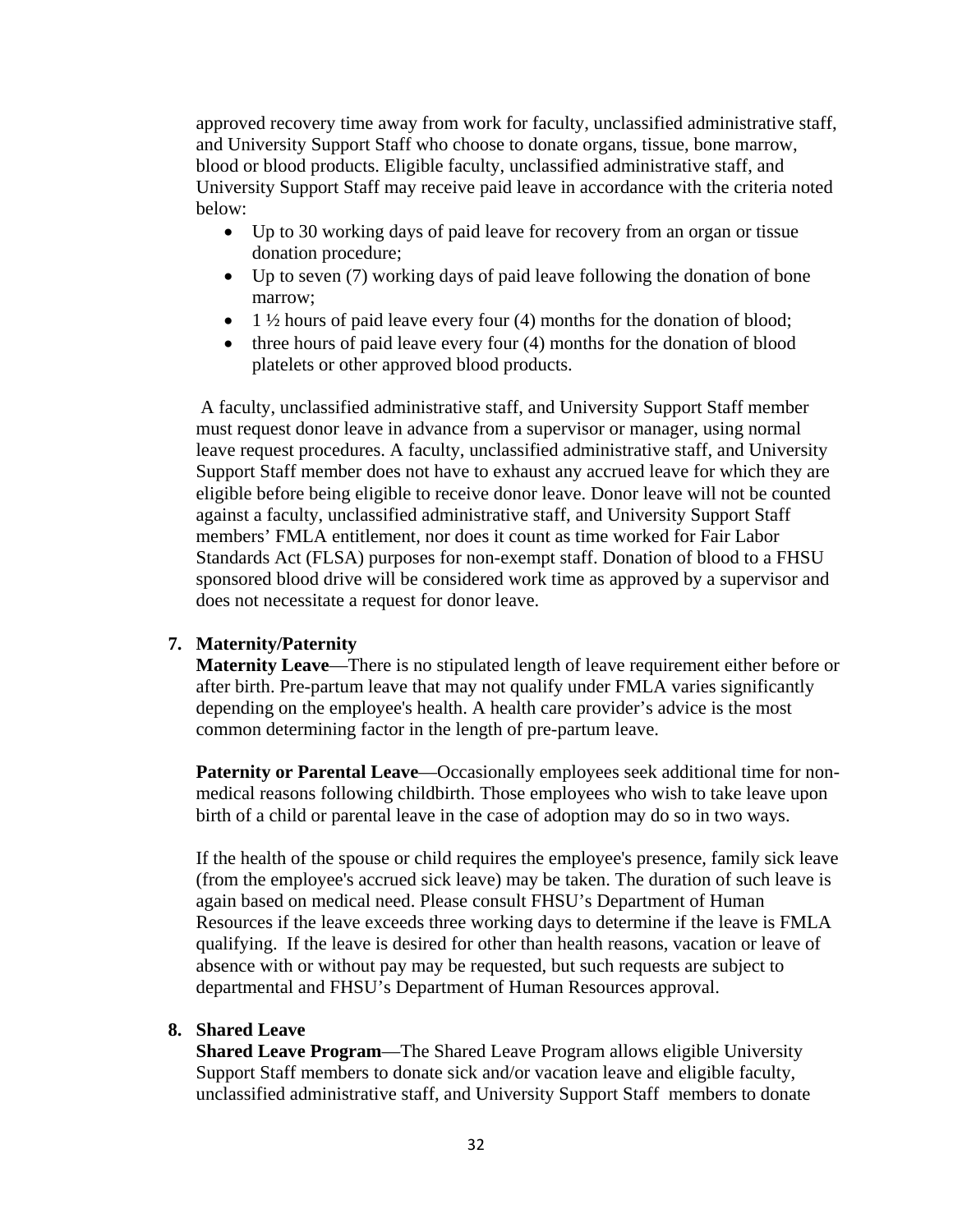approved recovery time away from work for faculty, unclassified administrative staff, and University Support Staff who choose to donate organs, tissue, bone marrow, blood or blood products. Eligible faculty, unclassified administrative staff, and University Support Staff may receive paid leave in accordance with the criteria noted below:

- Up to 30 working days of paid leave for recovery from an organ or tissue donation procedure;
- Up to seven (7) working days of paid leave following the donation of bone marrow;
- 1 ½ hours of paid leave every four (4) months for the donation of blood;
- three hours of paid leave every four (4) months for the donation of blood platelets or other approved blood products.

A faculty, unclassified administrative staff, and University Support Staff member must request donor leave in advance from a supervisor or manager, using normal leave request procedures. A faculty, unclassified administrative staff, and University Support Staff member does not have to exhaust any accrued leave for which they are eligible before being eligible to receive donor leave. Donor leave will not be counted against a faculty, unclassified administrative staff, and University Support Staff members' FMLA entitlement, nor does it count as time worked for Fair Labor Standards Act (FLSA) purposes for non-exempt staff. Donation of blood to a FHSU sponsored blood drive will be considered work time as approved by a supervisor and does not necessitate a request for donor leave.

**7. Maternity/Paternity**

**Maternity Leave**—There is no stipulated length of leave requirement either before or after birth. Pre-partum leave that may not qualify under FMLA varies significantly depending on the employee's health. A health care provider's advice is the most common determining factor in the length of pre-partum leave.

**Paternity or Parental Leave**—Occasionally employees seek additional time for non-medical reasons following childbirth. Those employees who wish to take leave upon birth of a child or parental leave in the case of adoption may do so in two ways.

If the health of the spouse or child requires the employee's presence, family sick leave (from the employee's accrued sick leave) may be taken. The duration of such leave is again based on medical need. Please consult FHSU's Department of Human Resources if the leave exceeds three working days to determine if the leave is FMLA qualifying. If the leave is desired for other than health reasons, vacation or leave of absence with or without pay may be requested, but such requests are subject to departmental and FHSU's Department of Human Resources approval.

**8. Shared Leave**

**Shared Leave Program**—The Shared Leave Program allows eligible University Support Staff members to donate sick and/or vacation leave and eligible faculty, unclassified administrative staff, and University Support Staff members to donate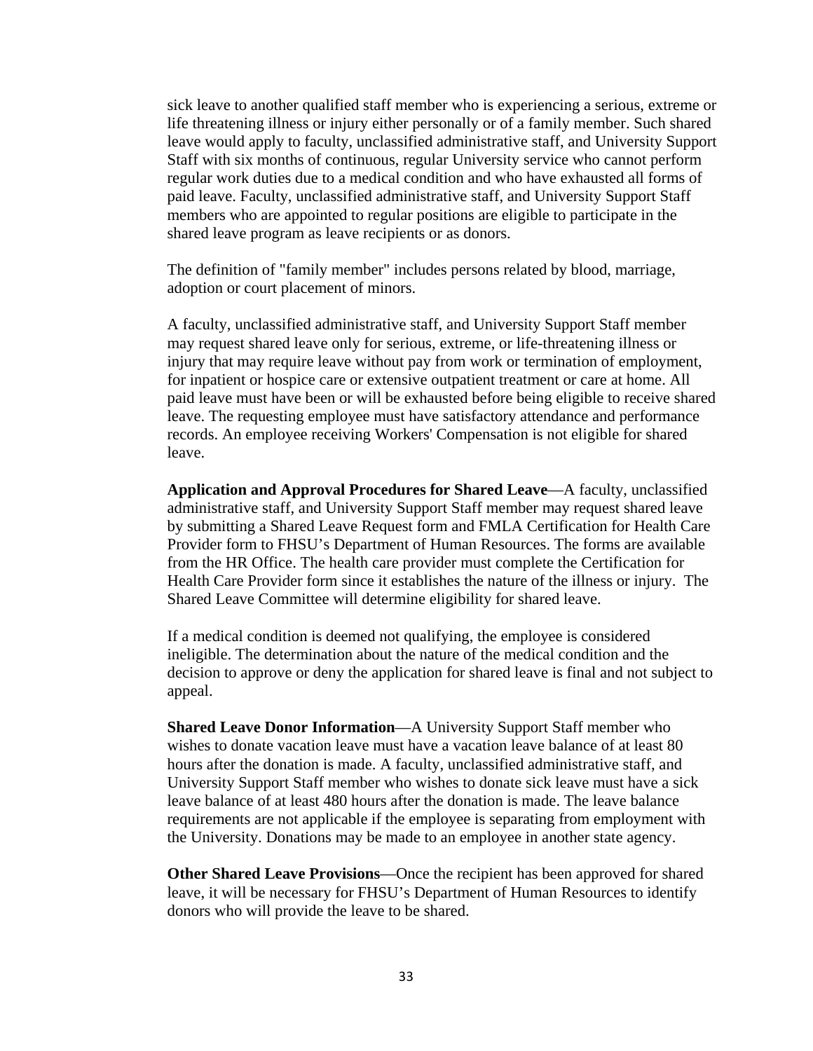sick leave to another qualified staff member who is experiencing a serious, extreme or life threatening illness or injury either personally or of a family member. Such shared leave would apply to faculty, unclassified administrative staff, and University Support Staff with six months of continuous, regular University service who cannot perform regular work duties due to a medical condition and who have exhausted all forms of paid leave. Faculty, unclassified administrative staff, and University Support Staff members who are appointed to regular positions are eligible to participate in the shared leave program as leave recipients or as donors.

The definition of "family member" includes persons related by blood, marriage, adoption or court placement of minors.

A faculty, unclassified administrative staff, and University Support Staff member may request shared leave only for serious, extreme, or life-threatening illness or injury that may require leave without pay from work or termination of employment, for inpatient or hospice care or extensive outpatient treatment or care at home. All paid leave must have been or will be exhausted before being eligible to receive shared leave. The requesting employee must have satisfactory attendance and performance records. An employee receiving Workers' Compensation is not eligible for shared leave.

**Application and Approval Procedures for Shared Leave**—A faculty, unclassified administrative staff, and University Support Staff member may request shared leave by submitting a Shared Leave Request form and FMLA Certification for Health Care Provider form to FHSU's Department of Human Resources. The forms are available from the HR Office. The health care provider must complete the Certification for Health Care Provider form since it establishes the nature of the illness or injury. The Shared Leave Committee will determine eligibility for shared leave.

If a medical condition is deemed not qualifying, the employee is considered ineligible. The determination about the nature of the medical condition and the decision to approve or deny the application for shared leave is final and not subject to appeal.

**Shared Leave Donor Information**—A University Support Staff member who wishes to donate vacation leave must have a vacation leave balance of at least 80 hours after the donation is made. A faculty, unclassified administrative staff, and University Support Staff member who wishes to donate sick leave must have a sick leave balance of at least 480 hours after the donation is made. The leave balance requirements are not applicable if the employee is separating from employment with the University. Donations may be made to an employee in another state agency.

**Other Shared Leave Provisions**—Once the recipient has been approved for shared leave, it will be necessary for FHSU's Department of Human Resources to identify donors who will provide the leave to be shared.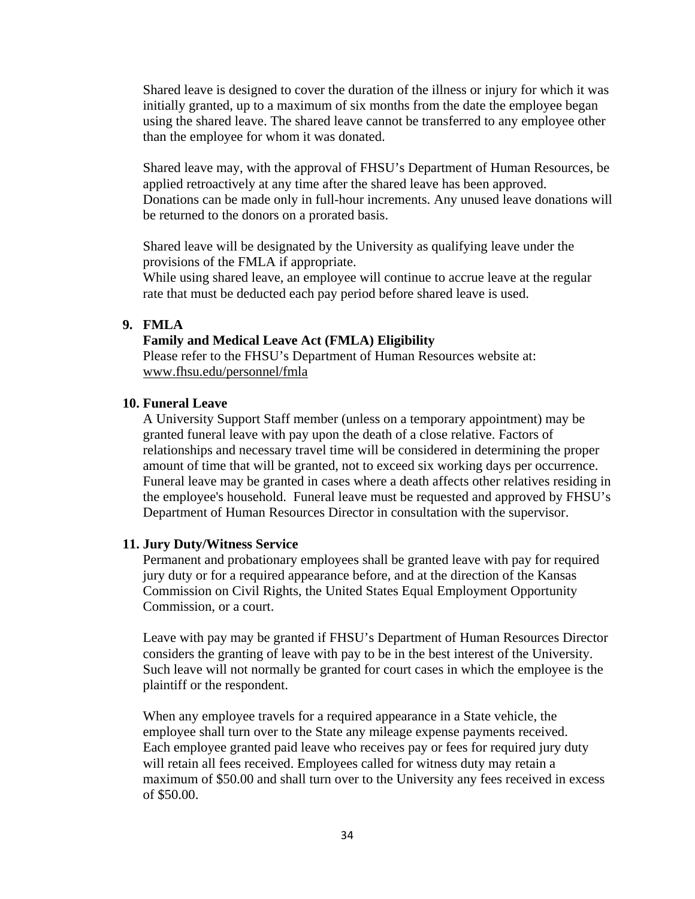Shared leave is designed to cover the duration of the illness or injury for which it was initially granted, up to a maximum of six months from the date the employee began using the shared leave. The shared leave cannot be transferred to any employee other than the employee for whom it was donated.

Shared leave may, with the approval of FHSU's Department of Human Resources, be applied retroactively at any time after the shared leave has been approved. Donations can be made only in full-hour increments. Any unused leave donations will be returned to the donors on a prorated basis.

Shared leave will be designated by the University as qualifying leave under the provisions of the FMLA if appropriate.
While using shared leave, an employee will continue to accrue leave at the regular rate that must be deducted each pay period before shared leave is used.

**9. FMLA**

**Family and Medical Leave Act (FMLA) Eligibility**

Please refer to the FHSU's Department of Human Resources website at: www.fhsu.edu/personnel/fmla

**10. Funeral Leave**

A University Support Staff member (unless on a temporary appointment) may be granted funeral leave with pay upon the death of a close relative. Factors of relationships and necessary travel time will be considered in determining the proper amount of time that will be granted, not to exceed six working days per occurrence. Funeral leave may be granted in cases where a death affects other relatives residing in the employee's household. Funeral leave must be requested and approved by FHSU's Department of Human Resources Director in consultation with the supervisor.

**11. Jury Duty/Witness Service**

Permanent and probationary employees shall be granted leave with pay for required jury duty or for a required appearance before, and at the direction of the Kansas Commission on Civil Rights, the United States Equal Employment Opportunity Commission, or a court.

Leave with pay may be granted if FHSU's Department of Human Resources Director considers the granting of leave with pay to be in the best interest of the University. Such leave will not normally be granted for court cases in which the employee is the plaintiff or the respondent.

When any employee travels for a required appearance in a State vehicle, the employee shall turn over to the State any mileage expense payments received.
Each employee granted paid leave who receives pay or fees for required jury duty will retain all fees received. Employees called for witness duty may retain a maximum of $50.00 and shall turn over to the University any fees received in excess of $50.00.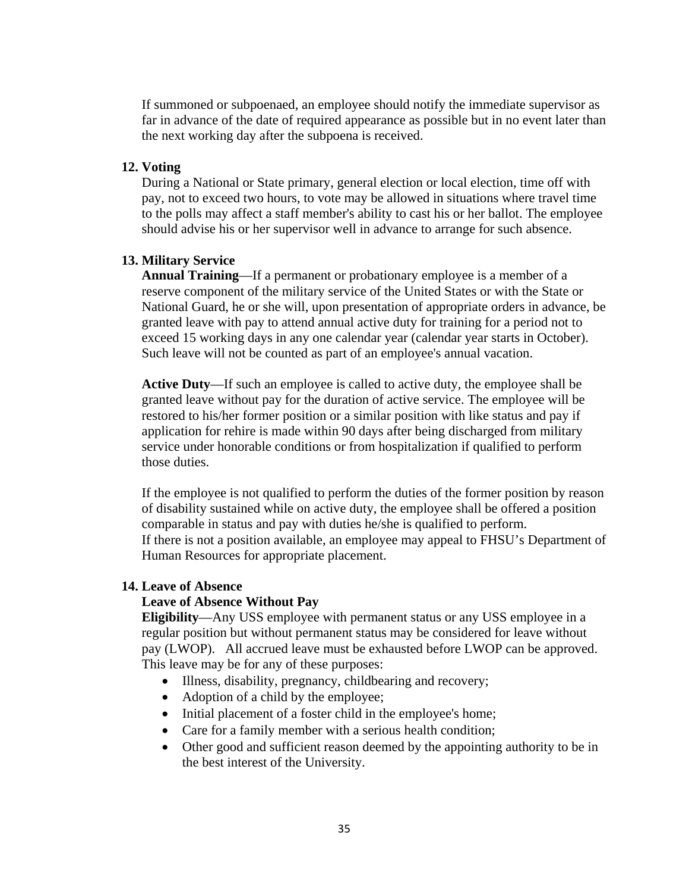If summoned or subpoenaed, an employee should notify the immediate supervisor as far in advance of the date of required appearance as possible but in no event later than the next working day after the subpoena is received.

**12. Voting**

During a National or State primary, general election or local election, time off with pay, not to exceed two hours, to vote may be allowed in situations where travel time to the polls may affect a staff member's ability to cast his or her ballot. The employee should advise his or her supervisor well in advance to arrange for such absence.

**13. Military Service**

**Annual Training**—If a permanent or probationary employee is a member of a reserve component of the military service of the United States or with the State or National Guard, he or she will, upon presentation of appropriate orders in advance, be granted leave with pay to attend annual active duty for training for a period not to exceed 15 working days in any one calendar year (calendar year starts in October). Such leave will not be counted as part of an employee's annual vacation.

**Active Duty**—If such an employee is called to active duty, the employee shall be granted leave without pay for the duration of active service. The employee will be restored to his/her former position or a similar position with like status and pay if application for rehire is made within 90 days after being discharged from military service under honorable conditions or from hospitalization if qualified to perform those duties.

If the employee is not qualified to perform the duties of the former position by reason of disability sustained while on active duty, the employee shall be offered a position comparable in status and pay with duties he/she is qualified to perform.
If there is not a position available, an employee may appeal to FHSU's Department of Human Resources for appropriate placement.

**14. Leave of Absence**

**Leave of Absence Without Pay**

**Eligibility**—Any USS employee with permanent status or any USS employee in a regular position but without permanent status may be considered for leave without pay (LWOP). All accrued leave must be exhausted before LWOP can be approved. This leave may be for any of these purposes:

- Illness, disability, pregnancy, childbearing and recovery;
- Adoption of a child by the employee;
- Initial placement of a foster child in the employee's home;
- Care for a family member with a serious health condition;
- Other good and sufficient reason deemed by the appointing authority to be in the best interest of the University.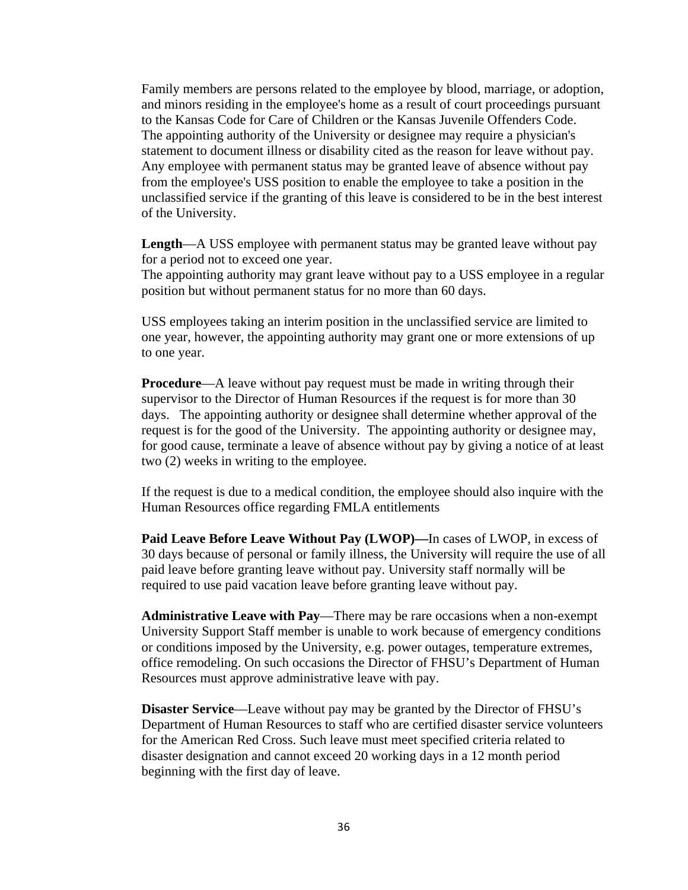Family members are persons related to the employee by blood, marriage, or adoption, and minors residing in the employee's home as a result of court proceedings pursuant to the Kansas Code for Care of Children or the Kansas Juvenile Offenders Code. The appointing authority of the University or designee may require a physician's statement to document illness or disability cited as the reason for leave without pay. Any employee with permanent status may be granted leave of absence without pay from the employee's USS position to enable the employee to take a position in the unclassified service if the granting of this leave is considered to be in the best interest of the University.

**Length**—A USS employee with permanent status may be granted leave without pay for a period not to exceed one year.
The appointing authority may grant leave without pay to a USS employee in a regular position but without permanent status for no more than 60 days.

USS employees taking an interim position in the unclassified service are limited to one year, however, the appointing authority may grant one or more extensions of up to one year.

**Procedure**—A leave without pay request must be made in writing through their supervisor to the Director of Human Resources if the request is for more than 30 days. The appointing authority or designee shall determine whether approval of the request is for the good of the University. The appointing authority or designee may, for good cause, terminate a leave of absence without pay by giving a notice of at least two (2) weeks in writing to the employee.

If the request is due to a medical condition, the employee should also inquire with the Human Resources office regarding FMLA entitlements

**Paid Leave Before Leave Without Pay (LWOP)—**In cases of LWOP, in excess of 30 days because of personal or family illness, the University will require the use of all paid leave before granting leave without pay. University staff normally will be required to use paid vacation leave before granting leave without pay.

**Administrative Leave with Pay**—There may be rare occasions when a non-exempt University Support Staff member is unable to work because of emergency conditions or conditions imposed by the University, e.g. power outages, temperature extremes, office remodeling. On such occasions the Director of FHSU's Department of Human Resources must approve administrative leave with pay.

**Disaster Service**—Leave without pay may be granted by the Director of FHSU's Department of Human Resources to staff who are certified disaster service volunteers for the American Red Cross. Such leave must meet specified criteria related to disaster designation and cannot exceed 20 working days in a 12 month period beginning with the first day of leave.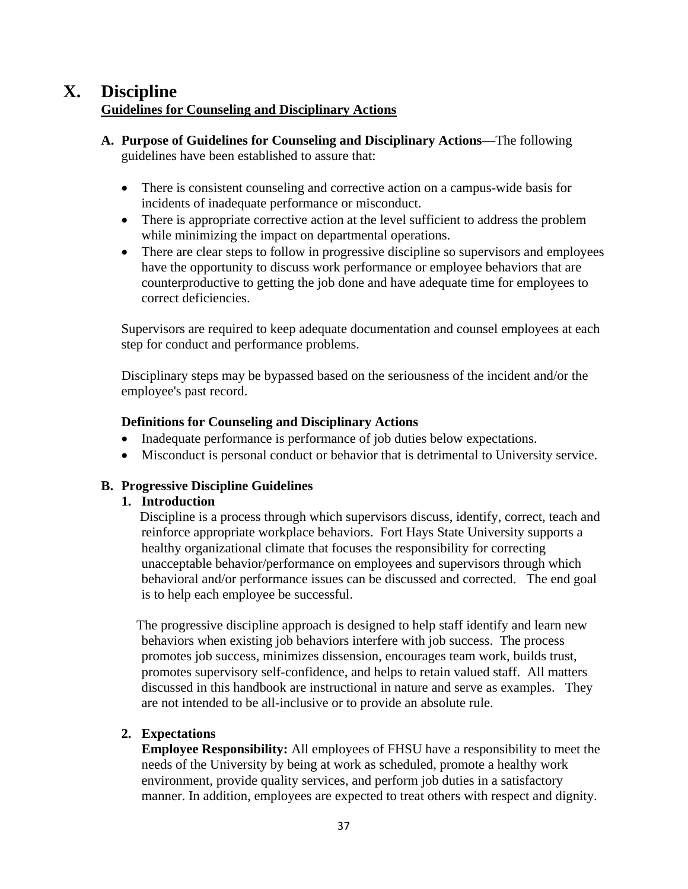# X. Discipline

**Guidelines for Counseling and Disciplinary Actions**

**A. Purpose of Guidelines for Counseling and Disciplinary Actions**—The following guidelines have been established to assure that:

- There is consistent counseling and corrective action on a campus-wide basis for incidents of inadequate performance or misconduct.
- There is appropriate corrective action at the level sufficient to address the problem while minimizing the impact on departmental operations.
- There are clear steps to follow in progressive discipline so supervisors and employees have the opportunity to discuss work performance or employee behaviors that are counterproductive to getting the job done and have adequate time for employees to correct deficiencies.

Supervisors are required to keep adequate documentation and counsel employees at each step for conduct and performance problems.

Disciplinary steps may be bypassed based on the seriousness of the incident and/or the employee's past record.

**Definitions for Counseling and Disciplinary Actions**

- Inadequate performance is performance of job duties below expectations.
- Misconduct is personal conduct or behavior that is detrimental to University service.

**B. Progressive Discipline Guidelines**

**1. Introduction**

Discipline is a process through which supervisors discuss, identify, correct, teach and reinforce appropriate workplace behaviors. Fort Hays State University supports a healthy organizational climate that focuses the responsibility for correcting unacceptable behavior/performance on employees and supervisors through which behavioral and/or performance issues can be discussed and corrected. The end goal is to help each employee be successful.

The progressive discipline approach is designed to help staff identify and learn new behaviors when existing job behaviors interfere with job success. The process promotes job success, minimizes dissension, encourages team work, builds trust, promotes supervisory self-confidence, and helps to retain valued staff. All matters discussed in this handbook are instructional in nature and serve as examples. They are not intended to be all-inclusive or to provide an absolute rule.

**2. Expectations**

**Employee Responsibility:** All employees of FHSU have a responsibility to meet the needs of the University by being at work as scheduled, promote a healthy work environment, provide quality services, and perform job duties in a satisfactory manner. In addition, employees are expected to treat others with respect and dignity.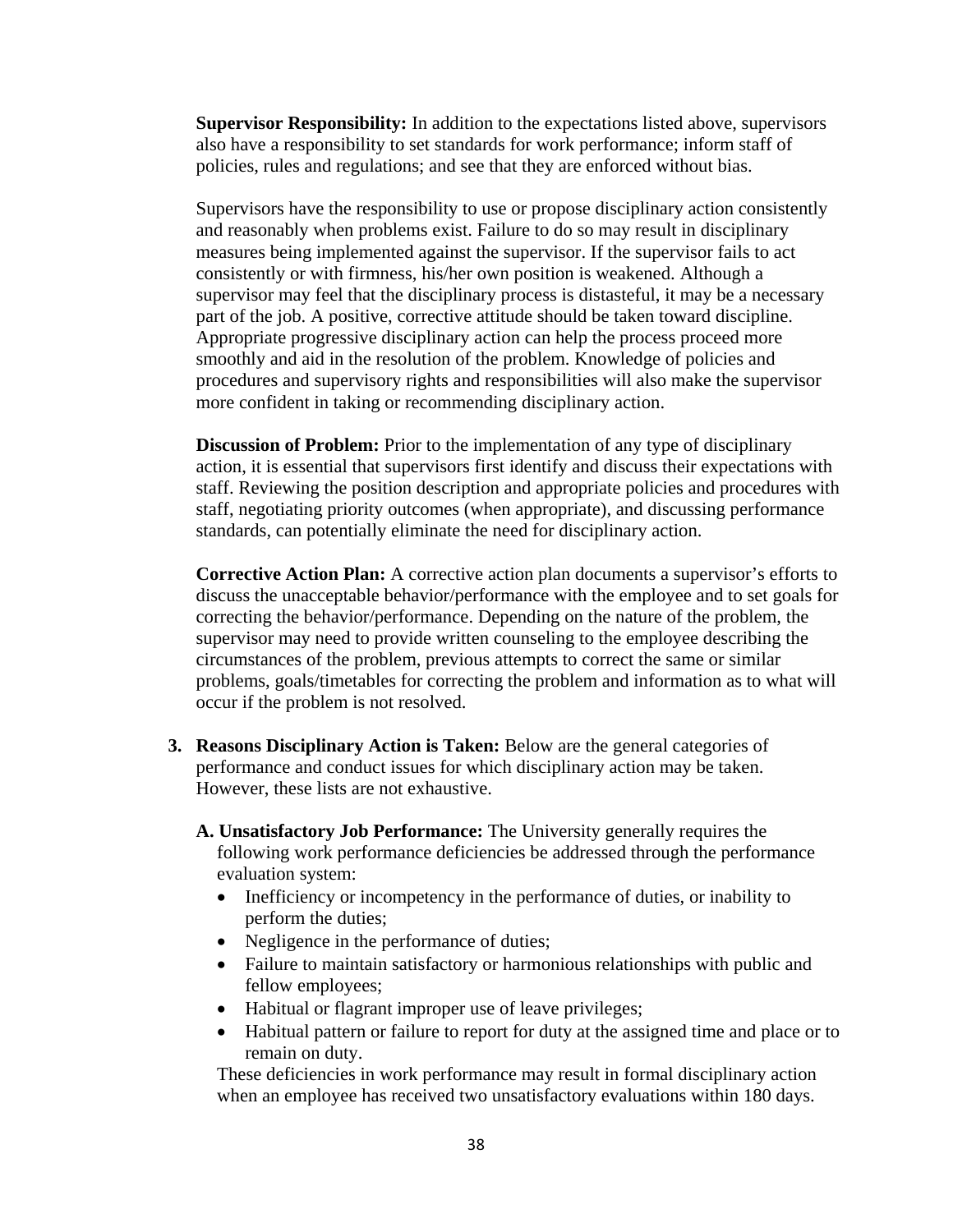**Supervisor Responsibility:** In addition to the expectations listed above, supervisors also have a responsibility to set standards for work performance; inform staff of policies, rules and regulations; and see that they are enforced without bias.

Supervisors have the responsibility to use or propose disciplinary action consistently and reasonably when problems exist. Failure to do so may result in disciplinary measures being implemented against the supervisor. If the supervisor fails to act consistently or with firmness, his/her own position is weakened. Although a supervisor may feel that the disciplinary process is distasteful, it may be a necessary part of the job. A positive, corrective attitude should be taken toward discipline. Appropriate progressive disciplinary action can help the process proceed more smoothly and aid in the resolution of the problem. Knowledge of policies and procedures and supervisory rights and responsibilities will also make the supervisor more confident in taking or recommending disciplinary action.

**Discussion of Problem:** Prior to the implementation of any type of disciplinary action, it is essential that supervisors first identify and discuss their expectations with staff. Reviewing the position description and appropriate policies and procedures with staff, negotiating priority outcomes (when appropriate), and discussing performance standards, can potentially eliminate the need for disciplinary action.

**Corrective Action Plan:** A corrective action plan documents a supervisor's efforts to discuss the unacceptable behavior/performance with the employee and to set goals for correcting the behavior/performance. Depending on the nature of the problem, the supervisor may need to provide written counseling to the employee describing the circumstances of the problem, previous attempts to correct the same or similar problems, goals/timetables for correcting the problem and information as to what will occur if the problem is not resolved.

3. **Reasons Disciplinary Action is Taken:** Below are the general categories of performance and conduct issues for which disciplinary action may be taken. However, these lists are not exhaustive.

   **A. Unsatisfactory Job Performance:** The University generally requires the following work performance deficiencies be addressed through the performance evaluation system:

   - Inefficiency or incompetency in the performance of duties, or inability to perform the duties;
   - Negligence in the performance of duties;
   - Failure to maintain satisfactory or harmonious relationships with public and fellow employees;
   - Habitual or flagrant improper use of leave privileges;
   - Habitual pattern or failure to report for duty at the assigned time and place or to remain on duty.

   These deficiencies in work performance may result in formal disciplinary action when an employee has received two unsatisfactory evaluations within 180 days.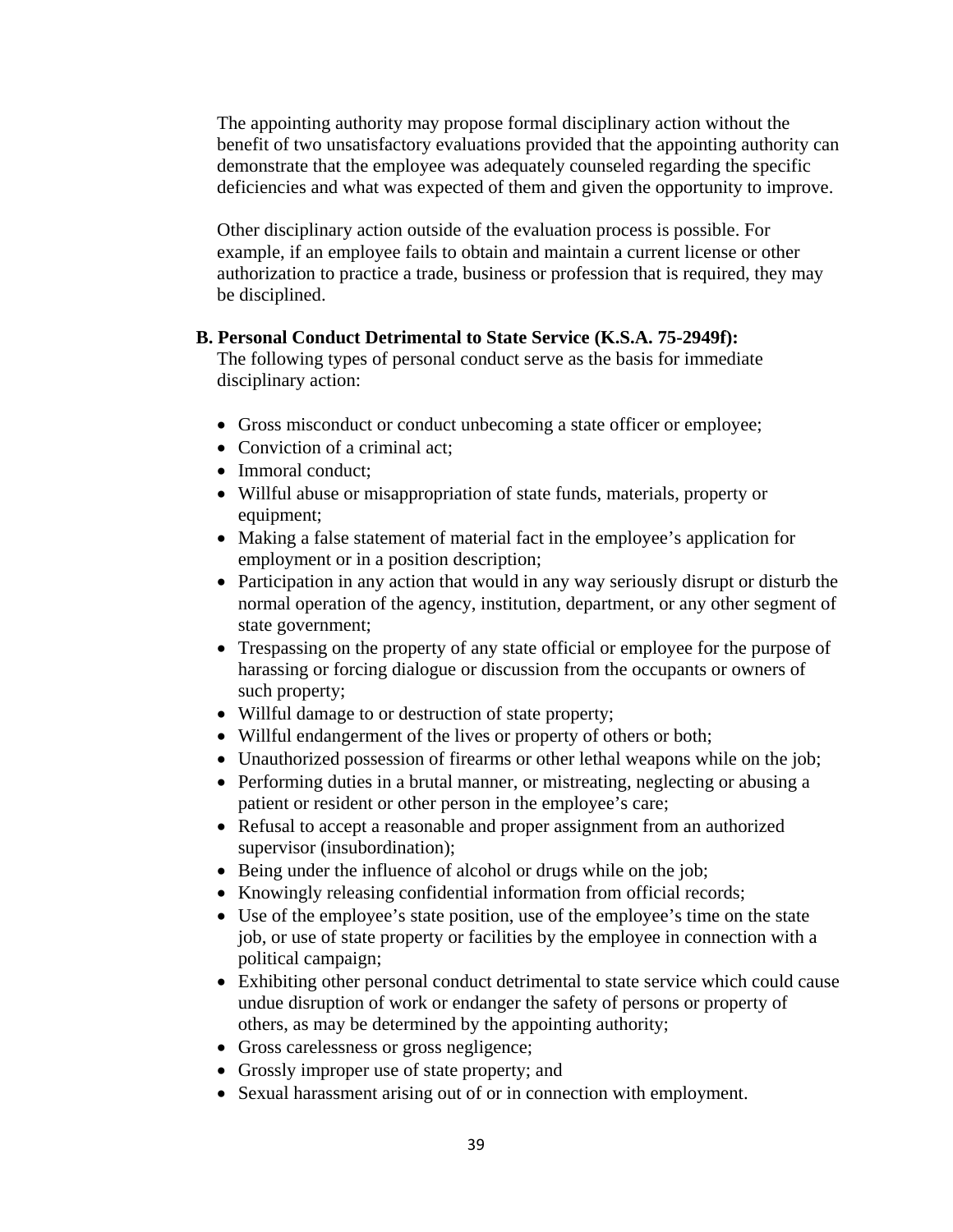The appointing authority may propose formal disciplinary action without the benefit of two unsatisfactory evaluations provided that the appointing authority can demonstrate that the employee was adequately counseled regarding the specific deficiencies and what was expected of them and given the opportunity to improve.

Other disciplinary action outside of the evaluation process is possible. For example, if an employee fails to obtain and maintain a current license or other authorization to practice a trade, business or profession that is required, they may be disciplined.

**B. Personal Conduct Detrimental to State Service (K.S.A. 75-2949f):**

The following types of personal conduct serve as the basis for immediate disciplinary action:

- Gross misconduct or conduct unbecoming a state officer or employee;
- Conviction of a criminal act;
- Immoral conduct;
- Willful abuse or misappropriation of state funds, materials, property or equipment;
- Making a false statement of material fact in the employee's application for employment or in a position description;
- Participation in any action that would in any way seriously disrupt or disturb the normal operation of the agency, institution, department, or any other segment of state government;
- Trespassing on the property of any state official or employee for the purpose of harassing or forcing dialogue or discussion from the occupants or owners of such property;
- Willful damage to or destruction of state property;
- Willful endangerment of the lives or property of others or both;
- Unauthorized possession of firearms or other lethal weapons while on the job;
- Performing duties in a brutal manner, or mistreating, neglecting or abusing a patient or resident or other person in the employee's care;
- Refusal to accept a reasonable and proper assignment from an authorized supervisor (insubordination);
- Being under the influence of alcohol or drugs while on the job;
- Knowingly releasing confidential information from official records;
- Use of the employee's state position, use of the employee's time on the state job, or use of state property or facilities by the employee in connection with a political campaign;
- Exhibiting other personal conduct detrimental to state service which could cause undue disruption of work or endanger the safety of persons or property of others, as may be determined by the appointing authority;
- Gross carelessness or gross negligence;
- Grossly improper use of state property; and
- Sexual harassment arising out of or in connection with employment.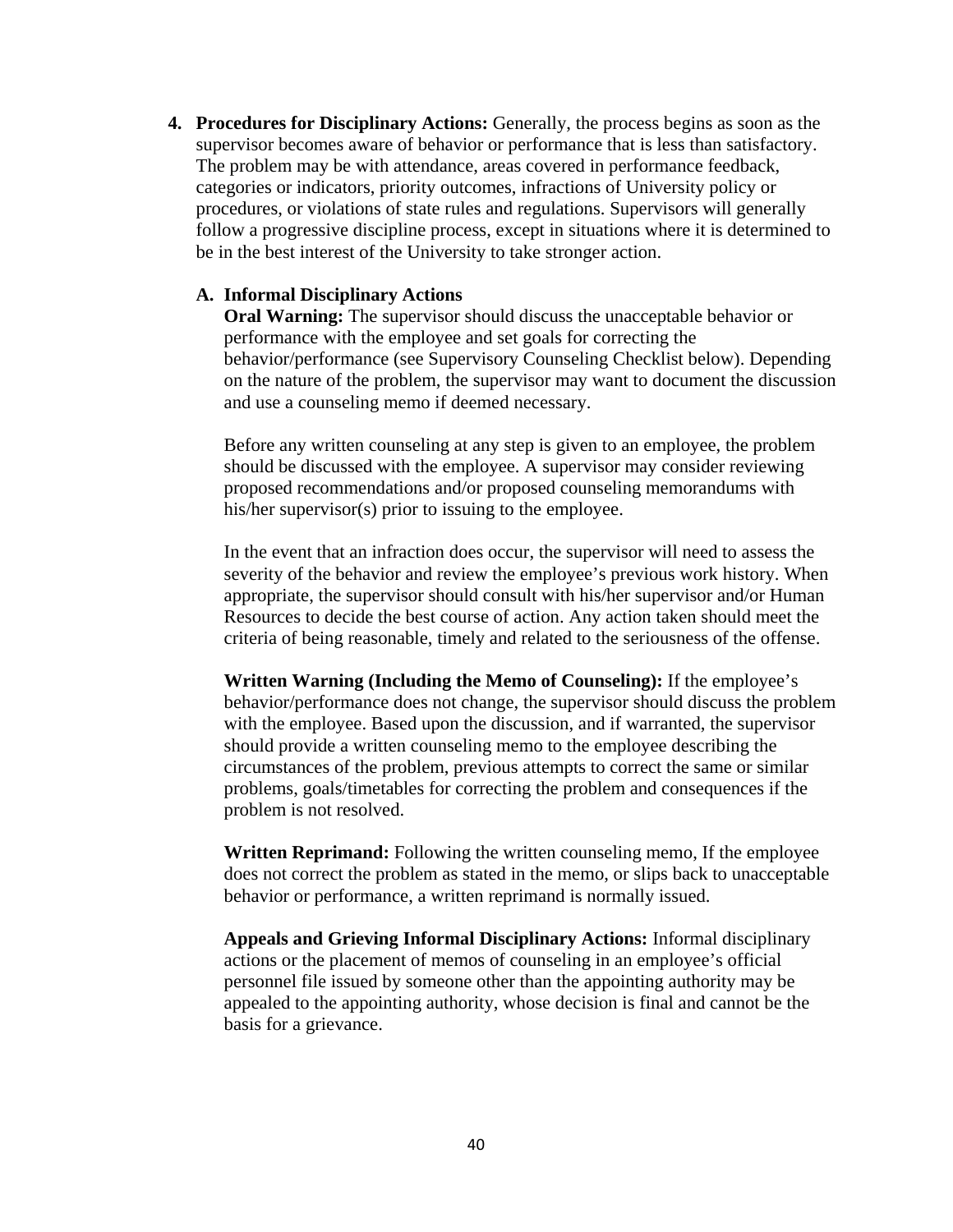4. **Procedures for Disciplinary Actions:** Generally, the process begins as soon as the supervisor becomes aware of behavior or performance that is less than satisfactory. The problem may be with attendance, areas covered in performance feedback, categories or indicators, priority outcomes, infractions of University policy or procedures, or violations of state rules and regulations. Supervisors will generally follow a progressive discipline process, except in situations where it is determined to be in the best interest of the University to take stronger action.

   **A. Informal Disciplinary Actions**

   **Oral Warning:** The supervisor should discuss the unacceptable behavior or performance with the employee and set goals for correcting the behavior/performance (see Supervisory Counseling Checklist below). Depending on the nature of the problem, the supervisor may want to document the discussion and use a counseling memo if deemed necessary.

   Before any written counseling at any step is given to an employee, the problem should be discussed with the employee. A supervisor may consider reviewing proposed recommendations and/or proposed counseling memorandums with his/her supervisor(s) prior to issuing to the employee.

   In the event that an infraction does occur, the supervisor will need to assess the severity of the behavior and review the employee's previous work history. When appropriate, the supervisor should consult with his/her supervisor and/or Human Resources to decide the best course of action. Any action taken should meet the criteria of being reasonable, timely and related to the seriousness of the offense.

   **Written Warning (Including the Memo of Counseling):** If the employee's behavior/performance does not change, the supervisor should discuss the problem with the employee. Based upon the discussion, and if warranted, the supervisor should provide a written counseling memo to the employee describing the circumstances of the problem, previous attempts to correct the same or similar problems, goals/timetables for correcting the problem and consequences if the problem is not resolved.

   **Written Reprimand:** Following the written counseling memo, If the employee does not correct the problem as stated in the memo, or slips back to unacceptable behavior or performance, a written reprimand is normally issued.

   **Appeals and Grieving Informal Disciplinary Actions:** Informal disciplinary actions or the placement of memos of counseling in an employee's official personnel file issued by someone other than the appointing authority may be appealed to the appointing authority, whose decision is final and cannot be the basis for a grievance.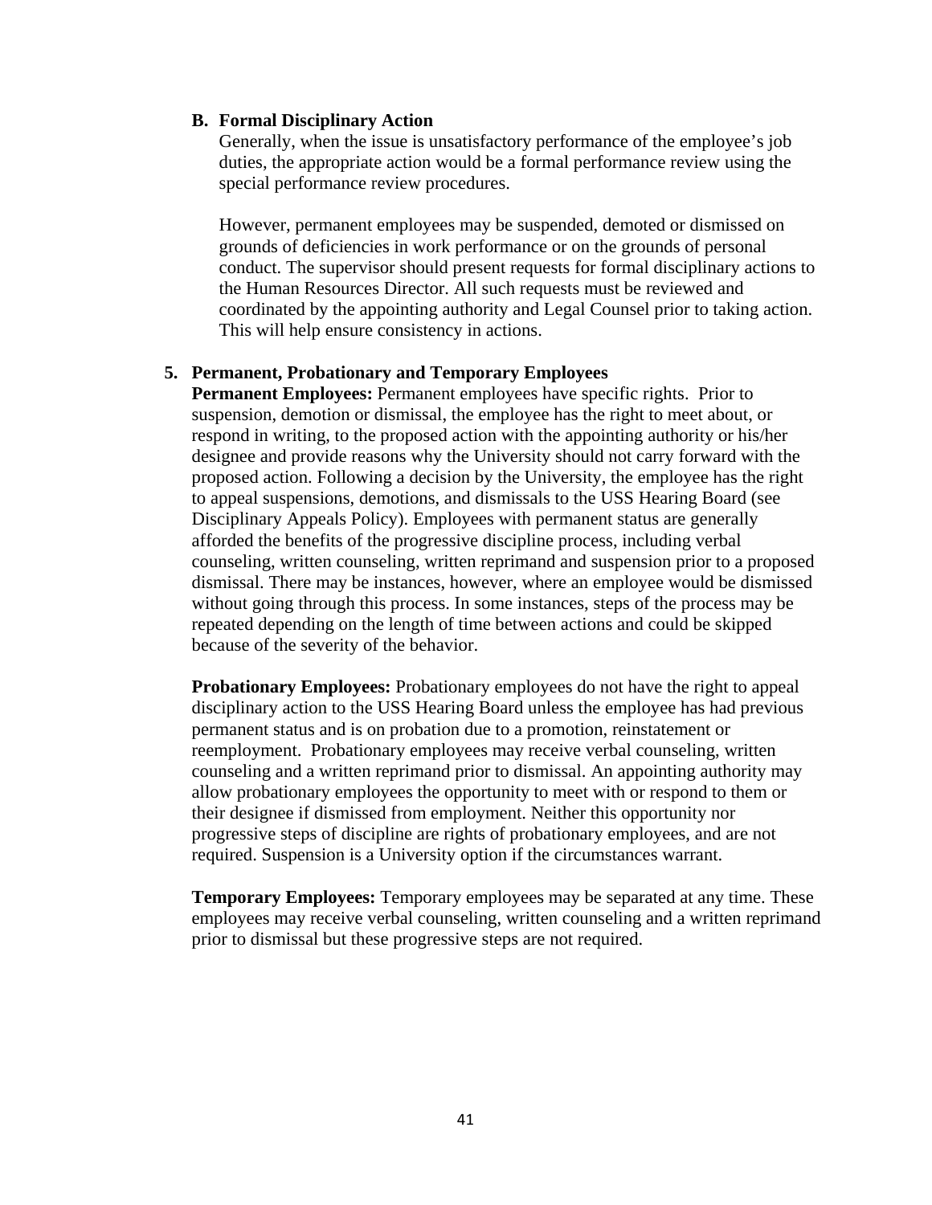**B. Formal Disciplinary Action**

Generally, when the issue is unsatisfactory performance of the employee's job duties, the appropriate action would be a formal performance review using the special performance review procedures.

However, permanent employees may be suspended, demoted or dismissed on grounds of deficiencies in work performance or on the grounds of personal conduct. The supervisor should present requests for formal disciplinary actions to the Human Resources Director. All such requests must be reviewed and coordinated by the appointing authority and Legal Counsel prior to taking action. This will help ensure consistency in actions.

**5. Permanent, Probationary and Temporary Employees**

**Permanent Employees:** Permanent employees have specific rights. Prior to suspension, demotion or dismissal, the employee has the right to meet about, or respond in writing, to the proposed action with the appointing authority or his/her designee and provide reasons why the University should not carry forward with the proposed action. Following a decision by the University, the employee has the right to appeal suspensions, demotions, and dismissals to the USS Hearing Board (see Disciplinary Appeals Policy). Employees with permanent status are generally afforded the benefits of the progressive discipline process, including verbal counseling, written counseling, written reprimand and suspension prior to a proposed dismissal. There may be instances, however, where an employee would be dismissed without going through this process. In some instances, steps of the process may be repeated depending on the length of time between actions and could be skipped because of the severity of the behavior.

**Probationary Employees:** Probationary employees do not have the right to appeal disciplinary action to the USS Hearing Board unless the employee has had previous permanent status and is on probation due to a promotion, reinstatement or reemployment. Probationary employees may receive verbal counseling, written counseling and a written reprimand prior to dismissal. An appointing authority may allow probationary employees the opportunity to meet with or respond to them or their designee if dismissed from employment. Neither this opportunity nor progressive steps of discipline are rights of probationary employees, and are not required. Suspension is a University option if the circumstances warrant.

**Temporary Employees:** Temporary employees may be separated at any time. These employees may receive verbal counseling, written counseling and a written reprimand prior to dismissal but these progressive steps are not required.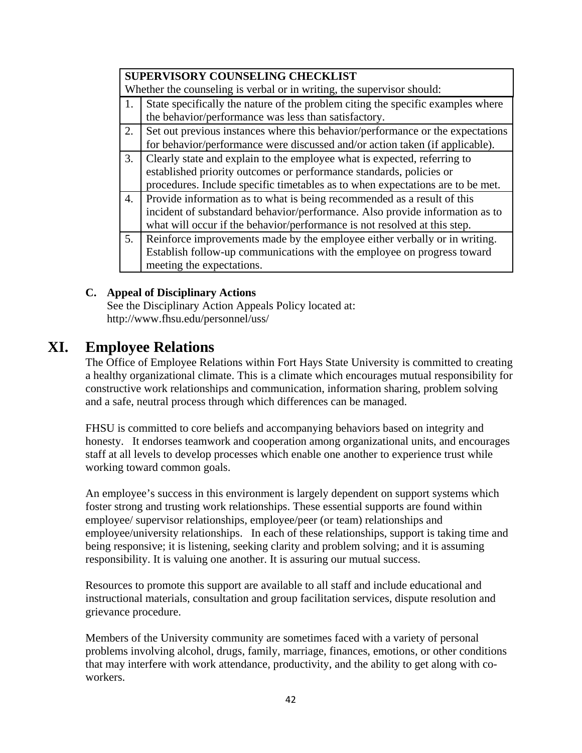| SUPERVISORY COUNSELING CHECKLIST<br>Whether the counseling is verbal or in writing, the supervisor should: | |
|---|---|
| 1. | State specifically the nature of the problem citing the specific examples where the behavior/performance was less than satisfactory. |
| 2. | Set out previous instances where this behavior/performance or the expectations for behavior/performance were discussed and/or action taken (if applicable). |
| 3. | Clearly state and explain to the employee what is expected, referring to established priority outcomes or performance standards, policies or procedures. Include specific timetables as to when expectations are to be met. |
| 4. | Provide information as to what is being recommended as a result of this incident of substandard behavior/performance. Also provide information as to what will occur if the behavior/performance is not resolved at this step. |
| 5. | Reinforce improvements made by the employee either verbally or in writing. Establish follow-up communications with the employee on progress toward meeting the expectations. |

**C. Appeal of Disciplinary Actions**

See the Disciplinary Action Appeals Policy located at:
http://www.fhsu.edu/personnel/uss/

# XI. Employee Relations

The Office of Employee Relations within Fort Hays State University is committed to creating a healthy organizational climate. This is a climate which encourages mutual responsibility for constructive work relationships and communication, information sharing, problem solving and a safe, neutral process through which differences can be managed.

FHSU is committed to core beliefs and accompanying behaviors based on integrity and honesty. It endorses teamwork and cooperation among organizational units, and encourages staff at all levels to develop processes which enable one another to experience trust while working toward common goals.

An employee's success in this environment is largely dependent on support systems which foster strong and trusting work relationships. These essential supports are found within employee/ supervisor relationships, employee/peer (or team) relationships and employee/university relationships. In each of these relationships, support is taking time and being responsive; it is listening, seeking clarity and problem solving; and it is assuming responsibility. It is valuing one another. It is assuring our mutual success.

Resources to promote this support are available to all staff and include educational and instructional materials, consultation and group facilitation services, dispute resolution and grievance procedure.

Members of the University community are sometimes faced with a variety of personal problems involving alcohol, drugs, family, marriage, finances, emotions, or other conditions that may interfere with work attendance, productivity, and the ability to get along with co-workers.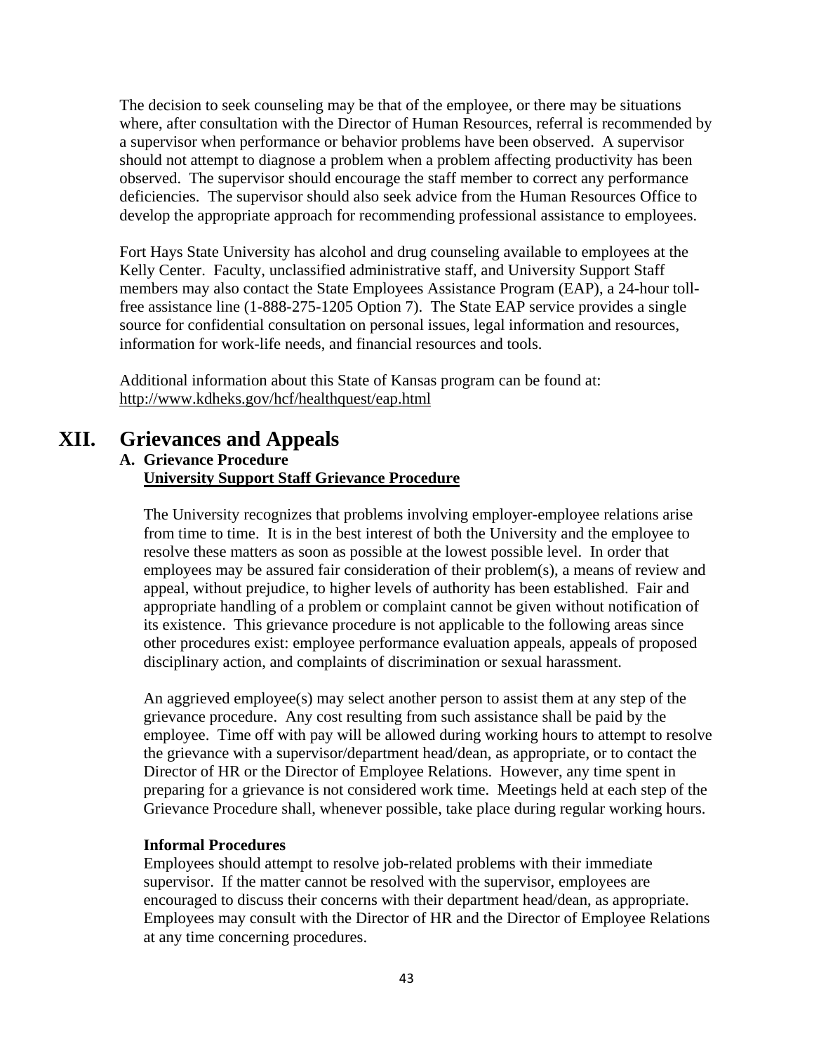The decision to seek counseling may be that of the employee, or there may be situations where, after consultation with the Director of Human Resources, referral is recommended by a supervisor when performance or behavior problems have been observed. A supervisor should not attempt to diagnose a problem when a problem affecting productivity has been observed. The supervisor should encourage the staff member to correct any performance deficiencies. The supervisor should also seek advice from the Human Resources Office to develop the appropriate approach for recommending professional assistance to employees.

Fort Hays State University has alcohol and drug counseling available to employees at the Kelly Center. Faculty, unclassified administrative staff, and University Support Staff members may also contact the State Employees Assistance Program (EAP), a 24-hour toll-free assistance line (1-888-275-1205 Option 7). The State EAP service provides a single source for confidential consultation on personal issues, legal information and resources, information for work-life needs, and financial resources and tools.

Additional information about this State of Kansas program can be found at: http://www.kdheks.gov/hcf/healthquest/eap.html

# XII. Grievances and Appeals

## A. Grievance Procedure

**<u>University Support Staff Grievance Procedure</u>**

The University recognizes that problems involving employer-employee relations arise from time to time. It is in the best interest of both the University and the employee to resolve these matters as soon as possible at the lowest possible level. In order that employees may be assured fair consideration of their problem(s), a means of review and appeal, without prejudice, to higher levels of authority has been established. Fair and appropriate handling of a problem or complaint cannot be given without notification of its existence. This grievance procedure is not applicable to the following areas since other procedures exist: employee performance evaluation appeals, appeals of proposed disciplinary action, and complaints of discrimination or sexual harassment.

An aggrieved employee(s) may select another person to assist them at any step of the grievance procedure. Any cost resulting from such assistance shall be paid by the employee. Time off with pay will be allowed during working hours to attempt to resolve the grievance with a supervisor/department head/dean, as appropriate, or to contact the Director of HR or the Director of Employee Relations. However, any time spent in preparing for a grievance is not considered work time. Meetings held at each step of the Grievance Procedure shall, whenever possible, take place during regular working hours.

**Informal Procedures**

Employees should attempt to resolve job-related problems with their immediate supervisor. If the matter cannot be resolved with the supervisor, employees are encouraged to discuss their concerns with their department head/dean, as appropriate. Employees may consult with the Director of HR and the Director of Employee Relations at any time concerning procedures.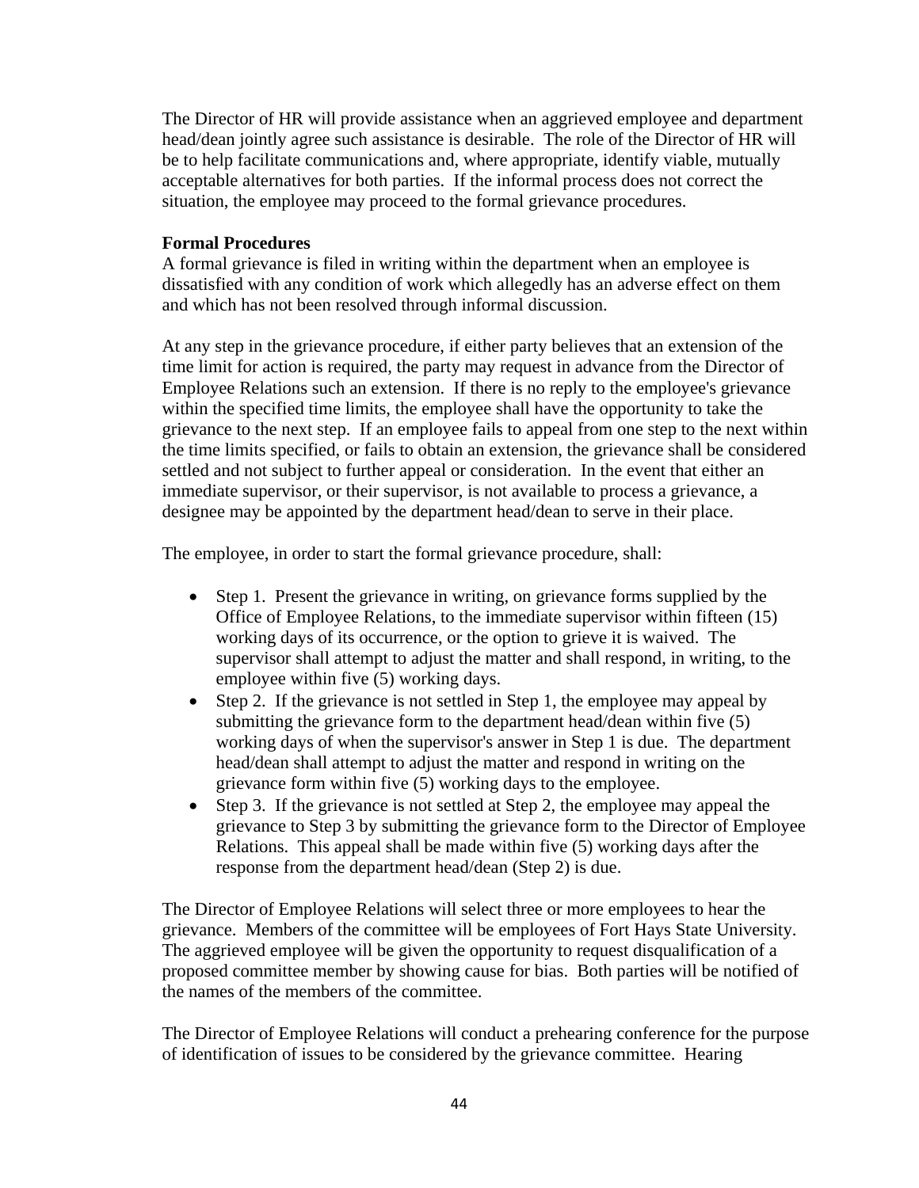The Director of HR will provide assistance when an aggrieved employee and department head/dean jointly agree such assistance is desirable. The role of the Director of HR will be to help facilitate communications and, where appropriate, identify viable, mutually acceptable alternatives for both parties. If the informal process does not correct the situation, the employee may proceed to the formal grievance procedures.

**Formal Procedures**

A formal grievance is filed in writing within the department when an employee is dissatisfied with any condition of work which allegedly has an adverse effect on them and which has not been resolved through informal discussion.

At any step in the grievance procedure, if either party believes that an extension of the time limit for action is required, the party may request in advance from the Director of Employee Relations such an extension. If there is no reply to the employee's grievance within the specified time limits, the employee shall have the opportunity to take the grievance to the next step. If an employee fails to appeal from one step to the next within the time limits specified, or fails to obtain an extension, the grievance shall be considered settled and not subject to further appeal or consideration. In the event that either an immediate supervisor, or their supervisor, is not available to process a grievance, a designee may be appointed by the department head/dean to serve in their place.

The employee, in order to start the formal grievance procedure, shall:

- Step 1. Present the grievance in writing, on grievance forms supplied by the Office of Employee Relations, to the immediate supervisor within fifteen (15) working days of its occurrence, or the option to grieve it is waived. The supervisor shall attempt to adjust the matter and shall respond, in writing, to the employee within five (5) working days.
- Step 2. If the grievance is not settled in Step 1, the employee may appeal by submitting the grievance form to the department head/dean within five (5) working days of when the supervisor's answer in Step 1 is due. The department head/dean shall attempt to adjust the matter and respond in writing on the grievance form within five (5) working days to the employee.
- Step 3. If the grievance is not settled at Step 2, the employee may appeal the grievance to Step 3 by submitting the grievance form to the Director of Employee Relations. This appeal shall be made within five (5) working days after the response from the department head/dean (Step 2) is due.

The Director of Employee Relations will select three or more employees to hear the grievance. Members of the committee will be employees of Fort Hays State University. The aggrieved employee will be given the opportunity to request disqualification of a proposed committee member by showing cause for bias. Both parties will be notified of the names of the members of the committee.

The Director of Employee Relations will conduct a prehearing conference for the purpose of identification of issues to be considered by the grievance committee. Hearing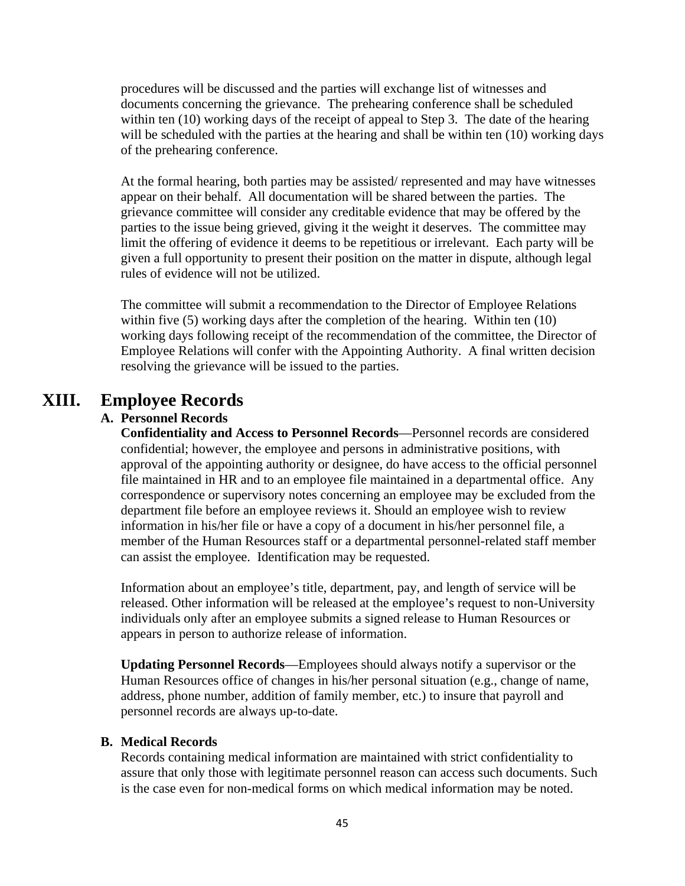procedures will be discussed and the parties will exchange list of witnesses and documents concerning the grievance. The prehearing conference shall be scheduled within ten (10) working days of the receipt of appeal to Step 3. The date of the hearing will be scheduled with the parties at the hearing and shall be within ten (10) working days of the prehearing conference.

At the formal hearing, both parties may be assisted/ represented and may have witnesses appear on their behalf. All documentation will be shared between the parties. The grievance committee will consider any creditable evidence that may be offered by the parties to the issue being grieved, giving it the weight it deserves. The committee may limit the offering of evidence it deems to be repetitious or irrelevant. Each party will be given a full opportunity to present their position on the matter in dispute, although legal rules of evidence will not be utilized.

The committee will submit a recommendation to the Director of Employee Relations within five (5) working days after the completion of the hearing. Within ten (10) working days following receipt of the recommendation of the committee, the Director of Employee Relations will confer with the Appointing Authority. A final written decision resolving the grievance will be issued to the parties.

# XIII. Employee Records

### A. Personnel Records

**Confidentiality and Access to Personnel Records**—Personnel records are considered confidential; however, the employee and persons in administrative positions, with approval of the appointing authority or designee, do have access to the official personnel file maintained in HR and to an employee file maintained in a departmental office. Any correspondence or supervisory notes concerning an employee may be excluded from the department file before an employee reviews it. Should an employee wish to review information in his/her file or have a copy of a document in his/her personnel file, a member of the Human Resources staff or a departmental personnel-related staff member can assist the employee. Identification may be requested.

Information about an employee's title, department, pay, and length of service will be released. Other information will be released at the employee's request to non-University individuals only after an employee submits a signed release to Human Resources or appears in person to authorize release of information.

**Updating Personnel Records**—Employees should always notify a supervisor or the Human Resources office of changes in his/her personal situation (e.g., change of name, address, phone number, addition of family member, etc.) to insure that payroll and personnel records are always up-to-date.

### B. Medical Records

Records containing medical information are maintained with strict confidentiality to assure that only those with legitimate personnel reason can access such documents. Such is the case even for non-medical forms on which medical information may be noted.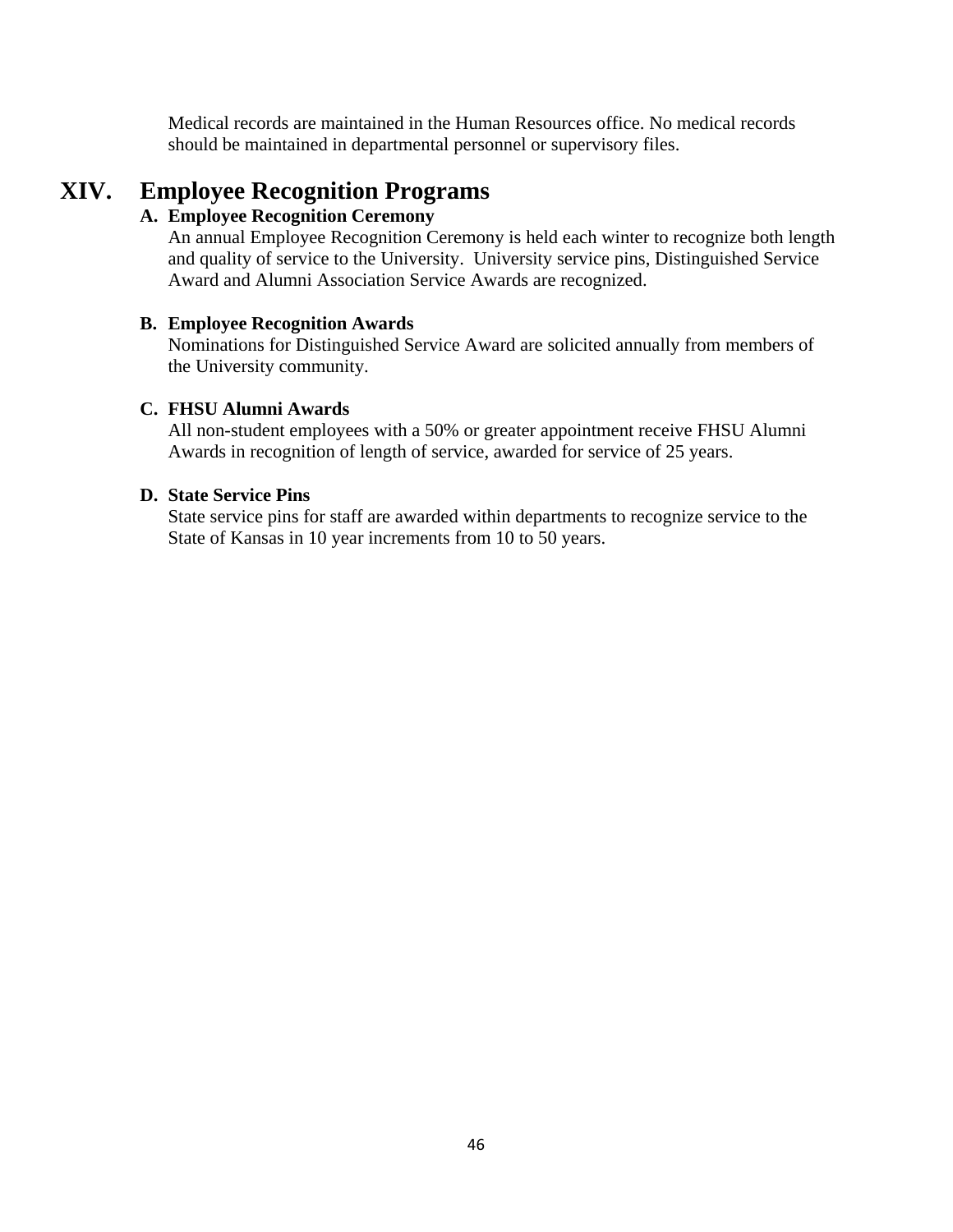Medical records are maintained in the Human Resources office. No medical records should be maintained in departmental personnel or supervisory files.

# XIV. Employee Recognition Programs

### A. Employee Recognition Ceremony

An annual Employee Recognition Ceremony is held each winter to recognize both length and quality of service to the University. University service pins, Distinguished Service Award and Alumni Association Service Awards are recognized.

### B. Employee Recognition Awards

Nominations for Distinguished Service Award are solicited annually from members of the University community.

### C. FHSU Alumni Awards

All non-student employees with a 50% or greater appointment receive FHSU Alumni Awards in recognition of length of service, awarded for service of 25 years.

### D. State Service Pins

State service pins for staff are awarded within departments to recognize service to the State of Kansas in 10 year increments from 10 to 50 years.